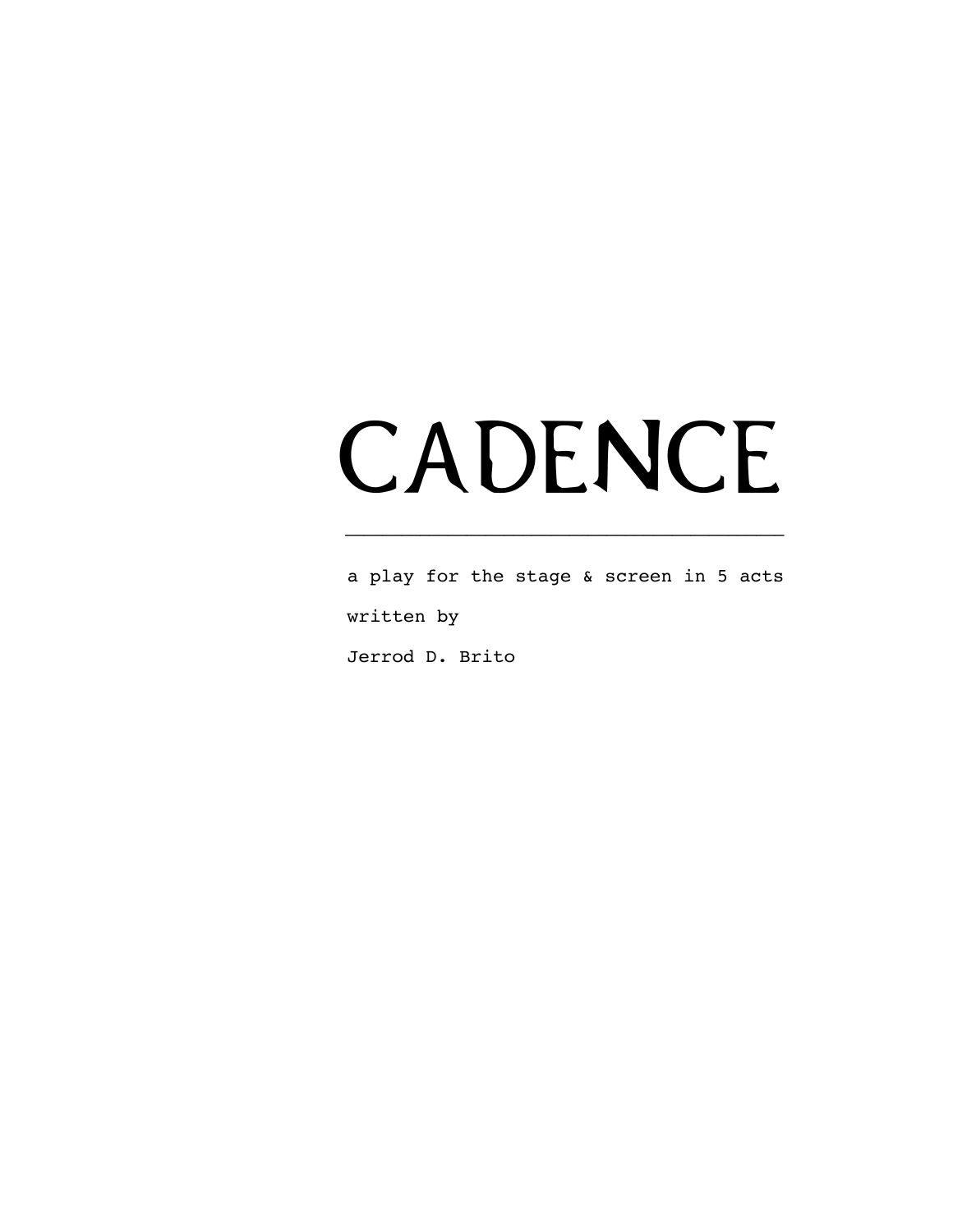# CADENCE

---

a play for the stage & screen in 5 acts

written by

Jerrod D. Brito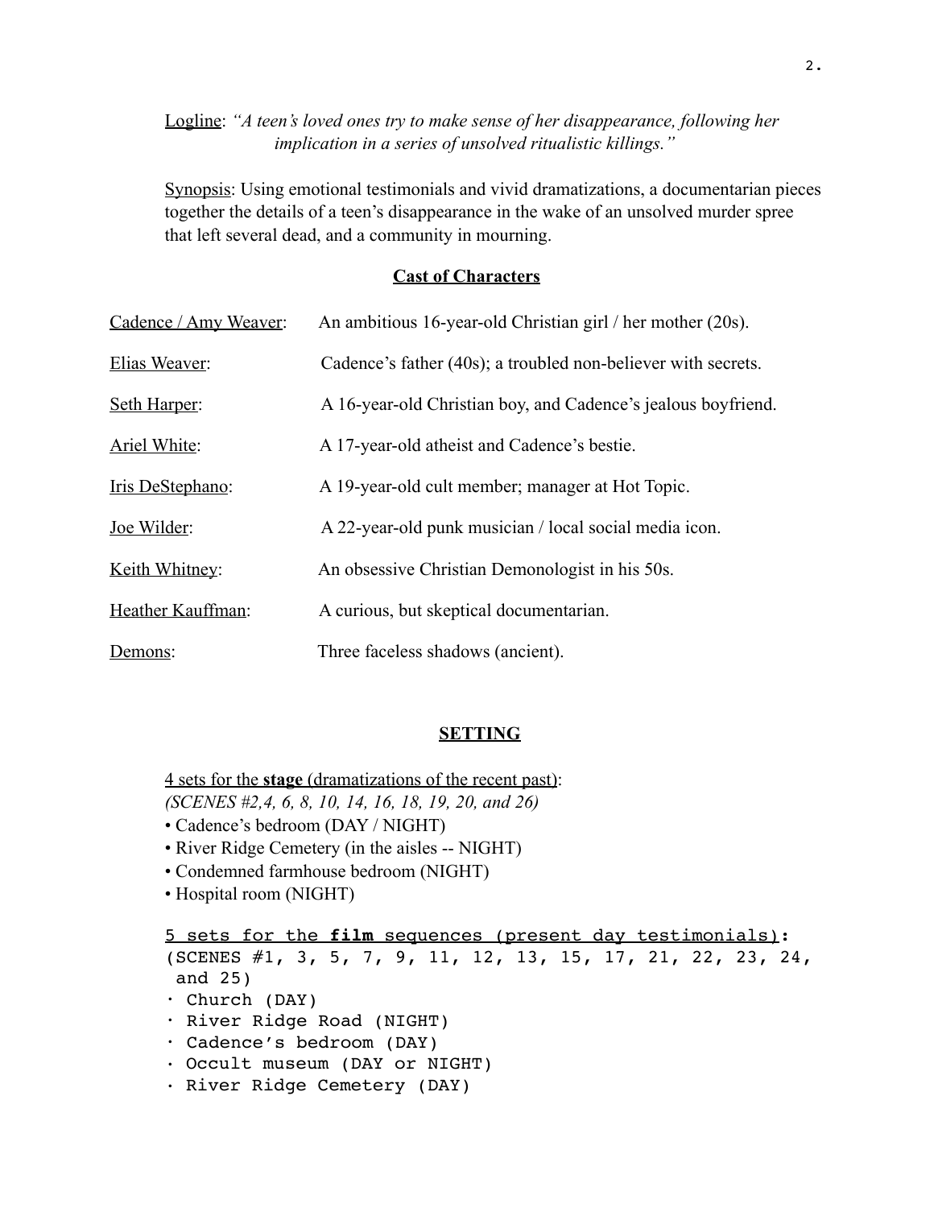Logline: *"A teen's loved ones try to make sense of her disappearance, following her implication in a series of unsolved ritualistic killings."*

Synopsis: Using emotional testimonials and vivid dramatizations, a documentarian pieces together the details of a teen's disappearance in the wake of an unsolved murder spree that left several dead, and a community in mourning.

## Cast of Characters

| | |
|---|---|
| Cadence / Amy Weaver: | An ambitious 16-year-old Christian girl / her mother (20s). |
| Elias Weaver: | Cadence's father (40s); a troubled non-believer with secrets. |
| Seth Harper: | A 16-year-old Christian boy, and Cadence's jealous boyfriend. |
| Ariel White: | A 17-year-old atheist and Cadence's bestie. |
| Iris DeStephano: | A 19-year-old cult member; manager at Hot Topic. |
| Joe Wilder: | A 22-year-old punk musician / local social media icon. |
| Keith Whitney: | An obsessive Christian Demonologist in his 50s. |
| Heather Kauffman: | A curious, but skeptical documentarian. |
| Demons: | Three faceless shadows (ancient). |

## SETTING

4 sets for the **stage** (dramatizations of the recent past):
*(SCENES #2,4, 6, 8, 10, 14, 16, 18, 19, 20, and 26)*

- Cadence's bedroom (DAY / NIGHT)
- River Ridge Cemetery (in the aisles -- NIGHT)
- Condemned farmhouse bedroom (NIGHT)
- Hospital room (NIGHT)

5 sets for the **film** sequences (present day testimonials):
(SCENES #1, 3, 5, 7, 9, 11, 12, 13, 15, 17, 21, 22, 23, 24, and 25)

- Church (DAY)
- River Ridge Road (NIGHT)
- Cadence's bedroom (DAY)
- Occult museum (DAY or NIGHT)
- River Ridge Cemetery (DAY)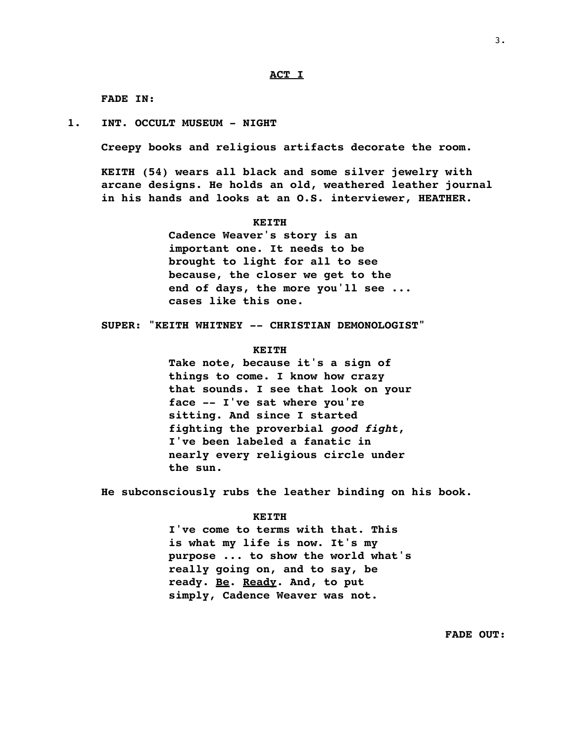**ACT I**

**FADE IN:**

**1. INT. OCCULT MUSEUM - NIGHT**

**Creepy books and religious artifacts decorate the room.**

**KEITH (54) wears all black and some silver jewelry with arcane designs. He holds an old, weathered leather journal in his hands and looks at an O.S. interviewer, HEATHER.**

**KEITH**

**Cadence Weaver's story is an important one. It needs to be brought to light for all to see because, the closer we get to the end of days, the more you'll see ... cases like this one.**

**SUPER: "KEITH WHITNEY -- CHRISTIAN DEMONOLOGIST"**

**KEITH**

**Take note, because it's a sign of things to come. I know how crazy that sounds. I see that look on your face -- I've sat where you're sitting. And since I started fighting the proverbial *good fight*, I've been labeled a fanatic in nearly every religious circle under the sun.**

**He subconsciously rubs the leather binding on his book.**

**KEITH**

**I've come to terms with that. This is what my life is now. It's my purpose ... to show the world what's really going on, and to say, be ready. <u>Be</u>. <u>Ready</u>. And, to put simply, Cadence Weaver was not.**

**FADE OUT:**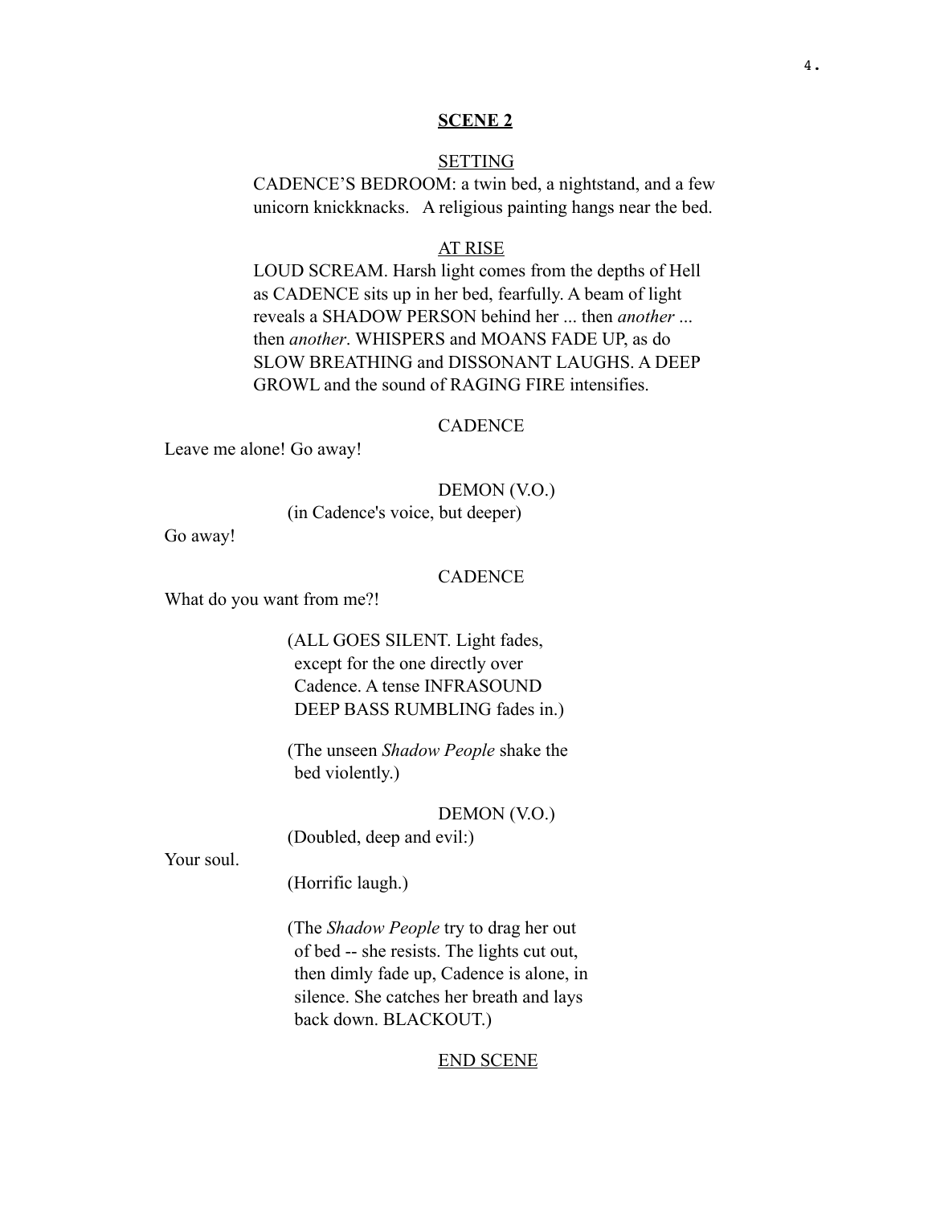## **SCENE 2**

SETTING

CADENCE'S BEDROOM: a twin bed, a nightstand, and a few unicorn knickknacks. A religious painting hangs near the bed.

AT RISE

LOUD SCREAM. Harsh light comes from the depths of Hell as CADENCE sits up in her bed, fearfully. A beam of light reveals a SHADOW PERSON behind her ... then *another* ... then *another*. WHISPERS and MOANS FADE UP, as do SLOW BREATHING and DISSONANT LAUGHS. A DEEP GROWL and the sound of RAGING FIRE intensifies.

CADENCE

Leave me alone! Go away!

DEMON (V.O.)

(in Cadence's voice, but deeper)

Go away!

CADENCE

What do you want from me?!

(ALL GOES SILENT. Light fades, except for the one directly over Cadence. A tense INFRASOUND DEEP BASS RUMBLING fades in.)

(The unseen *Shadow People* shake the bed violently.)

DEMON (V.O.)

(Doubled, deep and evil:)

Your soul.

(Horrific laugh.)

(The *Shadow People* try to drag her out of bed -- she resists. The lights cut out, then dimly fade up, Cadence is alone, in silence. She catches her breath and lays back down. BLACKOUT.)

END SCENE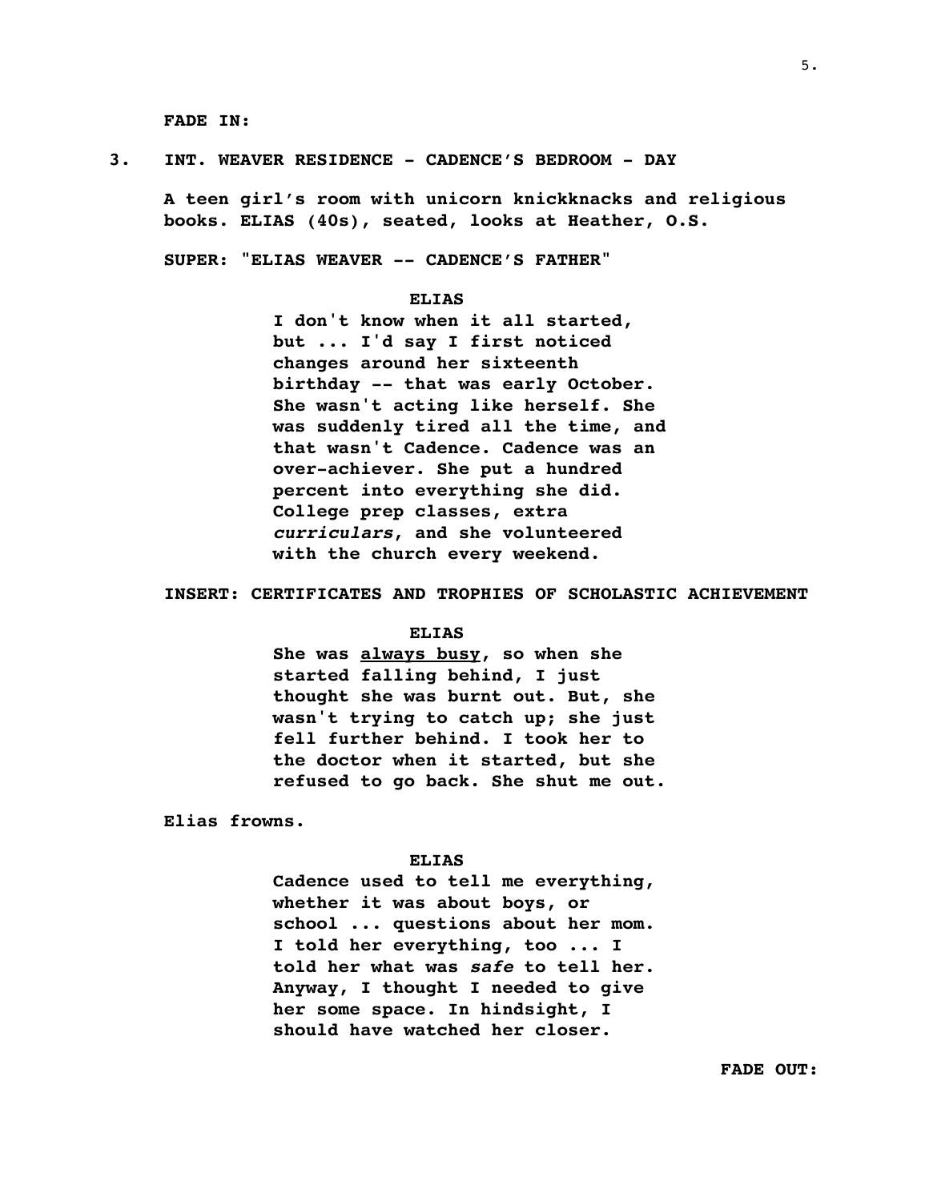**FADE IN:**

**3. INT. WEAVER RESIDENCE - CADENCE'S BEDROOM - DAY**

**A teen girl's room with unicorn knickknacks and religious books. ELIAS (40s), seated, looks at Heather, O.S.**

**SUPER: "ELIAS WEAVER -- CADENCE'S FATHER"**

**ELIAS**
**I don't know when it all started, but ... I'd say I first noticed changes around her sixteenth birthday -- that was early October. She wasn't acting like herself. She was suddenly tired all the time, and that wasn't Cadence. Cadence was an over-achiever. She put a hundred percent into everything she did. College prep classes, extra *curriculars*, and she volunteered with the church every weekend.**

**INSERT: CERTIFICATES AND TROPHIES OF SCHOLASTIC ACHIEVEMENT**

**ELIAS**
**She was <u>always busy</u>, so when she started falling behind, I just thought she was burnt out. But, she wasn't trying to catch up; she just fell further behind. I took her to the doctor when it started, but she refused to go back. She shut me out.**

**Elias frowns.**

**ELIAS**
**Cadence used to tell me everything, whether it was about boys, or school ... questions about her mom. I told her everything, too ... I told her what was *safe* to tell her. Anyway, I thought I needed to give her some space. In hindsight, I should have watched her closer.**

**FADE OUT:**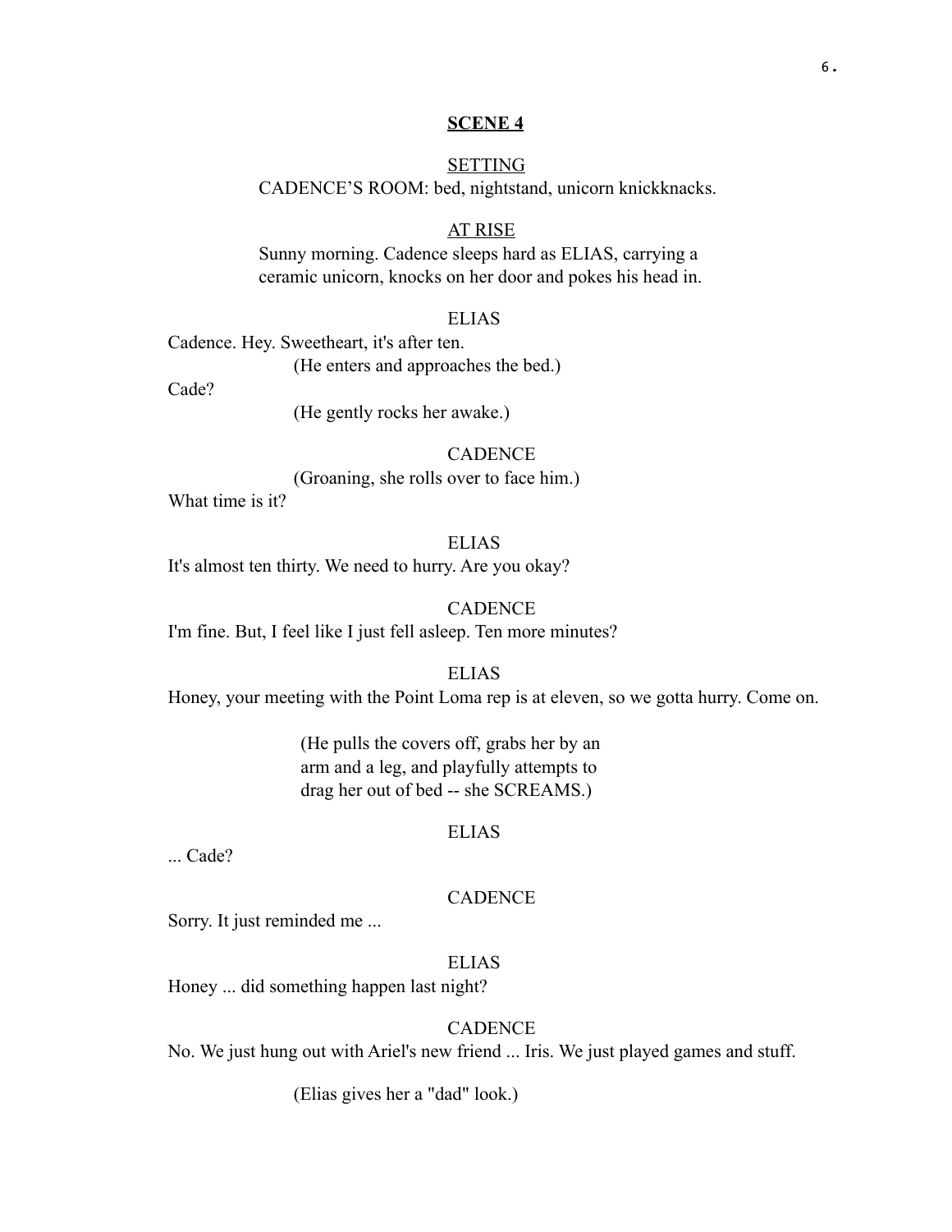**SCENE 4**

SETTING

CADENCE'S ROOM: bed, nightstand, unicorn knickknacks.

AT RISE

Sunny morning. Cadence sleeps hard as ELIAS, carrying a ceramic unicorn, knocks on her door and pokes his head in.

ELIAS

Cadence. Hey. Sweetheart, it's after ten.

(He enters and approaches the bed.)

Cade?

(He gently rocks her awake.)

CADENCE

(Groaning, she rolls over to face him.)

What time is it?

ELIAS

It's almost ten thirty. We need to hurry. Are you okay?

CADENCE

I'm fine. But, I feel like I just fell asleep. Ten more minutes?

ELIAS

Honey, your meeting with the Point Loma rep is at eleven, so we gotta hurry. Come on.

(He pulls the covers off, grabs her by an arm and a leg, and playfully attempts to drag her out of bed -- she SCREAMS.)

ELIAS

... Cade?

CADENCE

Sorry. It just reminded me ...

ELIAS

Honey ... did something happen last night?

CADENCE

No. We just hung out with Ariel's new friend ... Iris. We just played games and stuff.

(Elias gives her a "dad" look.)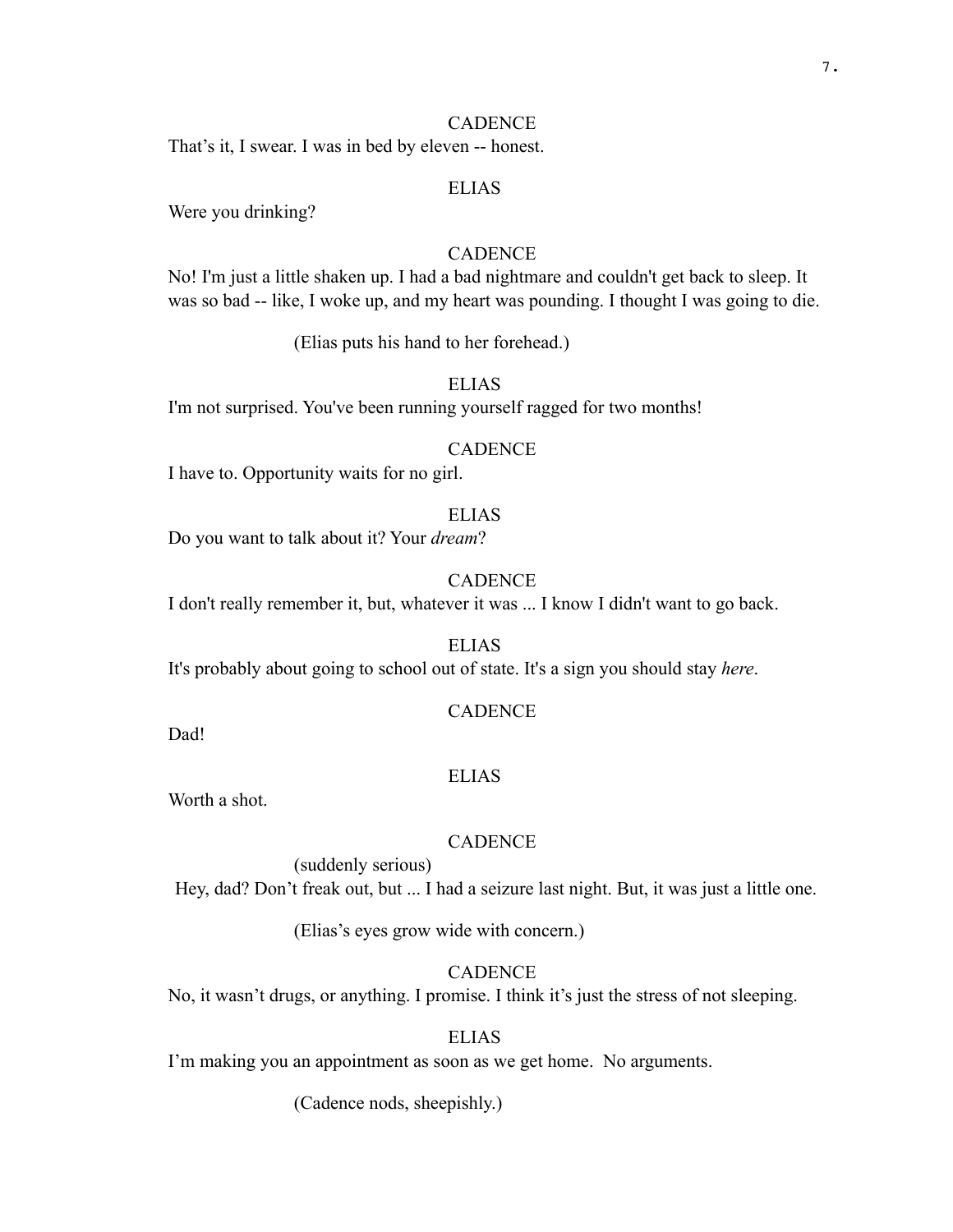CADENCE

That's it, I swear. I was in bed by eleven -- honest.

ELIAS

Were you drinking?

CADENCE

No! I'm just a little shaken up. I had a bad nightmare and couldn't get back to sleep. It was so bad -- like, I woke up, and my heart was pounding. I thought I was going to die.

(Elias puts his hand to her forehead.)

ELIAS

I'm not surprised. You've been running yourself ragged for two months!

CADENCE

I have to. Opportunity waits for no girl.

ELIAS

Do you want to talk about it? Your *dream*?

CADENCE

I don't really remember it, but, whatever it was ... I know I didn't want to go back.

ELIAS

It's probably about going to school out of state. It's a sign you should stay *here*.

CADENCE

Dad!

ELIAS

Worth a shot.

CADENCE

(suddenly serious)

Hey, dad? Don't freak out, but ... I had a seizure last night. But, it was just a little one.

(Elias's eyes grow wide with concern.)

CADENCE

No, it wasn't drugs, or anything. I promise. I think it's just the stress of not sleeping.

ELIAS

I'm making you an appointment as soon as we get home. No arguments.

(Cadence nods, sheepishly.)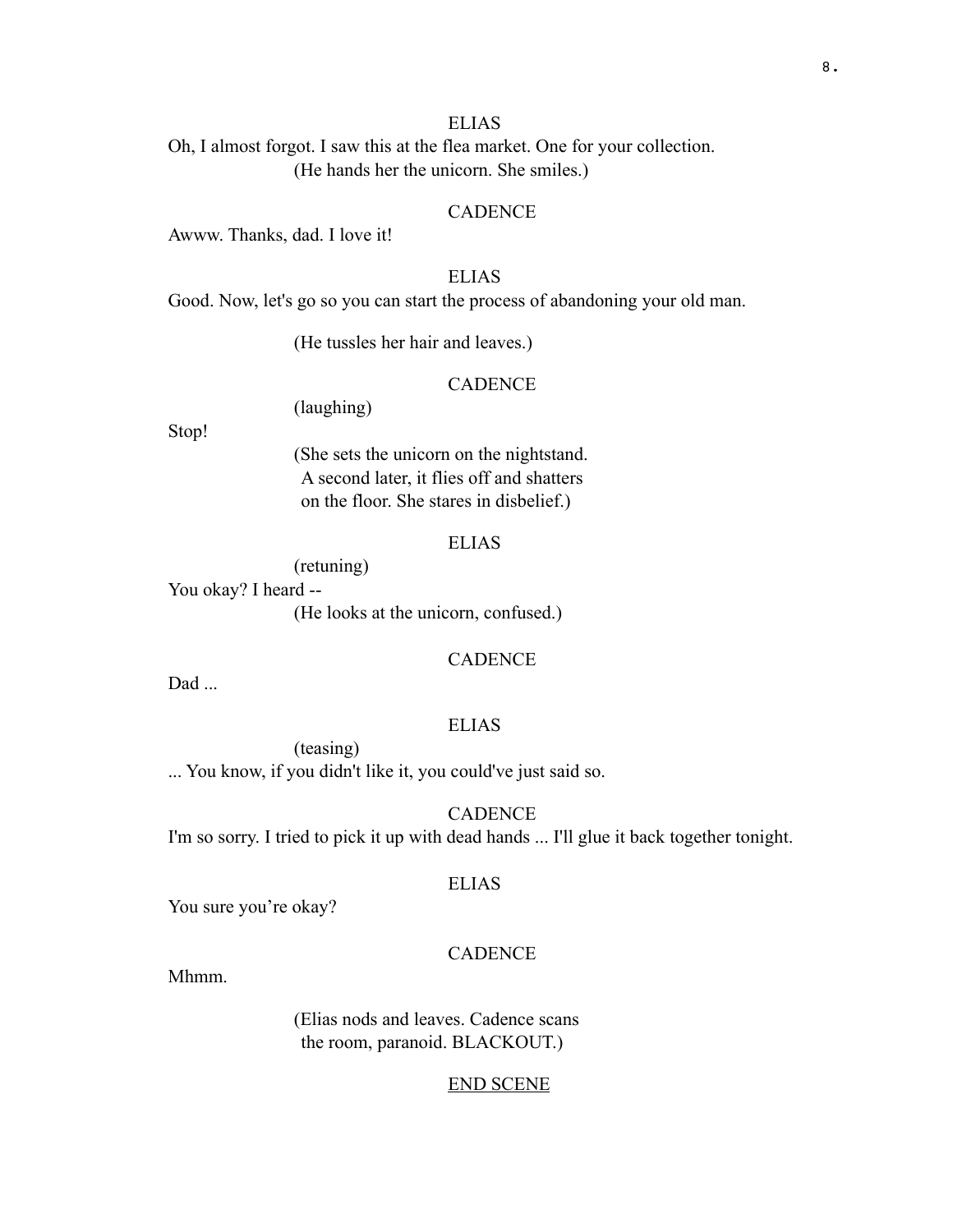ELIAS

Oh, I almost forgot. I saw this at the flea market. One for your collection.

(He hands her the unicorn. She smiles.)

CADENCE

Awww. Thanks, dad. I love it!

ELIAS

Good. Now, let's go so you can start the process of abandoning your old man.

(He tussles her hair and leaves.)

CADENCE

(laughing)

Stop!

(She sets the unicorn on the nightstand. A second later, it flies off and shatters on the floor. She stares in disbelief.)

ELIAS

(retuning)

You okay? I heard --

(He looks at the unicorn, confused.)

CADENCE

Dad ...

ELIAS

(teasing)

... You know, if you didn't like it, you could've just said so.

CADENCE

I'm so sorry. I tried to pick it up with dead hands ... I'll glue it back together tonight.

ELIAS

You sure you’re okay?

CADENCE

Mhmm.

(Elias nods and leaves. Cadence scans the room, paranoid. BLACKOUT.)

<u>END SCENE</u>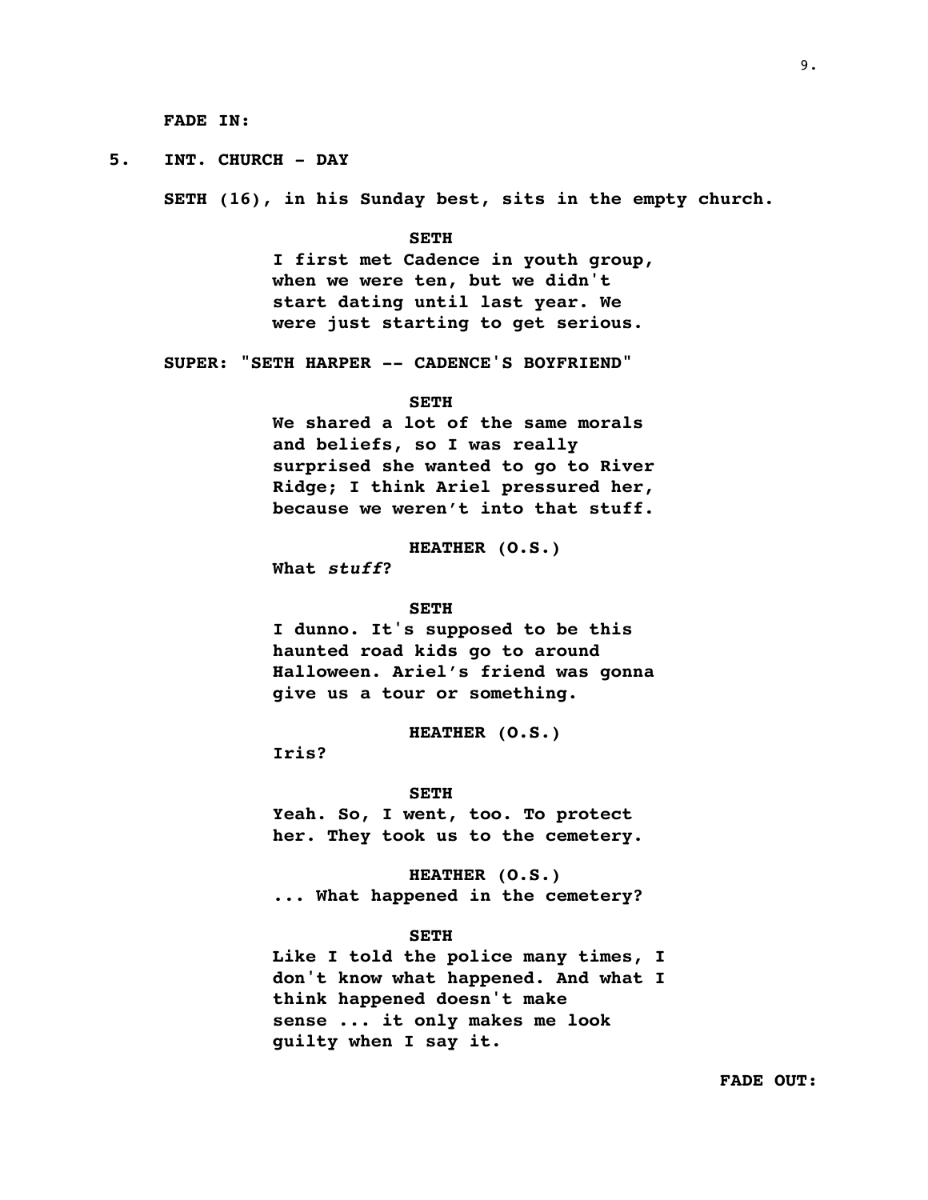FADE IN:

5. INT. CHURCH - DAY

SETH (16), in his Sunday best, sits in the empty church.

SETH

I first met Cadence in youth group, when we were ten, but we didn't start dating until last year. We were just starting to get serious.

SUPER: "SETH HARPER -- CADENCE'S BOYFRIEND"

SETH

We shared a lot of the same morals and beliefs, so I was really surprised she wanted to go to River Ridge; I think Ariel pressured her, because we weren't into that stuff.

HEATHER (O.S.)

What *stuff*?

SETH

I dunno. It's supposed to be this haunted road kids go to around Halloween. Ariel's friend was gonna give us a tour or something.

HEATHER (O.S.)

Iris?

SETH

Yeah. So, I went, too. To protect her. They took us to the cemetery.

HEATHER (O.S.)

... What happened in the cemetery?

SETH

Like I told the police many times, I don't know what happened. And what I think happened doesn't make sense ... it only makes me look guilty when I say it.

FADE OUT: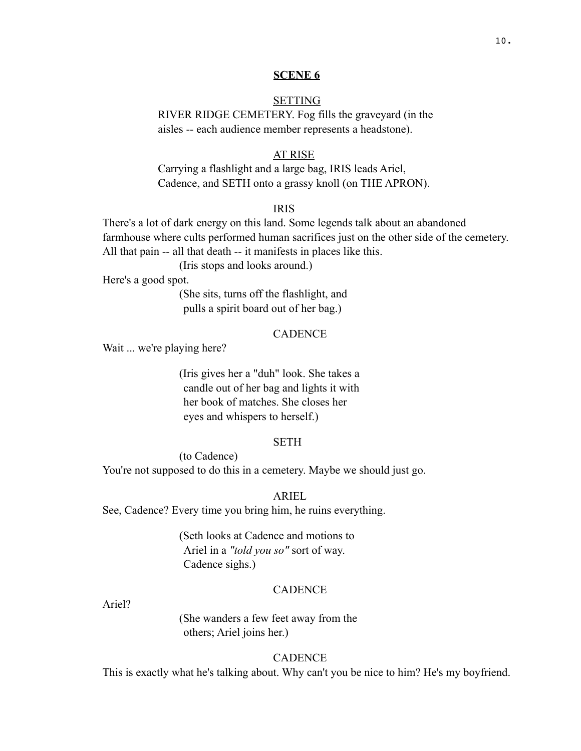**SCENE 6**

SETTING

RIVER RIDGE CEMETERY. Fog fills the graveyard (in the aisles -- each audience member represents a headstone).

AT RISE

Carrying a flashlight and a large bag, IRIS leads Ariel, Cadence, and SETH onto a grassy knoll (on THE APRON).

IRIS

There's a lot of dark energy on this land. Some legends talk about an abandoned farmhouse where cults performed human sacrifices just on the other side of the cemetery. All that pain -- all that death -- it manifests in places like this.

(Iris stops and looks around.)

Here's a good spot.

(She sits, turns off the flashlight, and pulls a spirit board out of her bag.)

CADENCE

Wait ... we're playing here?

(Iris gives her a "duh" look. She takes a candle out of her bag and lights it with her book of matches. She closes her eyes and whispers to herself.)

SETH

(to Cadence)

You're not supposed to do this in a cemetery. Maybe we should just go.

ARIEL

See, Cadence? Every time you bring him, he ruins everything.

(Seth looks at Cadence and motions to Ariel in a *"told you so"* sort of way. Cadence sighs.)

CADENCE

Ariel?

(She wanders a few feet away from the others; Ariel joins her.)

CADENCE

This is exactly what he's talking about. Why can't you be nice to him? He's my boyfriend.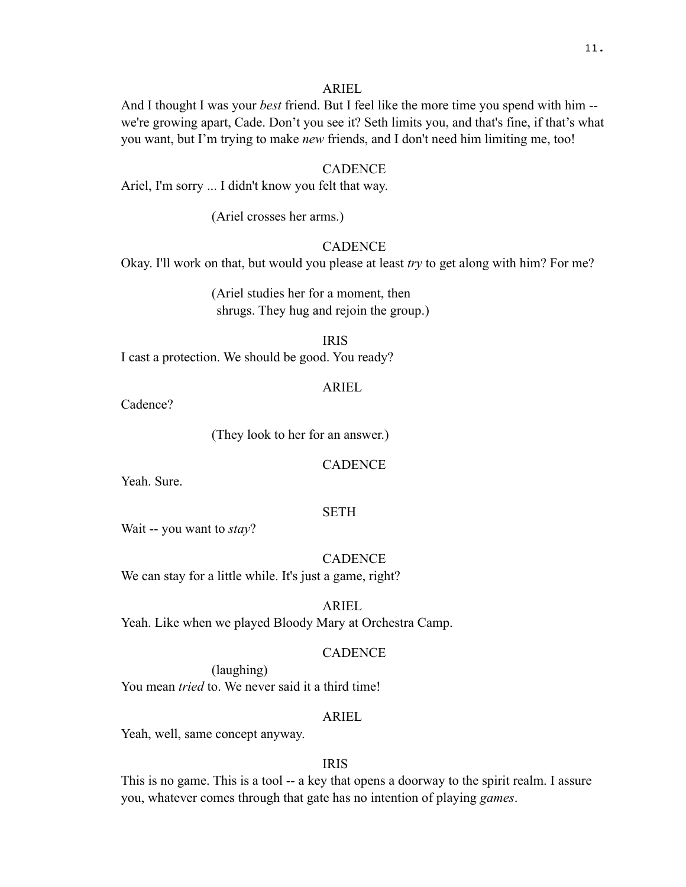ARIEL

And I thought I was your *best* friend. But I feel like the more time you spend with him -- we're growing apart, Cade. Don't you see it? Seth limits you, and that's fine, if that's what you want, but I'm trying to make *new* friends, and I don't need him limiting me, too!

CADENCE

Ariel, I'm sorry ... I didn't know you felt that way.

(Ariel crosses her arms.)

CADENCE

Okay. I'll work on that, but would you please at least *try* to get along with him? For me?

(Ariel studies her for a moment, then shrugs. They hug and rejoin the group.)

IRIS

I cast a protection. We should be good. You ready?

ARIEL

Cadence?

(They look to her for an answer.)

CADENCE

Yeah. Sure.

SETH

Wait -- you want to *stay*?

CADENCE

We can stay for a little while. It's just a game, right?

ARIEL

Yeah. Like when we played Bloody Mary at Orchestra Camp.

CADENCE

(laughing)

You mean *tried* to. We never said it a third time!

ARIEL

Yeah, well, same concept anyway.

IRIS

This is no game. This is a tool -- a key that opens a doorway to the spirit realm. I assure you, whatever comes through that gate has no intention of playing *games*.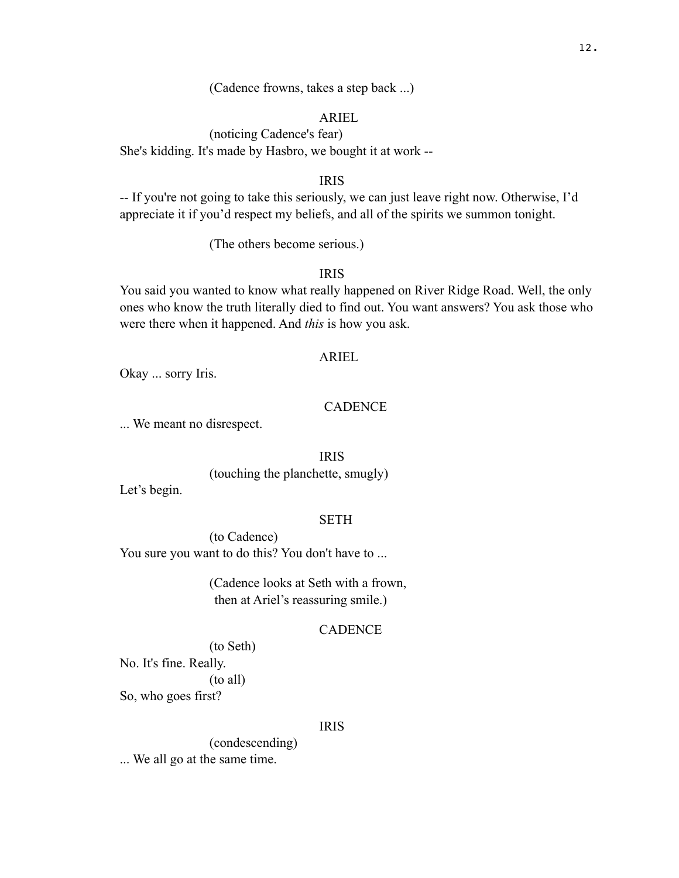(Cadence frowns, takes a step back ...)

ARIEL

(noticing Cadence's fear)

She's kidding. It's made by Hasbro, we bought it at work --

IRIS

-- If you're not going to take this seriously, we can just leave right now. Otherwise, I'd appreciate it if you'd respect my beliefs, and all of the spirits we summon tonight.

(The others become serious.)

IRIS

You said you wanted to know what really happened on River Ridge Road. Well, the only ones who know the truth literally died to find out. You want answers? You ask those who were there when it happened. And *this* is how you ask.

ARIEL

Okay ... sorry Iris.

CADENCE

... We meant no disrespect.

IRIS

(touching the planchette, smugly)

Let's begin.

SETH

(to Cadence)

You sure you want to do this? You don't have to ...

(Cadence looks at Seth with a frown, then at Ariel's reassuring smile.)

CADENCE

(to Seth)

No. It's fine. Really.

(to all)

So, who goes first?

IRIS

(condescending)

... We all go at the same time.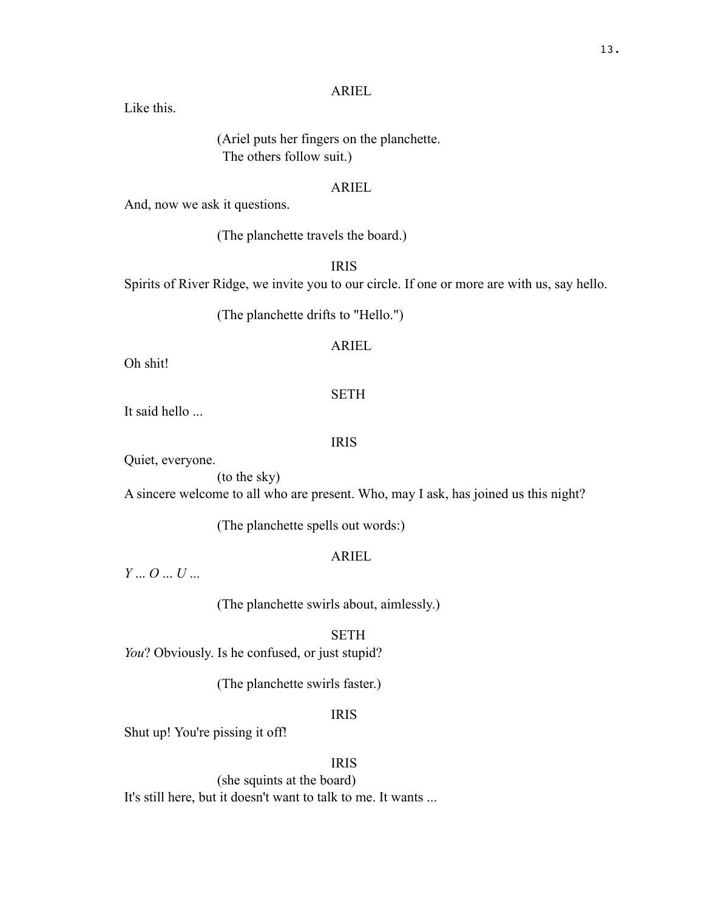ARIEL

Like this.

(Ariel puts her fingers on the planchette. The others follow suit.)

ARIEL

And, now we ask it questions.

(The planchette travels the board.)

IRIS

Spirits of River Ridge, we invite you to our circle. If one or more are with us, say hello.

(The planchette drifts to "Hello.")

ARIEL

Oh shit!

SETH

It said hello ...

IRIS

Quiet, everyone.

(to the sky)

A sincere welcome to all who are present. Who, may I ask, has joined us this night?

(The planchette spells out words:)

ARIEL

*Y ... O ... U ...*

(The planchette swirls about, aimlessly.)

SETH

*You*? Obviously. Is he confused, or just stupid?

(The planchette swirls faster.)

IRIS

Shut up! You're pissing it off!

IRIS

(she squints at the board)

It's still here, but it doesn't want to talk to me. It wants ...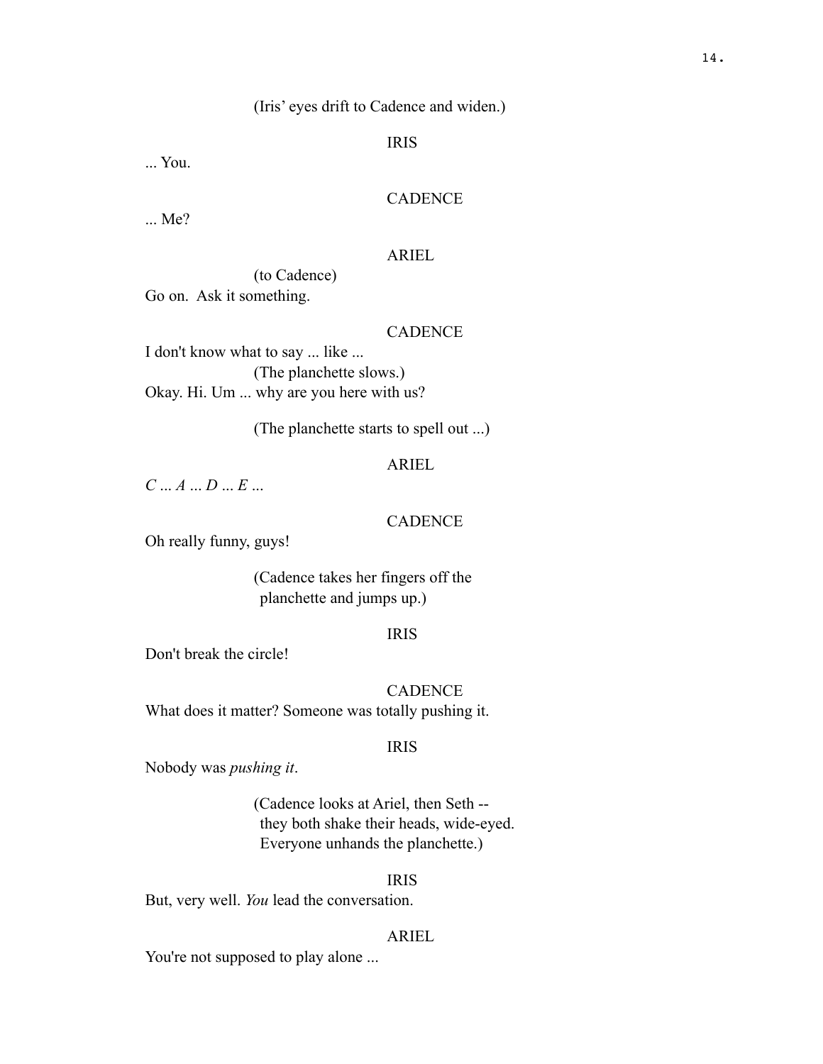(Iris' eyes drift to Cadence and widen.)

IRIS

... You.

CADENCE

... Me?

ARIEL

(to Cadence)

Go on. Ask it something.

CADENCE

I don't know what to say ... like ...

(The planchette slows.)

Okay. Hi. Um ... why are you here with us?

(The planchette starts to spell out ...)

ARIEL

*C ... A ... D ... E ...*

CADENCE

Oh really funny, guys!

(Cadence takes her fingers off the planchette and jumps up.)

IRIS

Don't break the circle!

CADENCE

What does it matter? Someone was totally pushing it.

IRIS

Nobody was *pushing it*.

(Cadence looks at Ariel, then Seth -- they both shake their heads, wide-eyed. Everyone unhands the planchette.)

IRIS

But, very well. *You* lead the conversation.

ARIEL

You're not supposed to play alone ...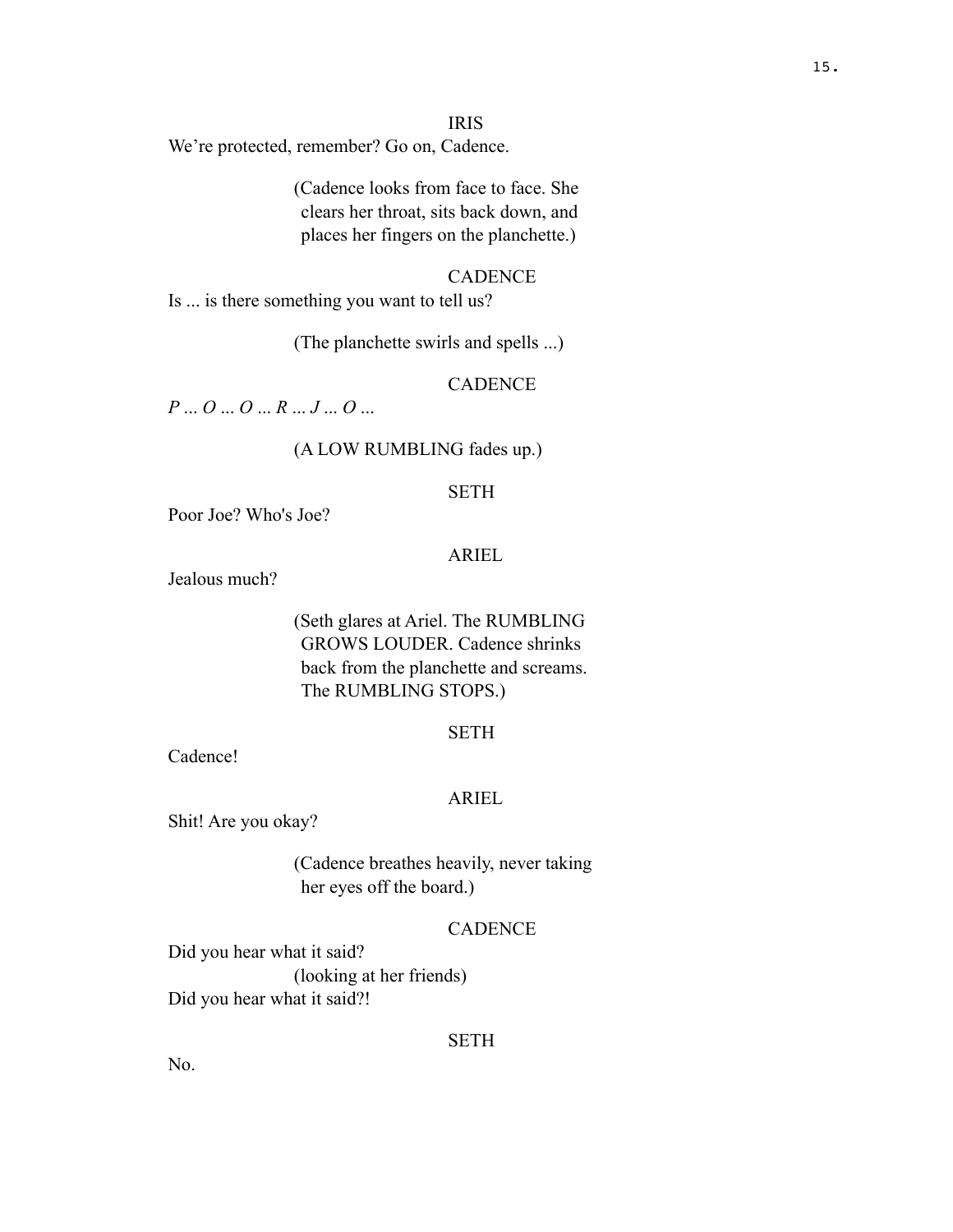IRIS

We're protected, remember? Go on, Cadence.

(Cadence looks from face to face. She clears her throat, sits back down, and places her fingers on the planchette.)

CADENCE

Is ... is there something you want to tell us?

(The planchette swirls and spells ...)

CADENCE

*P ... O ... O ... R ... J ... O ...*

(A LOW RUMBLING fades up.)

SETH

Poor Joe? Who's Joe?

ARIEL

Jealous much?

(Seth glares at Ariel. The RUMBLING GROWS LOUDER. Cadence shrinks back from the planchette and screams. The RUMBLING STOPS.)

SETH

Cadence!

ARIEL

Shit! Are you okay?

(Cadence breathes heavily, never taking her eyes off the board.)

CADENCE

Did you hear what it said?

(looking at her friends)

Did you hear what it said?!

SETH

No.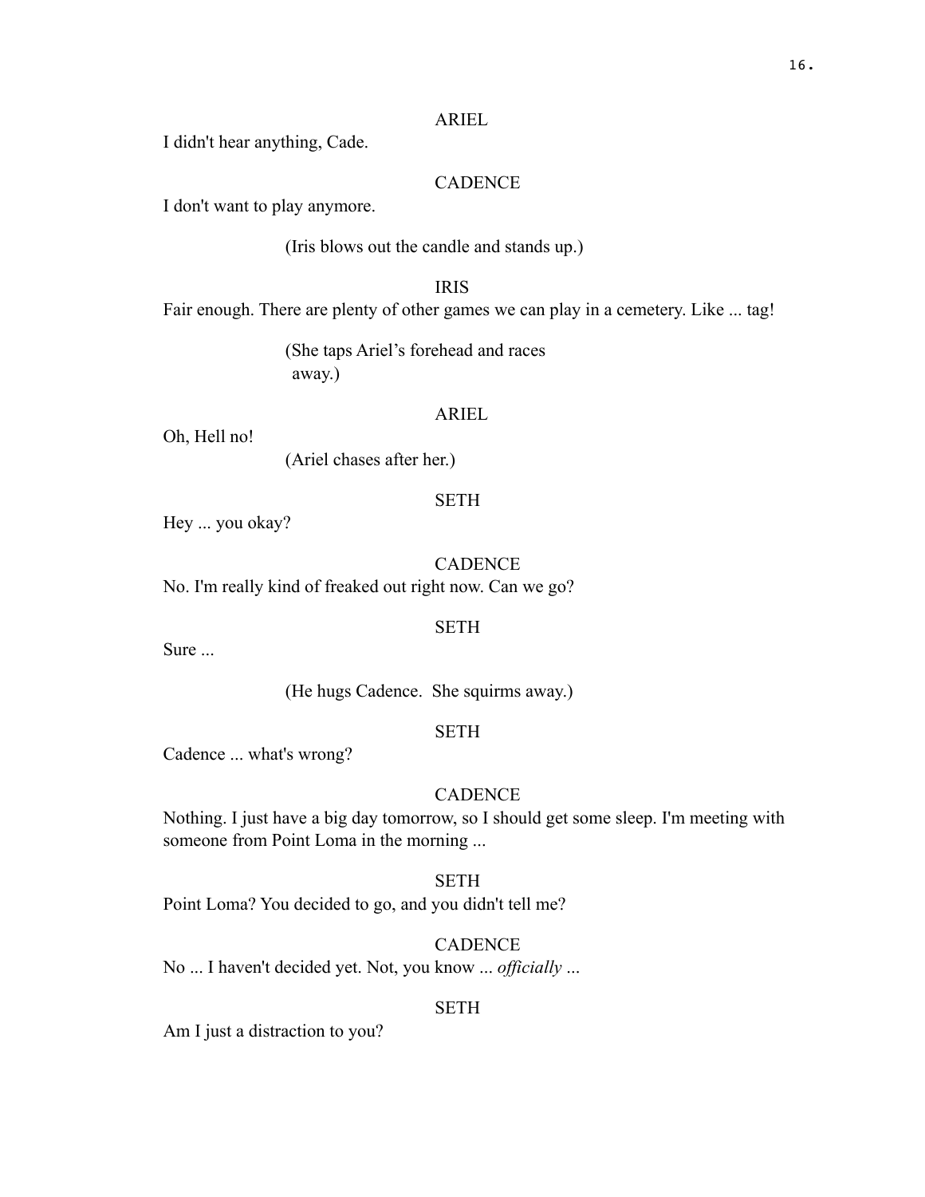ARIEL

I didn't hear anything, Cade.

CADENCE

I don't want to play anymore.

(Iris blows out the candle and stands up.)

IRIS

Fair enough. There are plenty of other games we can play in a cemetery. Like ... tag!

(She taps Ariel's forehead and races away.)

ARIEL

Oh, Hell no!

(Ariel chases after her.)

SETH

Hey ... you okay?

CADENCE

No. I'm really kind of freaked out right now. Can we go?

SETH

Sure ...

(He hugs Cadence. She squirms away.)

SETH

Cadence ... what's wrong?

CADENCE

Nothing. I just have a big day tomorrow, so I should get some sleep. I'm meeting with someone from Point Loma in the morning ...

SETH

Point Loma? You decided to go, and you didn't tell me?

CADENCE

No ... I haven't decided yet. Not, you know ... *officially* ...

SETH

Am I just a distraction to you?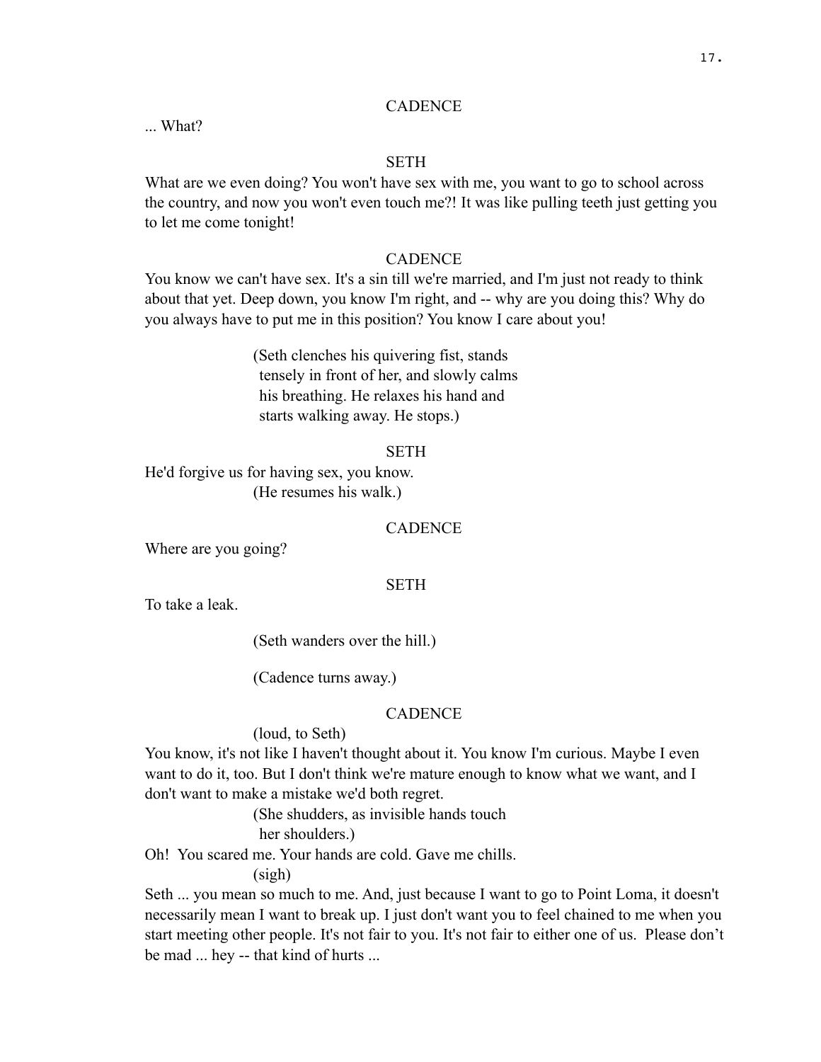CADENCE

... What?

SETH

What are we even doing? You won't have sex with me, you want to go to school across the country, and now you won't even touch me?! It was like pulling teeth just getting you to let me come tonight!

CADENCE

You know we can't have sex. It's a sin till we're married, and I'm just not ready to think about that yet. Deep down, you know I'm right, and -- why are you doing this? Why do you always have to put me in this position? You know I care about you!

(Seth clenches his quivering fist, stands tensely in front of her, and slowly calms his breathing. He relaxes his hand and starts walking away. He stops.)

SETH

He'd forgive us for having sex, you know.

(He resumes his walk.)

CADENCE

Where are you going?

SETH

To take a leak.

(Seth wanders over the hill.)

(Cadence turns away.)

CADENCE

(loud, to Seth)

You know, it's not like I haven't thought about it. You know I'm curious. Maybe I even want to do it, too. But I don't think we're mature enough to know what we want, and I don't want to make a mistake we'd both regret.

(She shudders, as invisible hands touch her shoulders.)

Oh! You scared me. Your hands are cold. Gave me chills.

(sigh)

Seth ... you mean so much to me. And, just because I want to go to Point Loma, it doesn't necessarily mean I want to break up. I just don't want you to feel chained to me when you start meeting other people. It's not fair to you. It's not fair to either one of us. Please don't be mad ... hey -- that kind of hurts ...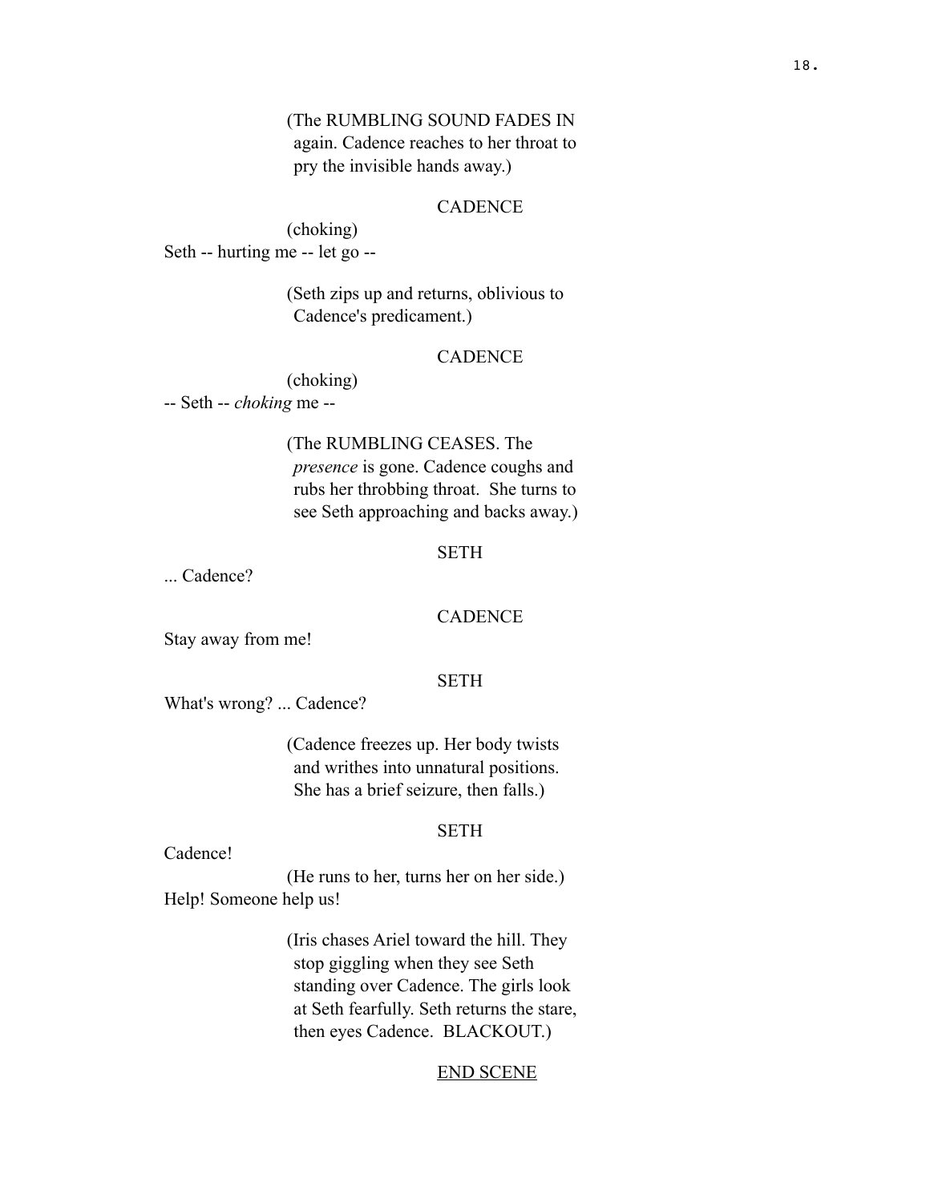(The RUMBLING SOUND FADES IN again. Cadence reaches to her throat to pry the invisible hands away.)

CADENCE

(choking)

Seth -- hurting me -- let go --

(Seth zips up and returns, oblivious to Cadence's predicament.)

CADENCE

(choking)

-- Seth -- *choking* me --

(The RUMBLING CEASES. The *presence* is gone. Cadence coughs and rubs her throbbing throat. She turns to see Seth approaching and backs away.)

SETH

... Cadence?

CADENCE

Stay away from me!

SETH

What's wrong? ... Cadence?

(Cadence freezes up. Her body twists and writhes into unnatural positions. She has a brief seizure, then falls.)

SETH

Cadence!

(He runs to her, turns her on her side.)

Help! Someone help us!

(Iris chases Ariel toward the hill. They stop giggling when they see Seth standing over Cadence. The girls look at Seth fearfully. Seth returns the stare, then eyes Cadence. BLACKOUT.)

<u>END SCENE</u>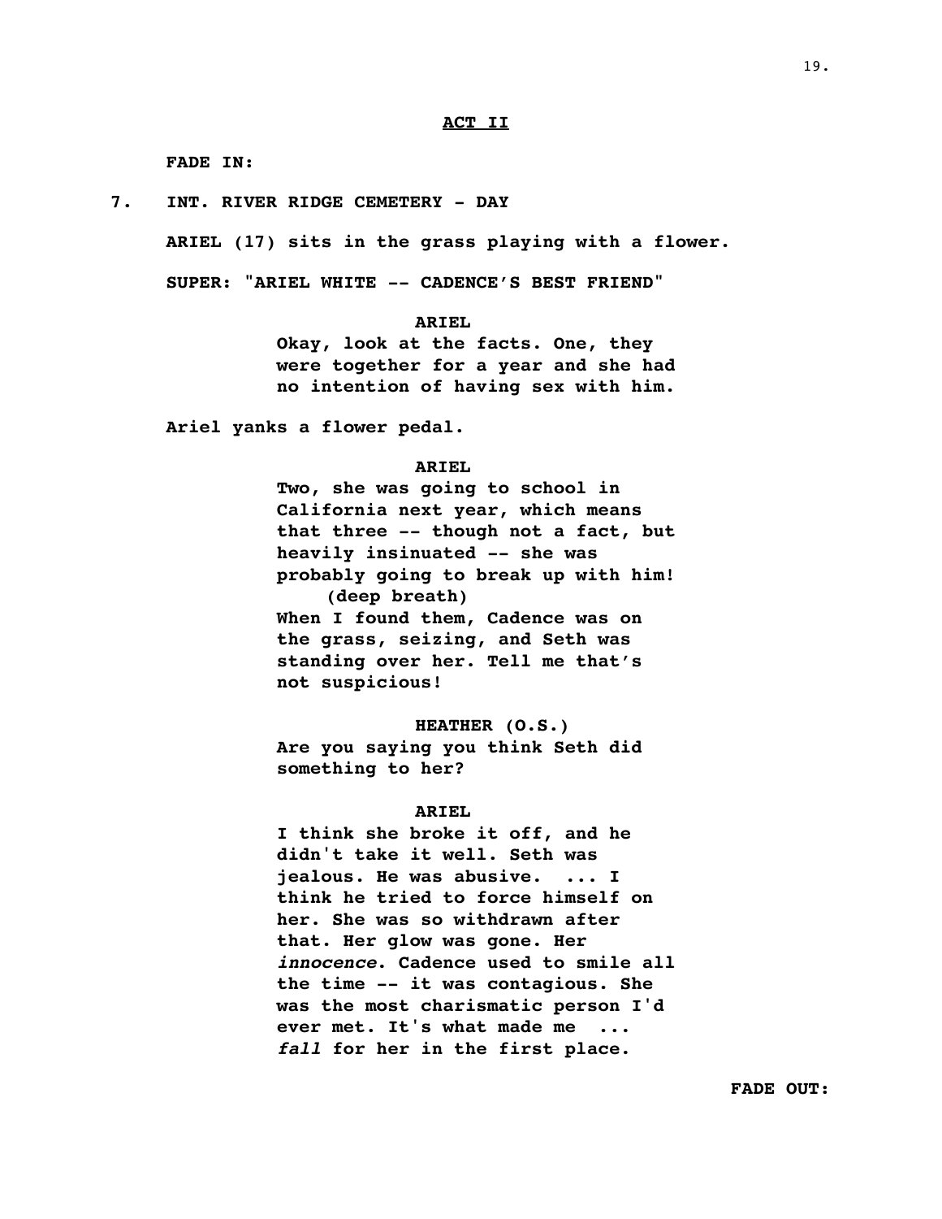**ACT II**

**FADE IN:**

**7. INT. RIVER RIDGE CEMETERY - DAY**

**ARIEL (17) sits in the grass playing with a flower.**

**SUPER: "ARIEL WHITE -- CADENCE'S BEST FRIEND"**

**ARIEL**
**Okay, look at the facts. One, they were together for a year and she had no intention of having sex with him.**

**Ariel yanks a flower pedal.**

**ARIEL**
**Two, she was going to school in California next year, which means that three -- though not a fact, but heavily insinuated -- she was probably going to break up with him!**
**(deep breath)**
**When I found them, Cadence was on the grass, seizing, and Seth was standing over her. Tell me that's not suspicious!**

**HEATHER (O.S.)**
**Are you saying you think Seth did something to her?**

**ARIEL**
**I think she broke it off, and he didn't take it well. Seth was jealous. He was abusive. ... I think he tried to force himself on her. She was so withdrawn after that. Her glow was gone. Her *innocence*. Cadence used to smile all the time -- it was contagious. She was the most charismatic person I'd ever met. It's what made me ... *fall* for her in the first place.**

**FADE OUT:**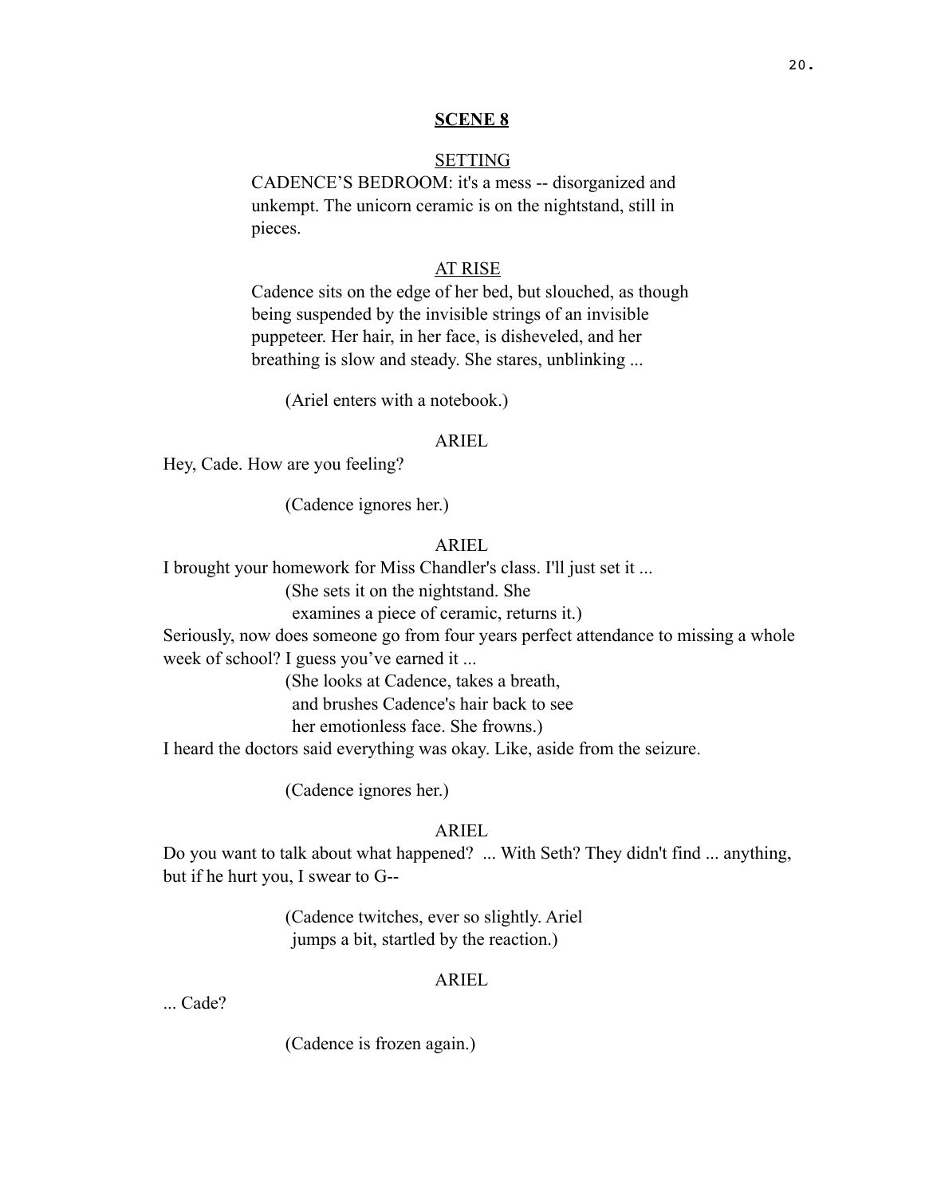**SCENE 8**

SETTING

CADENCE'S BEDROOM: it's a mess -- disorganized and unkempt. The unicorn ceramic is on the nightstand, still in pieces.

AT RISE

Cadence sits on the edge of her bed, but slouched, as though being suspended by the invisible strings of an invisible puppeteer. Her hair, in her face, is disheveled, and her breathing is slow and steady. She stares, unblinking ...

(Ariel enters with a notebook.)

ARIEL

Hey, Cade. How are you feeling?

(Cadence ignores her.)

ARIEL

I brought your homework for Miss Chandler's class. I'll just set it ...

(She sets it on the nightstand. She examines a piece of ceramic, returns it.)

Seriously, now does someone go from four years perfect attendance to missing a whole week of school? I guess you've earned it ...

(She looks at Cadence, takes a breath, and brushes Cadence's hair back to see her emotionless face. She frowns.)

I heard the doctors said everything was okay. Like, aside from the seizure.

(Cadence ignores her.)

ARIEL

Do you want to talk about what happened? ... With Seth? They didn't find ... anything, but if he hurt you, I swear to G--

(Cadence twitches, ever so slightly. Ariel jumps a bit, startled by the reaction.)

ARIEL

... Cade?

(Cadence is frozen again.)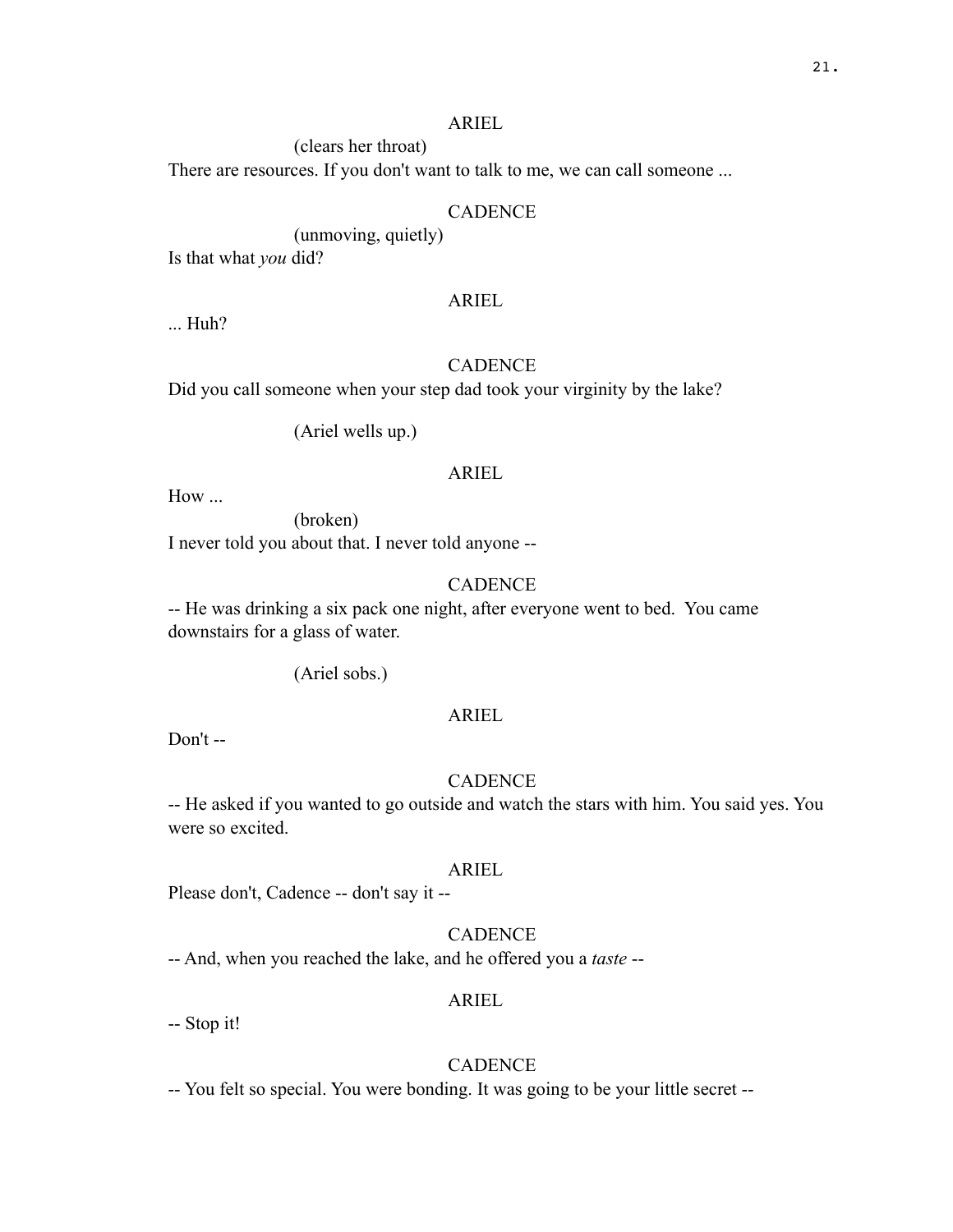ARIEL

(clears her throat)

There are resources. If you don't want to talk to me, we can call someone ...

CADENCE

(unmoving, quietly)

Is that what *you* did?

ARIEL

... Huh?

CADENCE

Did you call someone when your step dad took your virginity by the lake?

(Ariel wells up.)

ARIEL

How ...

(broken)

I never told you about that. I never told anyone --

CADENCE

-- He was drinking a six pack one night, after everyone went to bed. You came downstairs for a glass of water.

(Ariel sobs.)

ARIEL

Don't --

CADENCE

-- He asked if you wanted to go outside and watch the stars with him. You said yes. You were so excited.

ARIEL

Please don't, Cadence -- don't say it --

CADENCE

-- And, when you reached the lake, and he offered you a *taste* --

ARIEL

-- Stop it!

CADENCE

-- You felt so special. You were bonding. It was going to be your little secret --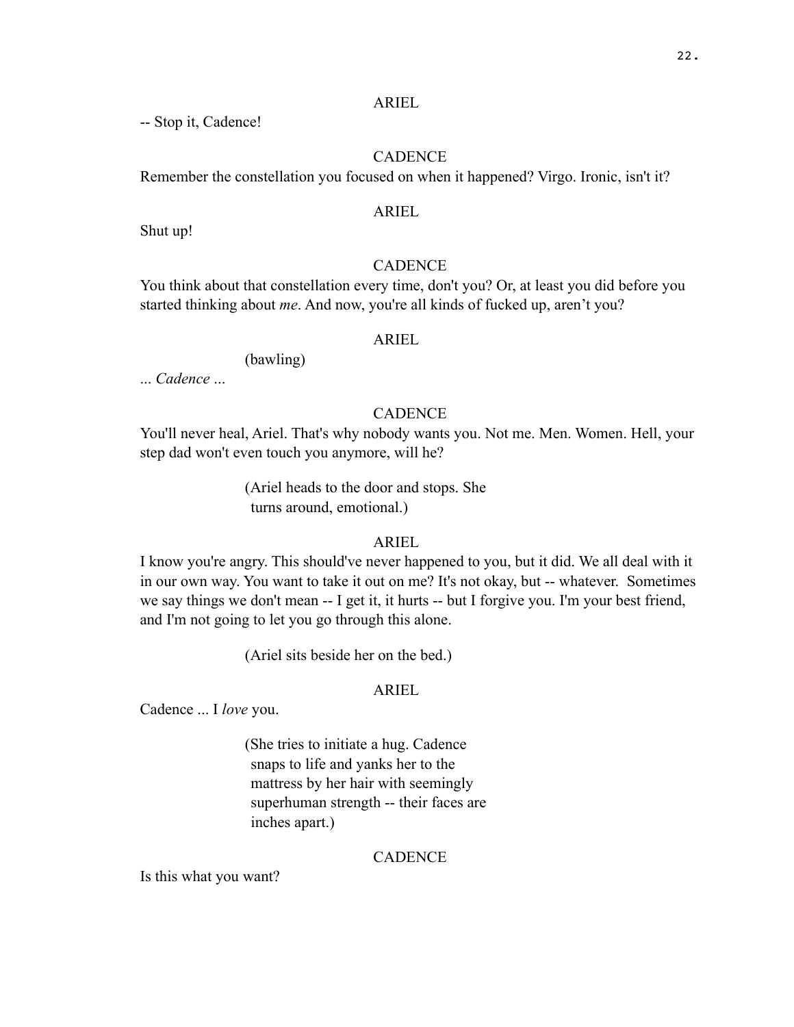ARIEL

-- Stop it, Cadence!

CADENCE

Remember the constellation you focused on when it happened? Virgo. Ironic, isn't it?

ARIEL

Shut up!

CADENCE

You think about that constellation every time, don't you? Or, at least you did before you started thinking about *me*. And now, you're all kinds of fucked up, aren't you?

ARIEL

(bawling)

... *Cadence* ...

CADENCE

You'll never heal, Ariel. That's why nobody wants you. Not me. Men. Women. Hell, your step dad won't even touch you anymore, will he?

(Ariel heads to the door and stops. She turns around, emotional.)

ARIEL

I know you're angry. This should've never happened to you, but it did. We all deal with it in our own way. You want to take it out on me? It's not okay, but -- whatever. Sometimes we say things we don't mean -- I get it, it hurts -- but I forgive you. I'm your best friend, and I'm not going to let you go through this alone.

(Ariel sits beside her on the bed.)

ARIEL

Cadence ... I *love* you.

(She tries to initiate a hug. Cadence snaps to life and yanks her to the mattress by her hair with seemingly superhuman strength -- their faces are inches apart.)

CADENCE

Is this what you want?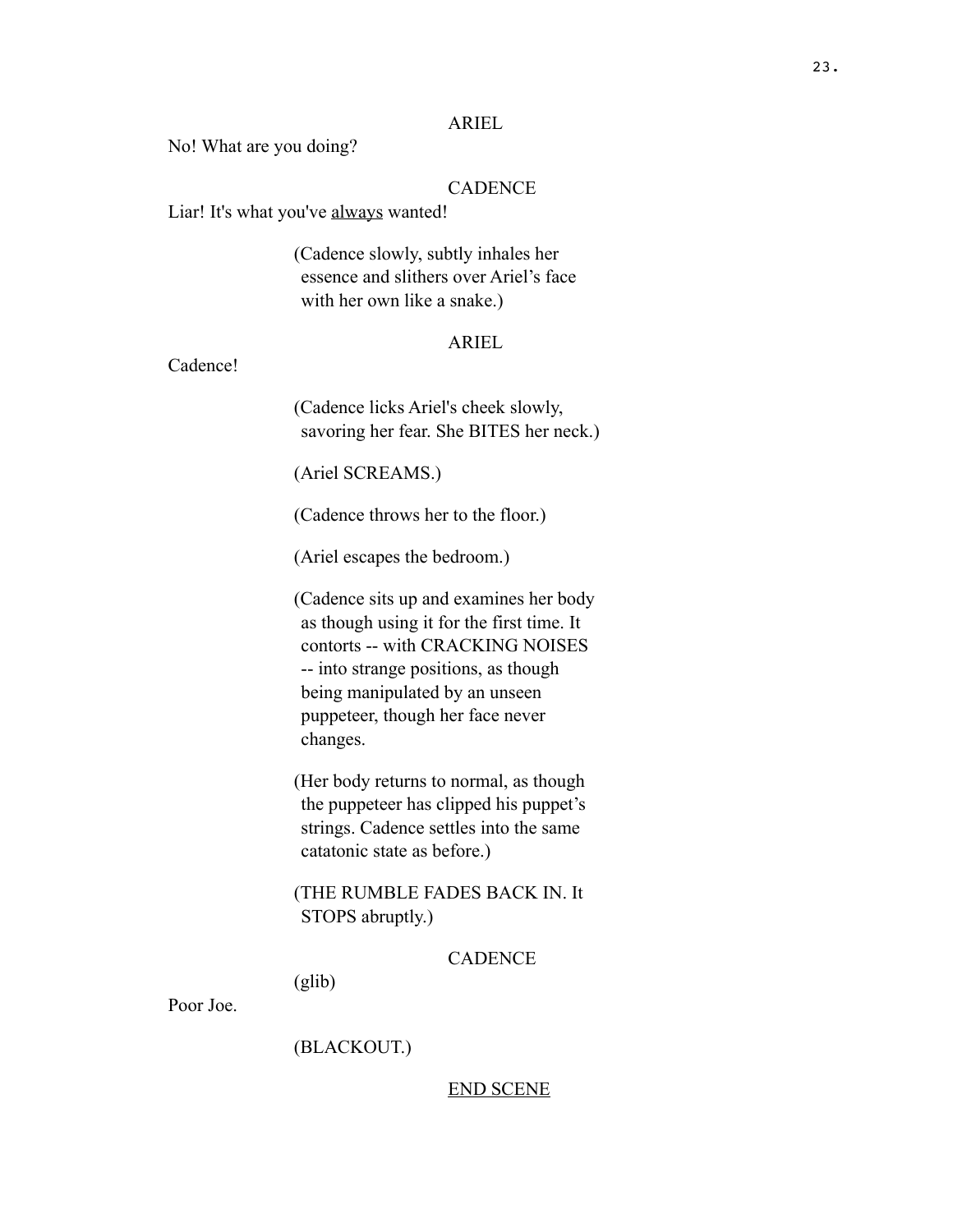ARIEL

No! What are you doing?

CADENCE

Liar! It's what you've <u>always</u> wanted!

(Cadence slowly, subtly inhales her essence and slithers over Ariel's face with her own like a snake.)

ARIEL

Cadence!

(Cadence licks Ariel's cheek slowly, savoring her fear. She BITES her neck.)

(Ariel SCREAMS.)

(Cadence throws her to the floor.)

(Ariel escapes the bedroom.)

(Cadence sits up and examines her body as though using it for the first time. It contorts -- with CRACKING NOISES -- into strange positions, as though being manipulated by an unseen puppeteer, though her face never changes.

(Her body returns to normal, as though the puppeteer has clipped his puppet's strings. Cadence settles into the same catatonic state as before.)

(THE RUMBLE FADES BACK IN. It STOPS abruptly.)

CADENCE

(glib)

Poor Joe.

(BLACKOUT.)

<u>END SCENE</u>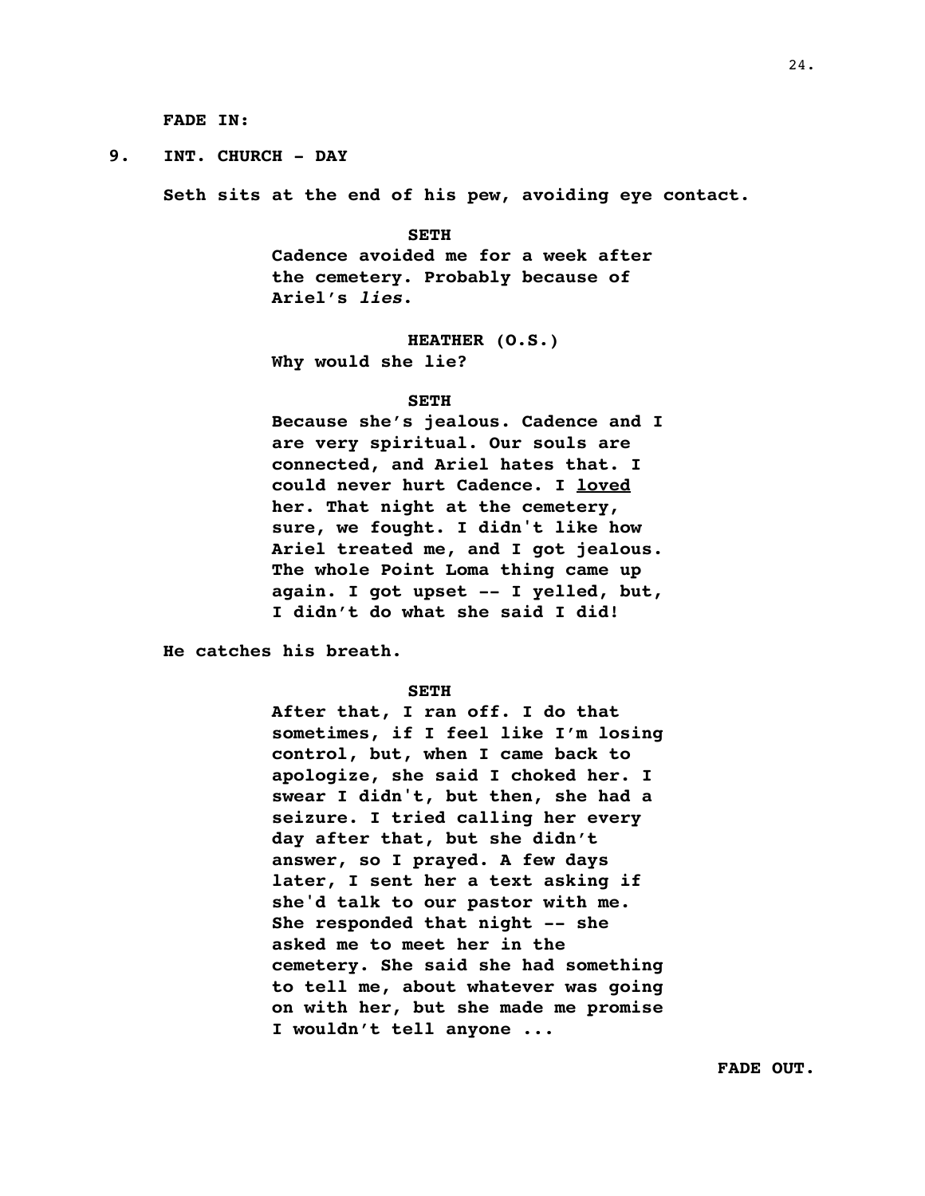**FADE IN:**

**9. INT. CHURCH - DAY**

**Seth sits at the end of his pew, avoiding eye contact.**

**SETH**
**Cadence avoided me for a week after the cemetery. Probably because of Ariel's *lies*.**

**HEATHER (O.S.)**
**Why would she lie?**

**SETH**
**Because she's jealous. Cadence and I are very spiritual. Our souls are connected, and Ariel hates that. I could never hurt Cadence. I <u>loved</u> her. That night at the cemetery, sure, we fought. I didn't like how Ariel treated me, and I got jealous. The whole Point Loma thing came up again. I got upset -- I yelled, but, I didn't do what she said I did!**

**He catches his breath.**

**SETH**
**After that, I ran off. I do that sometimes, if I feel like I'm losing control, but, when I came back to apologize, she said I choked her. I swear I didn't, but then, she had a seizure. I tried calling her every day after that, but she didn't answer, so I prayed. A few days later, I sent her a text asking if she'd talk to our pastor with me. She responded that night -- she asked me to meet her in the cemetery. She said she had something to tell me, about whatever was going on with her, but she made me promise I wouldn't tell anyone ...**

**FADE OUT.**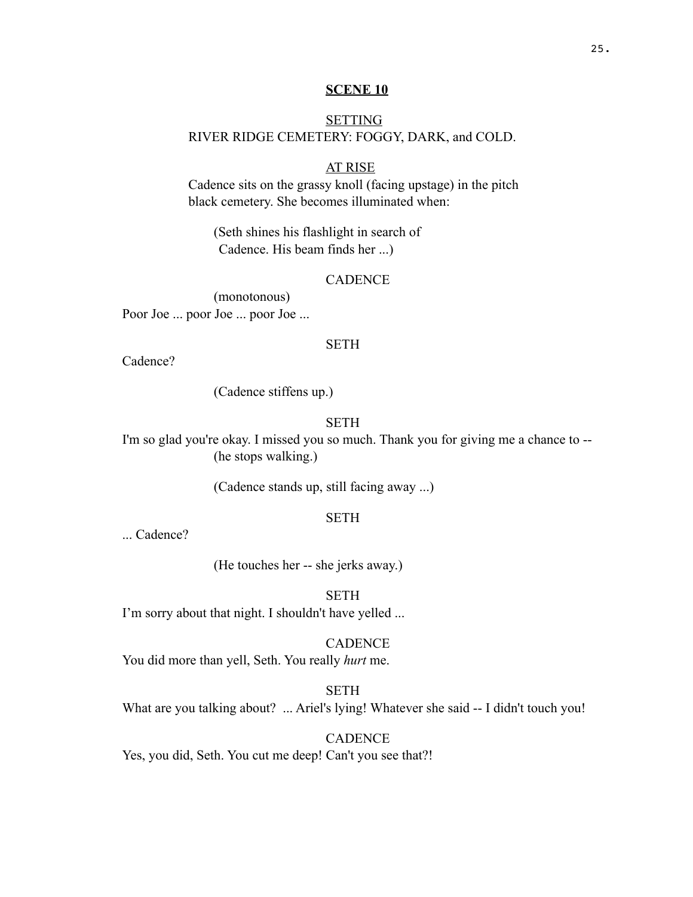**SCENE 10**

SETTING
RIVER RIDGE CEMETERY: FOGGY, DARK, and COLD.

AT RISE
Cadence sits on the grassy knoll (facing upstage) in the pitch black cemetery. She becomes illuminated when:

(Seth shines his flashlight in search of Cadence. His beam finds her ...)

CADENCE
(monotonous)
Poor Joe ... poor Joe ... poor Joe ...

SETH
Cadence?

(Cadence stiffens up.)

SETH
I'm so glad you're okay. I missed you so much. Thank you for giving me a chance to --
(he stops walking.)

(Cadence stands up, still facing away ...)

SETH
... Cadence?

(He touches her -- she jerks away.)

SETH
I'm sorry about that night. I shouldn't have yelled ...

CADENCE
You did more than yell, Seth. You really *hurt* me.

SETH
What are you talking about? ... Ariel's lying! Whatever she said -- I didn't touch you!

CADENCE
Yes, you did, Seth. You cut me deep! Can't you see that?!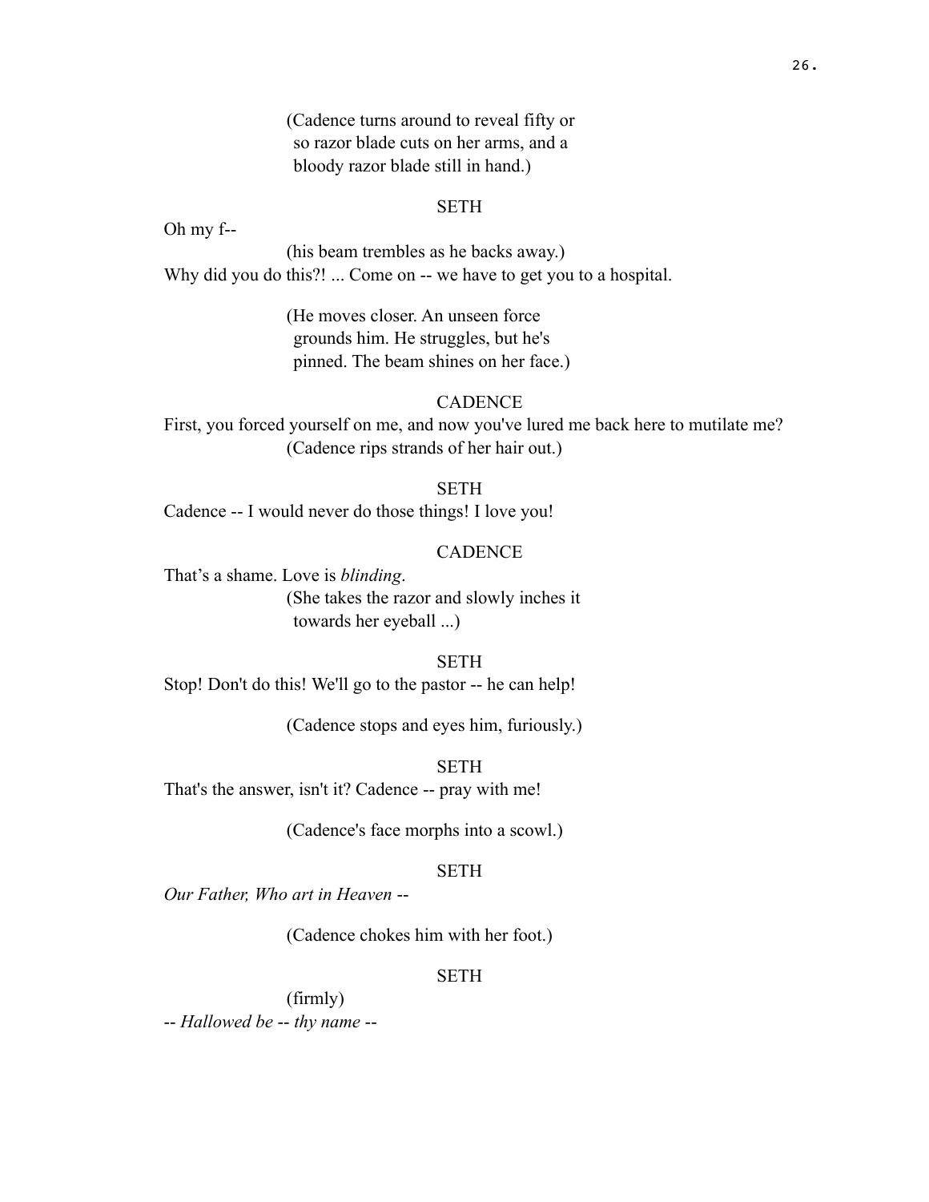(Cadence turns around to reveal fifty or so razor blade cuts on her arms, and a bloody razor blade still in hand.)

SETH

Oh my f--

(his beam trembles as he backs away.)

Why did you do this?! ... Come on -- we have to get you to a hospital.

(He moves closer. An unseen force grounds him. He struggles, but he's pinned. The beam shines on her face.)

CADENCE

First, you forced yourself on me, and now you've lured me back here to mutilate me?

(Cadence rips strands of her hair out.)

SETH

Cadence -- I would never do those things! I love you!

CADENCE

That's a shame. Love is *blinding*.

(She takes the razor and slowly inches it towards her eyeball ...)

SETH

Stop! Don't do this! We'll go to the pastor -- he can help!

(Cadence stops and eyes him, furiously.)

SETH

That's the answer, isn't it? Cadence -- pray with me!

(Cadence's face morphs into a scowl.)

SETH

*Our Father, Who art in Heaven* --

(Cadence chokes him with her foot.)

SETH

(firmly)

-- *Hallowed be* -- *thy name* --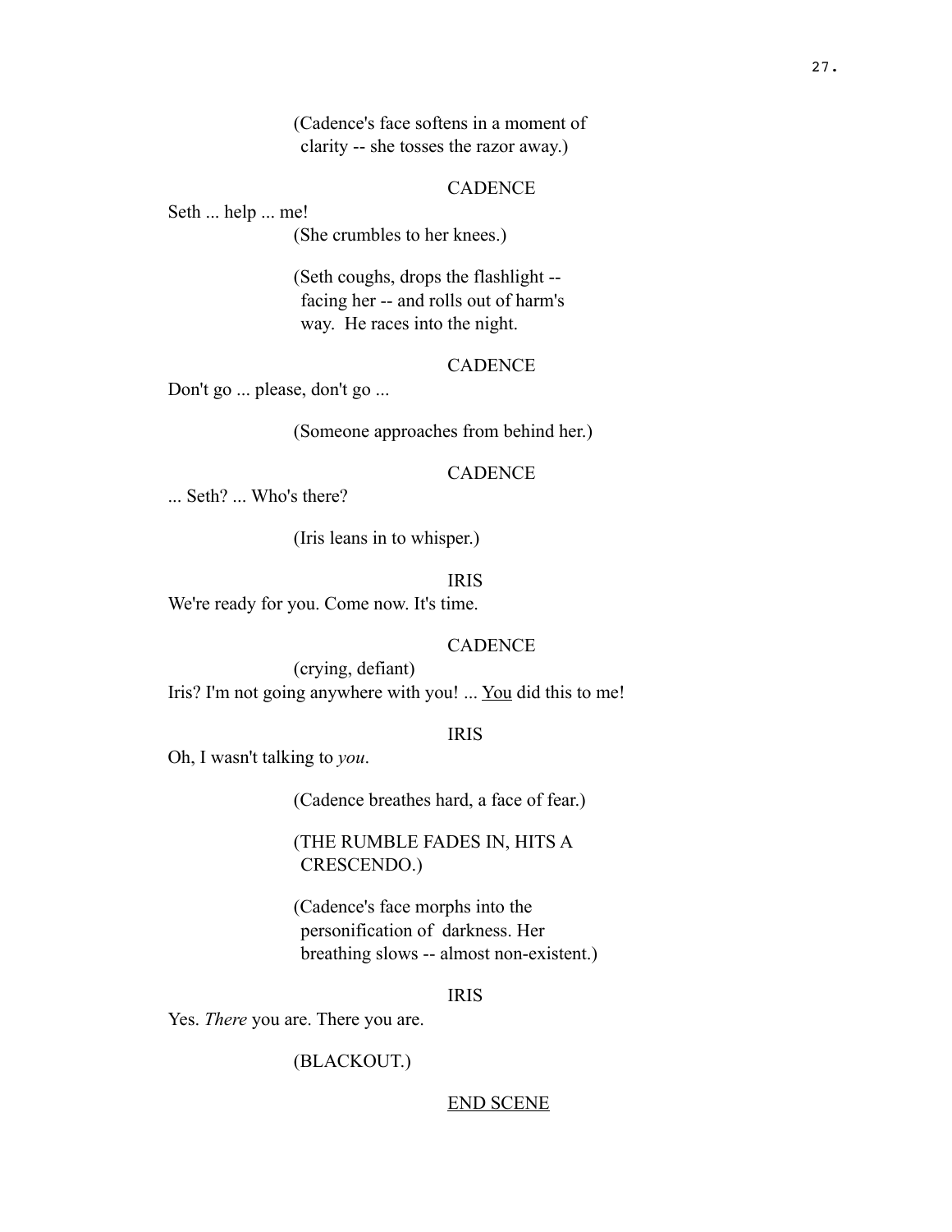(Cadence's face softens in a moment of clarity -- she tosses the razor away.)

CADENCE

Seth ... help ... me!

(She crumbles to her knees.)

(Seth coughs, drops the flashlight -- facing her -- and rolls out of harm's way. He races into the night.

CADENCE

Don't go ... please, don't go ...

(Someone approaches from behind her.)

CADENCE

... Seth? ... Who's there?

(Iris leans in to whisper.)

IRIS

We're ready for you. Come now. It's time.

CADENCE

(crying, defiant)

Iris? I'm not going anywhere with you! ... <u>You</u> did this to me!

IRIS

Oh, I wasn't talking to *you*.

(Cadence breathes hard, a face of fear.)

(THE RUMBLE FADES IN, HITS A CRESCENDO.)

(Cadence's face morphs into the personification of darkness. Her breathing slows -- almost non-existent.)

IRIS

Yes. *There* you are. There you are.

(BLACKOUT.)

<u>END SCENE</u>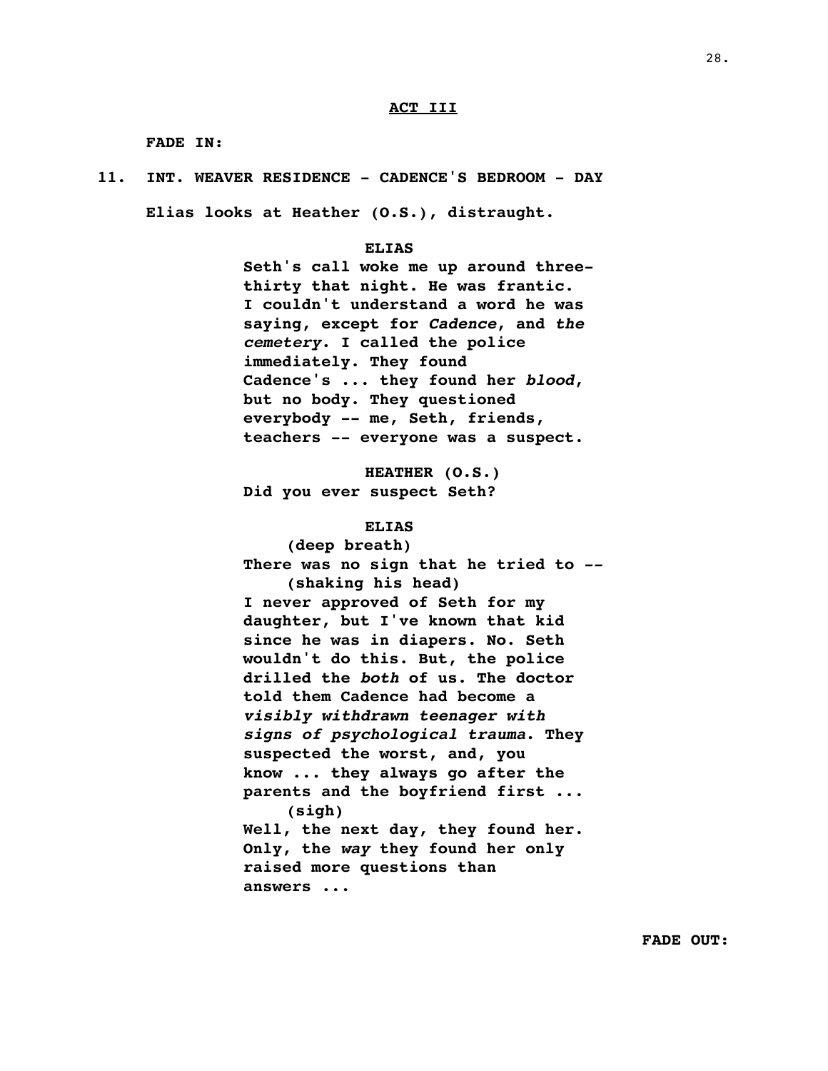**ACT III**

**FADE IN:**

**11. INT. WEAVER RESIDENCE - CADENCE'S BEDROOM - DAY**

**Elias looks at Heather (O.S.), distraught.**

**ELIAS**
**Seth's call woke me up around three-thirty that night. He was frantic. I couldn't understand a word he was saying, except for *Cadence*, and *the cemetery*. I called the police immediately. They found Cadence's ... they found her *blood*, but no body. They questioned everybody -- me, Seth, friends, teachers -- everyone was a suspect.**

**HEATHER (O.S.)**
**Did you ever suspect Seth?**

**ELIAS**
**(deep breath)**
**There was no sign that he tried to --**
**(shaking his head)**
**I never approved of Seth for my daughter, but I've known that kid since he was in diapers. No. Seth wouldn't do this. But, the police drilled the *both* of us. The doctor told them Cadence had become a *visibly withdrawn teenager with signs of psychological trauma*. They suspected the worst, and, you know ... they always go after the parents and the boyfriend first ...**
**(sigh)**
**Well, the next day, they found her. Only, the *way* they found her only raised more questions than answers ...**

**FADE OUT:**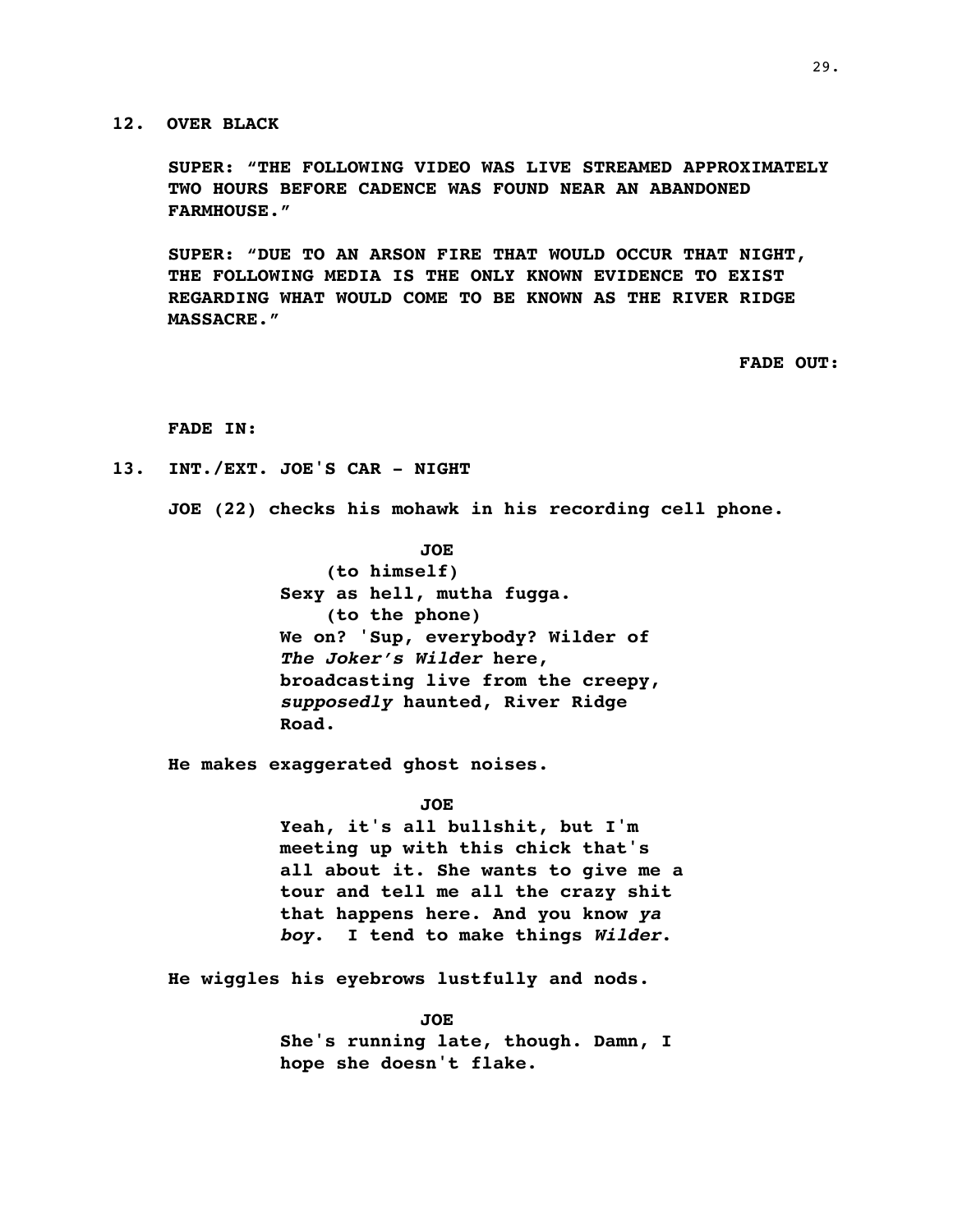**12. OVER BLACK**

**SUPER: "THE FOLLOWING VIDEO WAS LIVE STREAMED APPROXIMATELY TWO HOURS BEFORE CADENCE WAS FOUND NEAR AN ABANDONED FARMHOUSE."**

**SUPER: "DUE TO AN ARSON FIRE THAT WOULD OCCUR THAT NIGHT, THE FOLLOWING MEDIA IS THE ONLY KNOWN EVIDENCE TO EXIST REGARDING WHAT WOULD COME TO BE KNOWN AS THE RIVER RIDGE MASSACRE."**

**FADE OUT:**

**FADE IN:**

**13. INT./EXT. JOE'S CAR - NIGHT**

**JOE (22) checks his mohawk in his recording cell phone.**

**JOE**
**(to himself)**
**Sexy as hell, mutha fugga.**
**(to the phone)**
**We on? 'Sup, everybody? Wilder of *The Joker's Wilder* here, broadcasting live from the creepy, *supposedly* haunted, River Ridge Road.**

**He makes exaggerated ghost noises.**

**JOE**
**Yeah, it's all bullshit, but I'm meeting up with this chick that's all about it. She wants to give me a tour and tell me all the crazy shit that happens here. And you know *ya boy*. I tend to make things *Wilder*.**

**He wiggles his eyebrows lustfully and nods.**

**JOE**
**She's running late, though. Damn, I hope she doesn't flake.**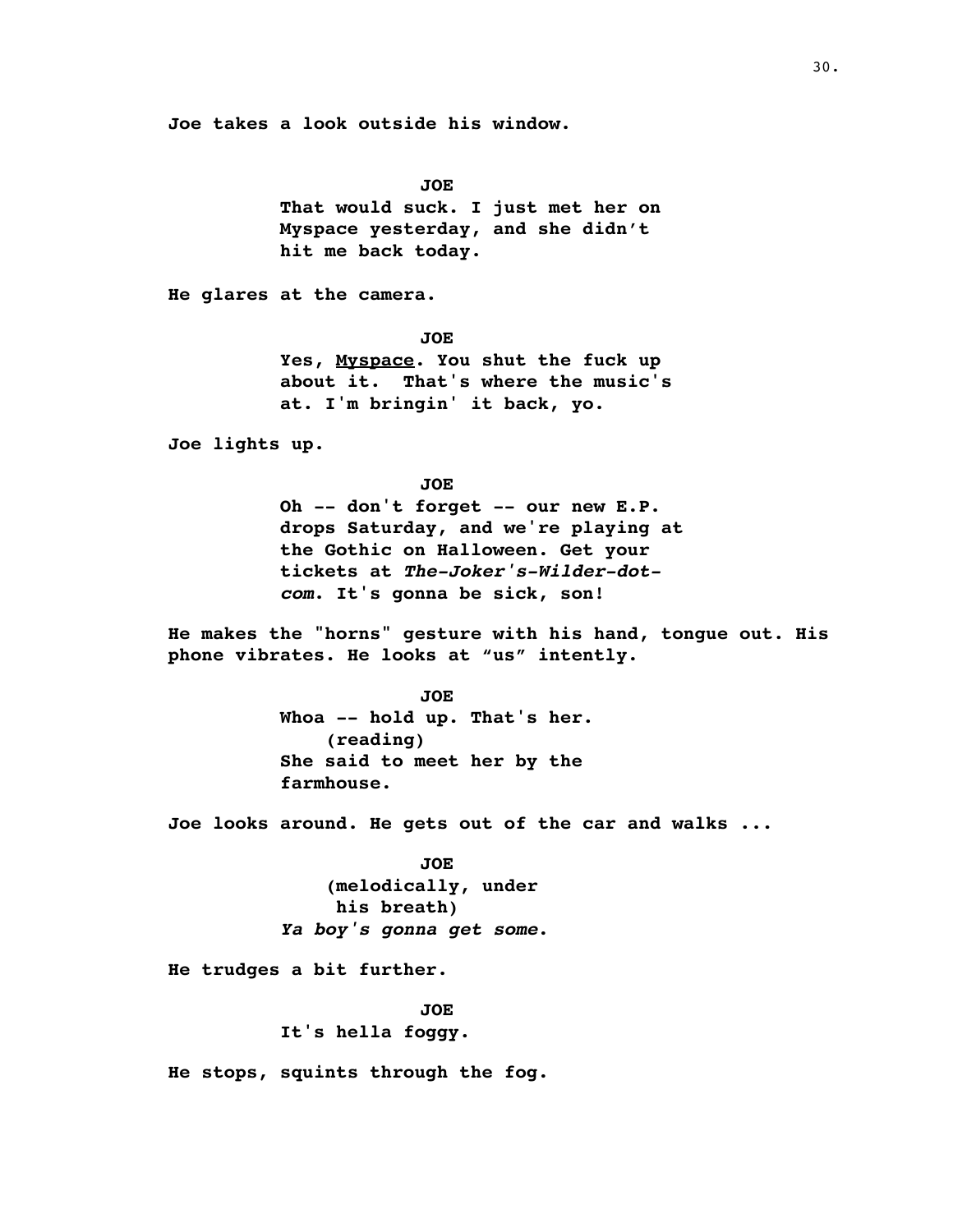**Joe takes a look outside his window.**

**JOE**

**That would suck. I just met her on Myspace yesterday, and she didn't hit me back today.**

**He glares at the camera.**

**JOE**

**Yes, <u>Myspace</u>. You shut the fuck up about it. That's where the music's at. I'm bringin' it back, yo.**

**Joe lights up.**

**JOE**

**Oh -- don't forget -- our new E.P. drops Saturday, and we're playing at the Gothic on Halloween. Get your tickets at *The-Joker's-Wilder-dot-com*. It's gonna be sick, son!**

**He makes the "horns" gesture with his hand, tongue out. His phone vibrates. He looks at "us" intently.**

**JOE**

**Whoa -- hold up. That's her.**
**(reading)**
**She said to meet her by the farmhouse.**

**Joe looks around. He gets out of the car and walks ...**

**JOE**

**(melodically, under his breath)**
***Ya boy's gonna get some*.**

**He trudges a bit further.**

**JOE**

**It's hella foggy.**

**He stops, squints through the fog.**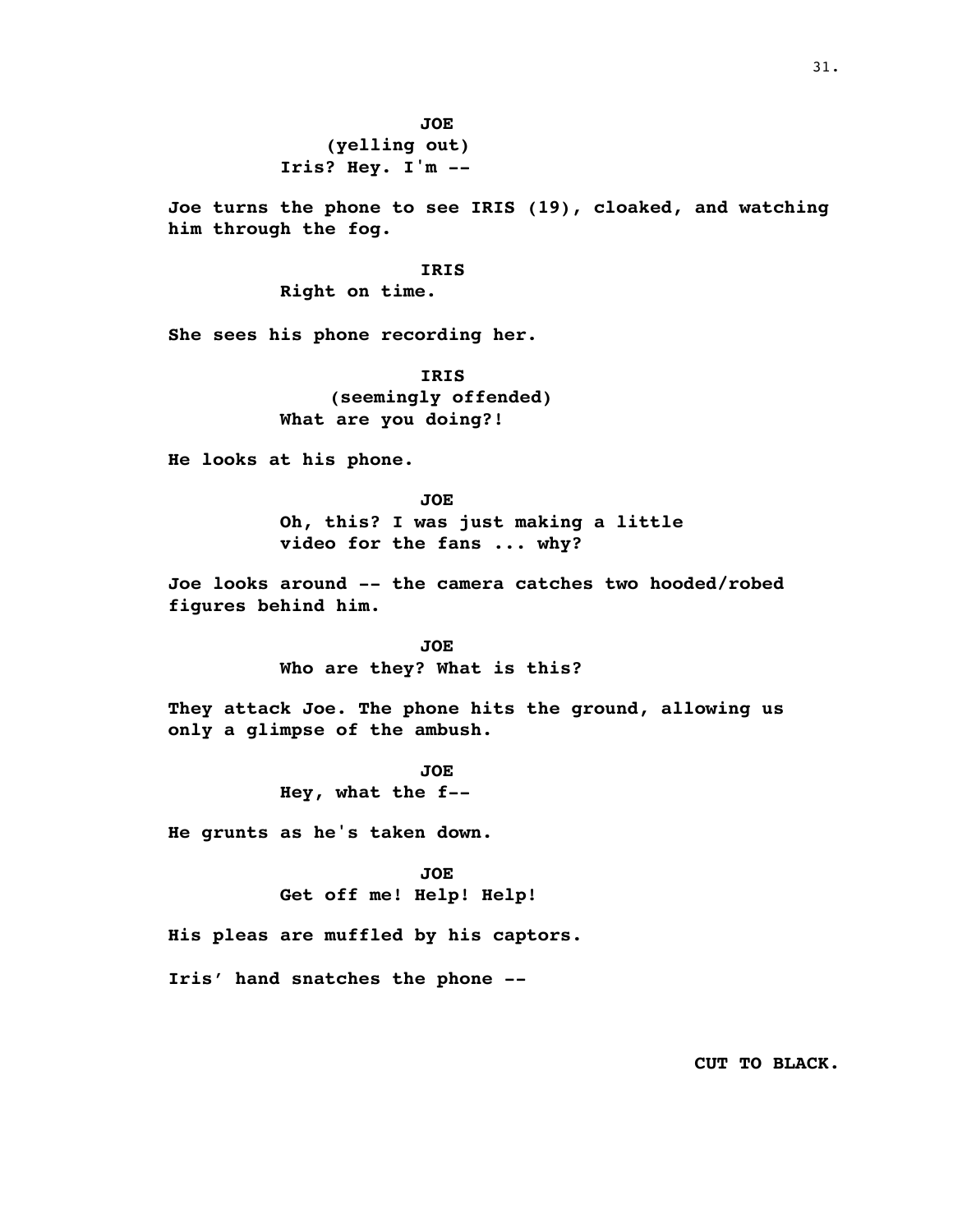JOE
(yelling out)
Iris? Hey. I'm --

Joe turns the phone to see IRIS (19), cloaked, and watching him through the fog.

IRIS
Right on time.

She sees his phone recording her.

IRIS
(seemingly offended)
What are you doing?!

He looks at his phone.

JOE
Oh, this? I was just making a little video for the fans ... why?

Joe looks around -- the camera catches two hooded/robed figures behind him.

JOE
Who are they? What is this?

They attack Joe. The phone hits the ground, allowing us only a glimpse of the ambush.

JOE
Hey, what the f--

He grunts as he's taken down.

JOE
Get off me! Help! Help!

His pleas are muffled by his captors.

Iris' hand snatches the phone --

CUT TO BLACK.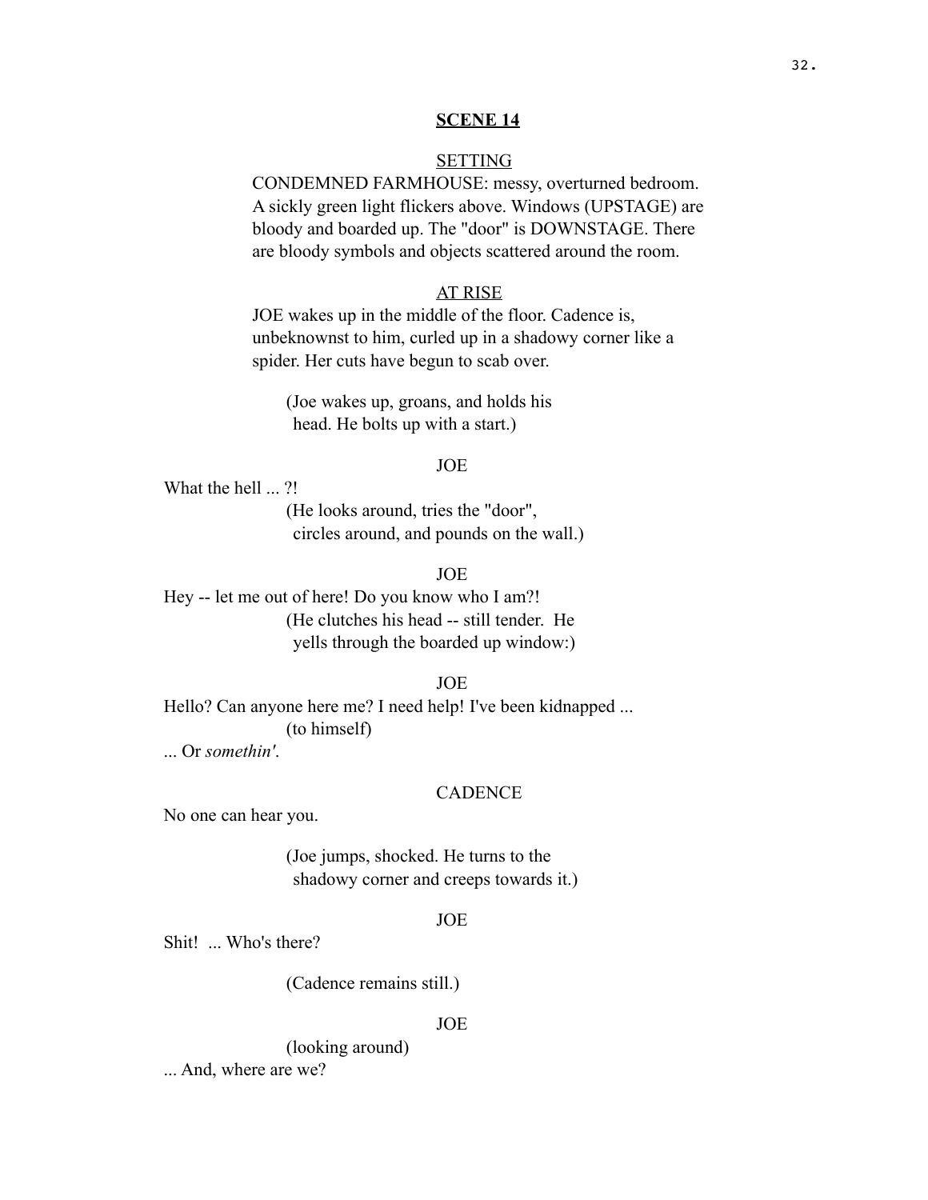## **SCENE 14**

SETTING

CONDEMNED FARMHOUSE: messy, overturned bedroom. A sickly green light flickers above. Windows (UPSTAGE) are bloody and boarded up. The "door" is DOWNSTAGE. There are bloody symbols and objects scattered around the room.

AT RISE

JOE wakes up in the middle of the floor. Cadence is, unbeknownst to him, curled up in a shadowy corner like a spider. Her cuts have begun to scab over.

(Joe wakes up, groans, and holds his head. He bolts up with a start.)

JOE

What the hell ... ?!

(He looks around, tries the "door", circles around, and pounds on the wall.)

JOE

Hey -- let me out of here! Do you know who I am?!

(He clutches his head -- still tender. He yells through the boarded up window:)

JOE

Hello? Can anyone here me? I need help! I've been kidnapped ...

(to himself)

... Or *somethin'*.

CADENCE

No one can hear you.

(Joe jumps, shocked. He turns to the shadowy corner and creeps towards it.)

JOE

Shit! ... Who's there?

(Cadence remains still.)

JOE

(looking around)

... And, where are we?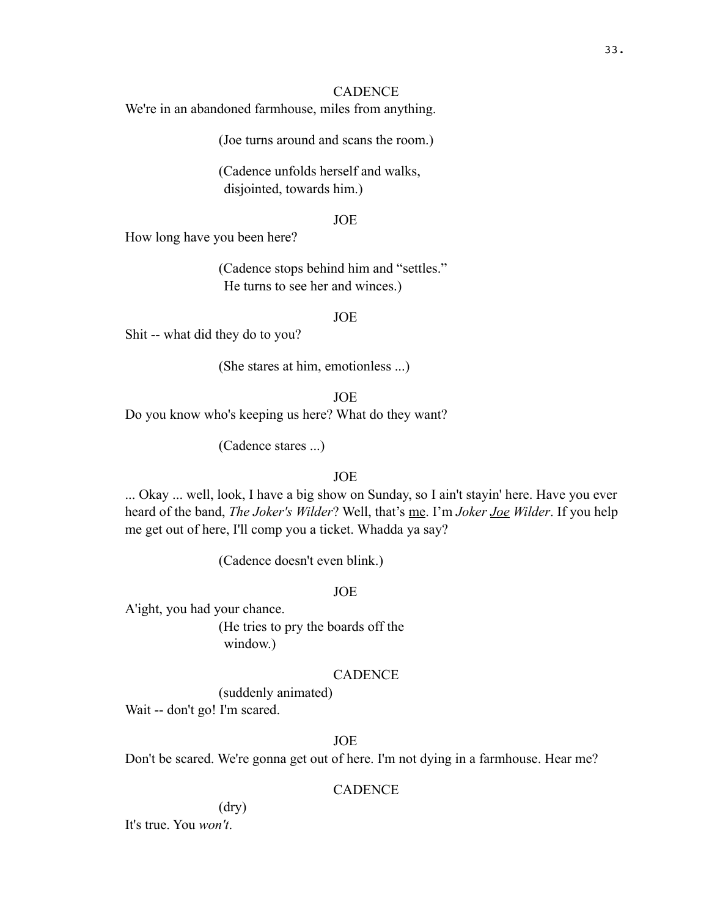CADENCE

We're in an abandoned farmhouse, miles from anything.

(Joe turns around and scans the room.)

(Cadence unfolds herself and walks, disjointed, towards him.)

JOE

How long have you been here?

(Cadence stops behind him and "settles." He turns to see her and winces.)

JOE

Shit -- what did they do to you?

(She stares at him, emotionless ...)

JOE

Do you know who's keeping us here? What do they want?

(Cadence stares ...)

JOE

... Okay ... well, look, I have a big show on Sunday, so I ain't stayin' here. Have you ever heard of the band, *The Joker's Wilder*? Well, that's <u>me</u>. I'm *Joker <u>Joe</u> Wilder*. If you help me get out of here, I'll comp you a ticket. Whadda ya say?

(Cadence doesn't even blink.)

JOE

A'ight, you had your chance.

(He tries to pry the boards off the window.)

CADENCE

(suddenly animated)

Wait -- don't go! I'm scared.

JOE

Don't be scared. We're gonna get out of here. I'm not dying in a farmhouse. Hear me?

CADENCE

(dry)

It's true. You *won't*.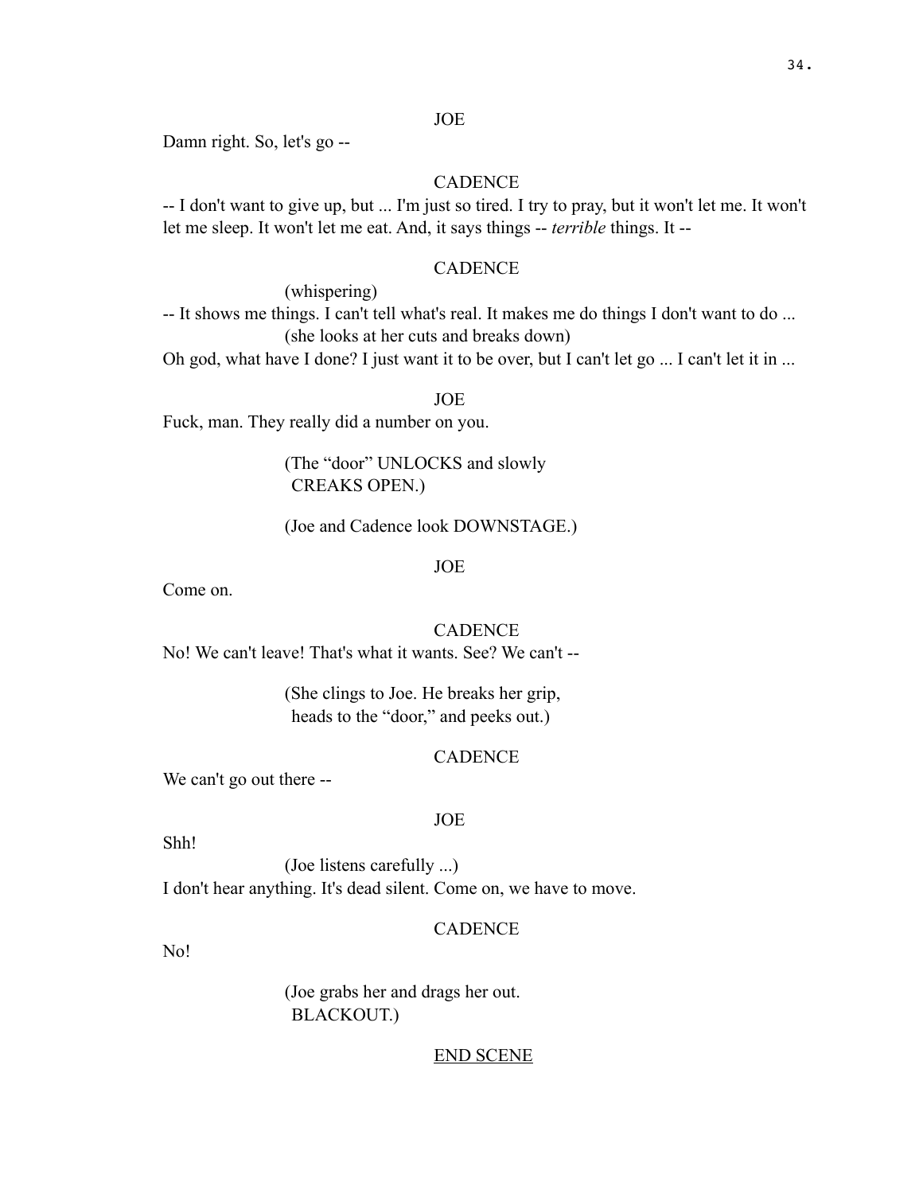JOE

Damn right. So, let's go --

CADENCE

-- I don't want to give up, but ... I'm just so tired. I try to pray, but it won't let me. It won't let me sleep. It won't let me eat. And, it says things -- *terrible* things. It --

CADENCE

(whispering)

-- It shows me things. I can't tell what's real. It makes me do things I don't want to do ...

(she looks at her cuts and breaks down)

Oh god, what have I done? I just want it to be over, but I can't let go ... I can't let it in ...

JOE

Fuck, man. They really did a number on you.

(The "door" UNLOCKS and slowly CREAKS OPEN.)

(Joe and Cadence look DOWNSTAGE.)

JOE

Come on.

CADENCE

No! We can't leave! That's what it wants. See? We can't --

(She clings to Joe. He breaks her grip, heads to the "door," and peeks out.)

CADENCE

We can't go out there --

JOE

Shh!

(Joe listens carefully ...)

I don't hear anything. It's dead silent. Come on, we have to move.

CADENCE

No!

(Joe grabs her and drags her out. BLACKOUT.)

<u>END SCENE</u>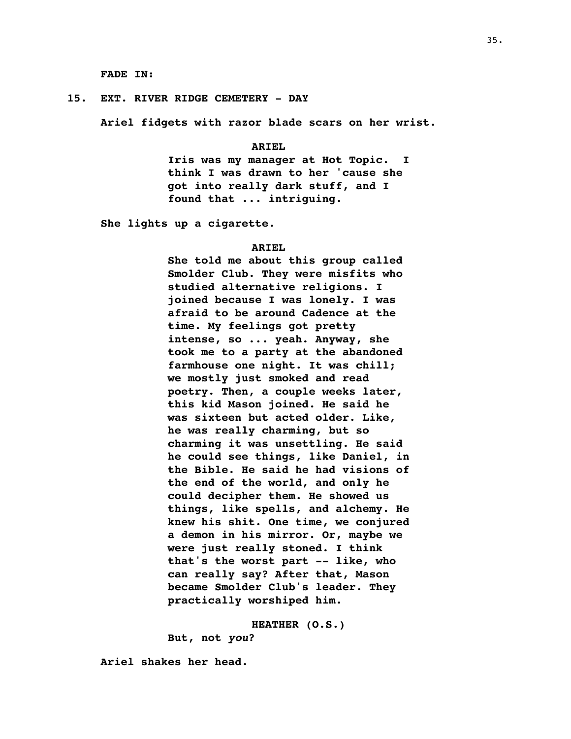**FADE IN:**

**15. EXT. RIVER RIDGE CEMETERY - DAY**

**Ariel fidgets with razor blade scars on her wrist.**

**ARIEL**

**Iris was my manager at Hot Topic. I think I was drawn to her 'cause she got into really dark stuff, and I found that ... intriguing.**

**She lights up a cigarette.**

**ARIEL**

**She told me about this group called Smolder Club. They were misfits who studied alternative religions. I joined because I was lonely. I was afraid to be around Cadence at the time. My feelings got pretty intense, so ... yeah. Anyway, she took me to a party at the abandoned farmhouse one night. It was chill; we mostly just smoked and read poetry. Then, a couple weeks later, this kid Mason joined. He said he was sixteen but acted older. Like, he was really charming, but so charming it was unsettling. He said he could see things, like Daniel, in the Bible. He said he had visions of the end of the world, and only he could decipher them. He showed us things, like spells, and alchemy. He knew his shit. One time, we conjured a demon in his mirror. Or, maybe we were just really stoned. I think that's the worst part -- like, who can really say? After that, Mason became Smolder Club's leader. They practically worshiped him.**

**HEATHER (O.S.)**

**But, not *you*?**

**Ariel shakes her head.**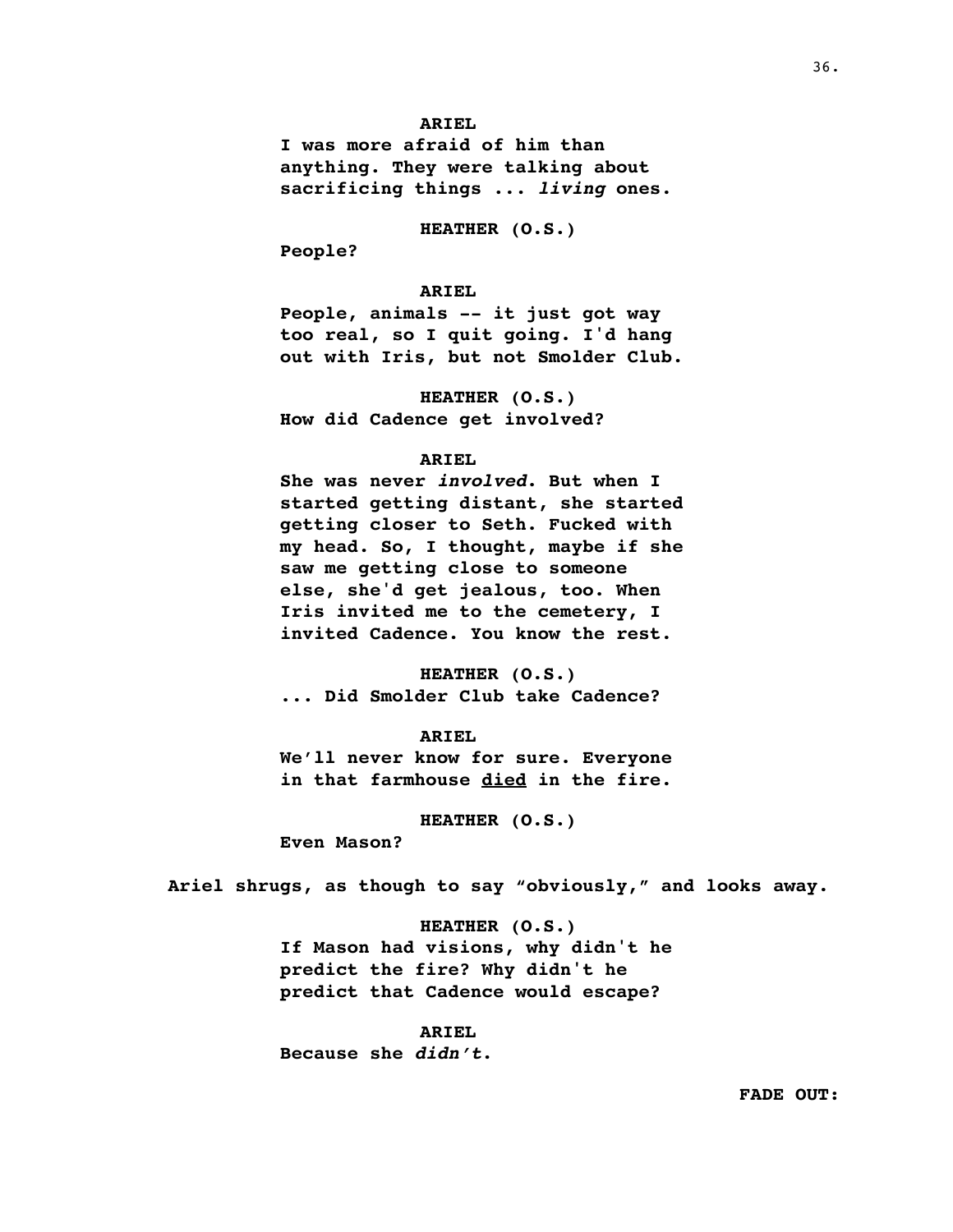**ARIEL**

**I was more afraid of him than anything. They were talking about sacrificing things ... *living* ones.**

**HEATHER (O.S.)**

**People?**

**ARIEL**

**People, animals -- it just got way too real, so I quit going. I'd hang out with Iris, but not Smolder Club.**

**HEATHER (O.S.)**

**How did Cadence get involved?**

**ARIEL**

**She was never *involved*. But when I started getting distant, she started getting closer to Seth. Fucked with my head. So, I thought, maybe if she saw me getting close to someone else, she'd get jealous, too. When Iris invited me to the cemetery, I invited Cadence. You know the rest.**

**HEATHER (O.S.)**

**... Did Smolder Club take Cadence?**

**ARIEL**

**We'll never know for sure. Everyone in that farmhouse <u>died</u> in the fire.**

**HEATHER (O.S.)**

**Even Mason?**

**Ariel shrugs, as though to say "obviously," and looks away.**

**HEATHER (O.S.)**

**If Mason had visions, why didn't he predict the fire? Why didn't he predict that Cadence would escape?**

**ARIEL**

**Because she *didn't*.**

**FADE OUT:**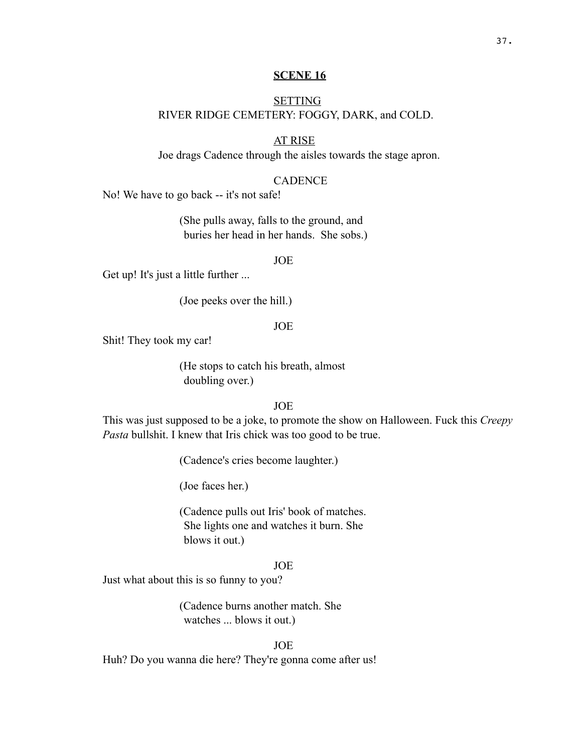**SCENE 16**

SETTING
RIVER RIDGE CEMETERY: FOGGY, DARK, and COLD.

AT RISE
Joe drags Cadence through the aisles towards the stage apron.

CADENCE

No! We have to go back -- it's not safe!

(She pulls away, falls to the ground, and buries her head in her hands. She sobs.)

JOE

Get up! It's just a little further ...

(Joe peeks over the hill.)

JOE

Shit! They took my car!

(He stops to catch his breath, almost doubling over.)

JOE

This was just supposed to be a joke, to promote the show on Halloween. Fuck this *Creepy Pasta* bullshit. I knew that Iris chick was too good to be true.

(Cadence's cries become laughter.)

(Joe faces her.)

(Cadence pulls out Iris' book of matches. She lights one and watches it burn. She blows it out.)

JOE

Just what about this is so funny to you?

(Cadence burns another match. She watches ... blows it out.)

JOE

Huh? Do you wanna die here? They're gonna come after us!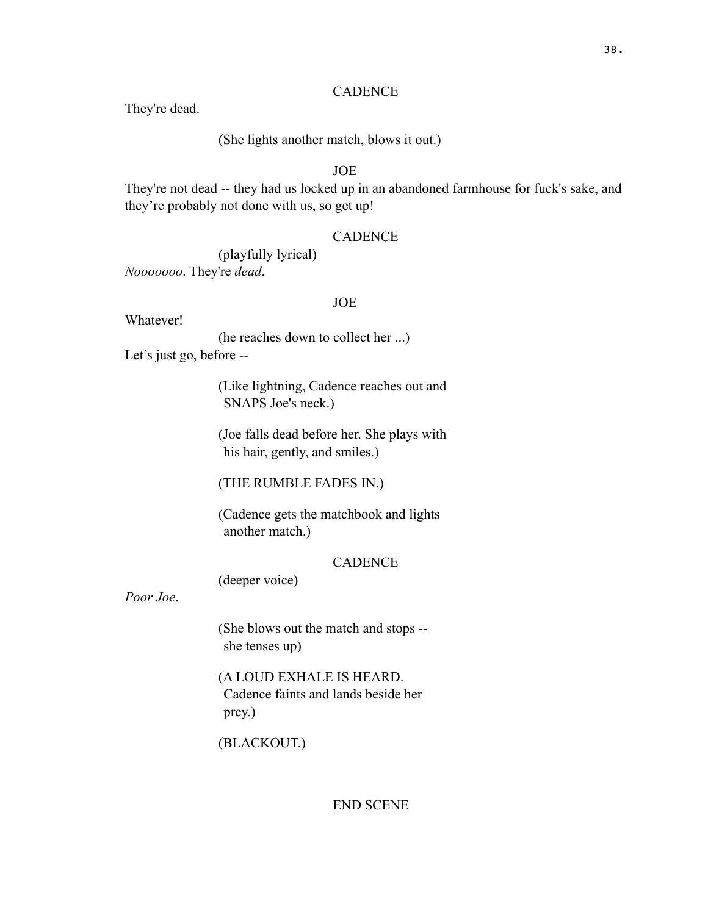CADENCE

They're dead.

(She lights another match, blows it out.)

JOE

They're not dead -- they had us locked up in an abandoned farmhouse for fuck's sake, and they're probably not done with us, so get up!

CADENCE

(playfully lyrical)

*Nooooooo*. They're *dead*.

JOE

Whatever!

(he reaches down to collect her ...)

Let's just go, before --

(Like lightning, Cadence reaches out and SNAPS Joe's neck.)

(Joe falls dead before her. She plays with his hair, gently, and smiles.)

(THE RUMBLE FADES IN.)

(Cadence gets the matchbook and lights another match.)

CADENCE

(deeper voice)

*Poor Joe*.

(She blows out the match and stops -- she tenses up)

(A LOUD EXHALE IS HEARD. Cadence faints and lands beside her prey.)

(BLACKOUT.)

END SCENE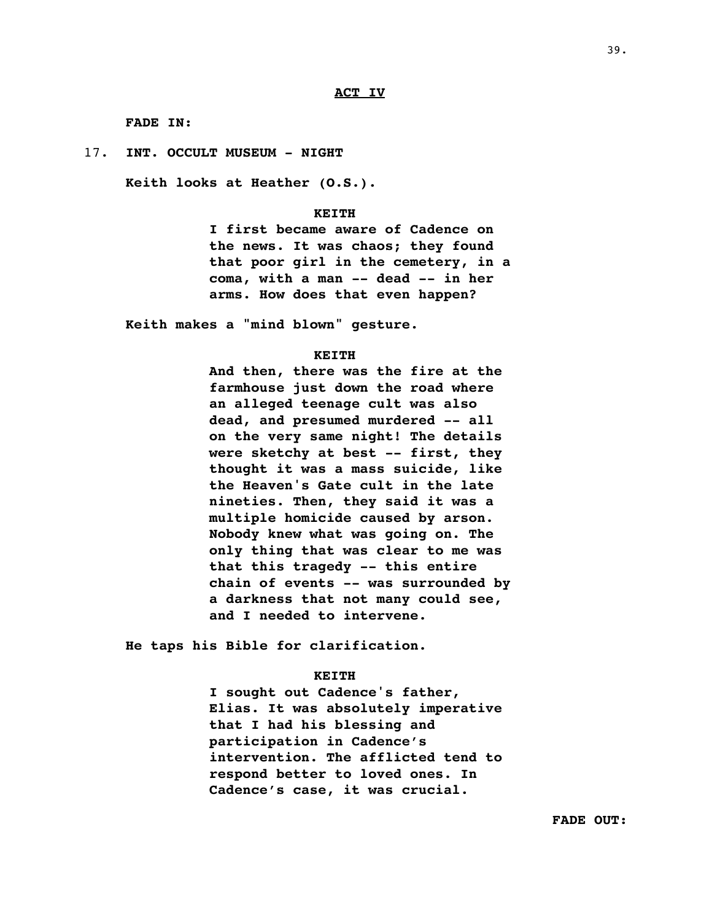**ACT IV**

**FADE IN:**

17. **INT. OCCULT MUSEUM - NIGHT**

**Keith looks at Heather (O.S.).**

**KEITH**

**I first became aware of Cadence on the news. It was chaos; they found that poor girl in the cemetery, in a coma, with a man -- dead -- in her arms. How does that even happen?**

**Keith makes a "mind blown" gesture.**

**KEITH**

**And then, there was the fire at the farmhouse just down the road where an alleged teenage cult was also dead, and presumed murdered -- all on the very same night! The details were sketchy at best -- first, they thought it was a mass suicide, like the Heaven's Gate cult in the late nineties. Then, they said it was a multiple homicide caused by arson. Nobody knew what was going on. The only thing that was clear to me was that this tragedy -- this entire chain of events -- was surrounded by a darkness that not many could see, and I needed to intervene.**

**He taps his Bible for clarification.**

**KEITH**

**I sought out Cadence's father, Elias. It was absolutely imperative that I had his blessing and participation in Cadence's intervention. The afflicted tend to respond better to loved ones. In Cadence's case, it was crucial.**

**FADE OUT:**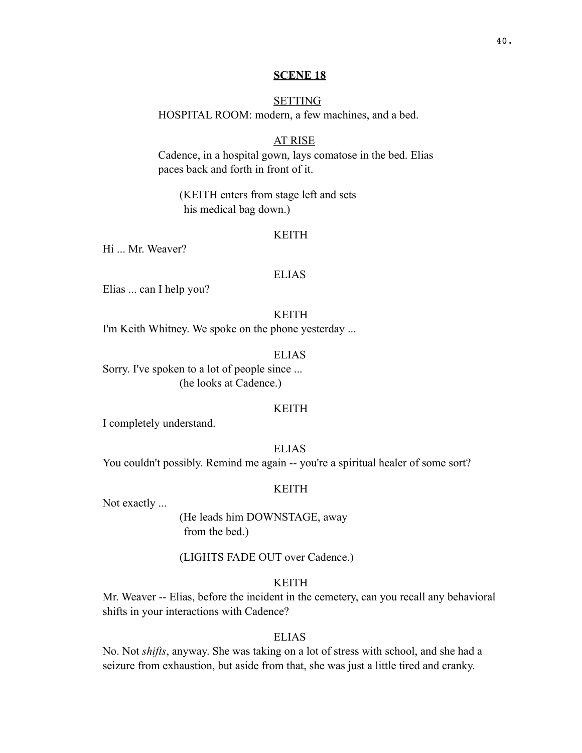**SCENE 18**

SETTING

HOSPITAL ROOM: modern, a few machines, and a bed.

AT RISE

Cadence, in a hospital gown, lays comatose in the bed. Elias paces back and forth in front of it.

(KEITH enters from stage left and sets his medical bag down.)

KEITH

Hi ... Mr. Weaver?

ELIAS

Elias ... can I help you?

KEITH

I'm Keith Whitney. We spoke on the phone yesterday ...

ELIAS

Sorry. I've spoken to a lot of people since ...

(he looks at Cadence.)

KEITH

I completely understand.

ELIAS

You couldn't possibly. Remind me again -- you're a spiritual healer of some sort?

KEITH

Not exactly ...

(He leads him DOWNSTAGE, away from the bed.)

(LIGHTS FADE OUT over Cadence.)

KEITH

Mr. Weaver -- Elias, before the incident in the cemetery, can you recall any behavioral shifts in your interactions with Cadence?

ELIAS

No. Not *shifts*, anyway. She was taking on a lot of stress with school, and she had a seizure from exhaustion, but aside from that, she was just a little tired and cranky.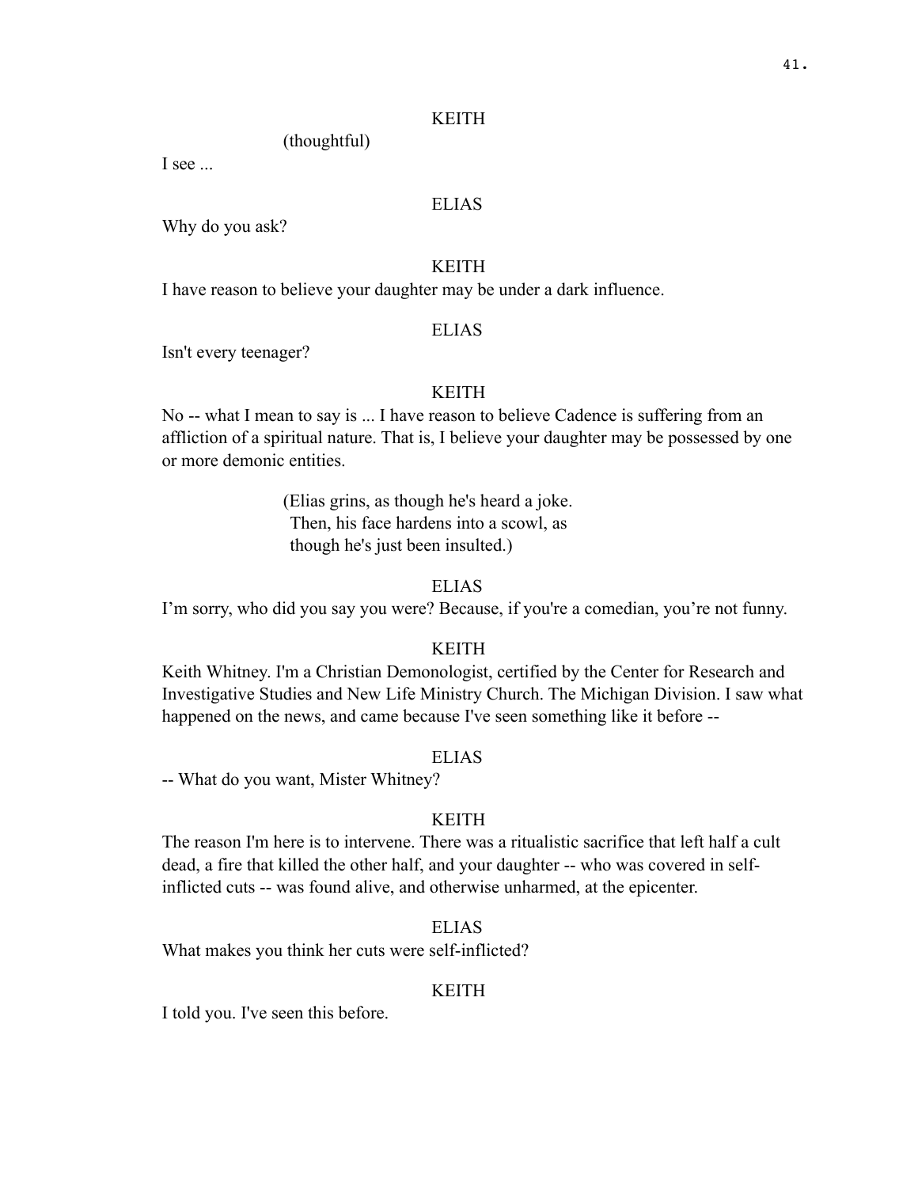KEITH

(thoughtful)

I see ...

ELIAS

Why do you ask?

KEITH

I have reason to believe your daughter may be under a dark influence.

ELIAS

Isn't every teenager?

KEITH

No -- what I mean to say is ... I have reason to believe Cadence is suffering from an affliction of a spiritual nature. That is, I believe your daughter may be possessed by one or more demonic entities.

(Elias grins, as though he's heard a joke. Then, his face hardens into a scowl, as though he's just been insulted.)

ELIAS

I'm sorry, who did you say you were? Because, if you're a comedian, you're not funny.

KEITH

Keith Whitney. I'm a Christian Demonologist, certified by the Center for Research and Investigative Studies and New Life Ministry Church. The Michigan Division. I saw what happened on the news, and came because I've seen something like it before --

ELIAS

-- What do you want, Mister Whitney?

KEITH

The reason I'm here is to intervene. There was a ritualistic sacrifice that left half a cult dead, a fire that killed the other half, and your daughter -- who was covered in self-inflicted cuts -- was found alive, and otherwise unharmed, at the epicenter.

ELIAS

What makes you think her cuts were self-inflicted?

KEITH

I told you. I've seen this before.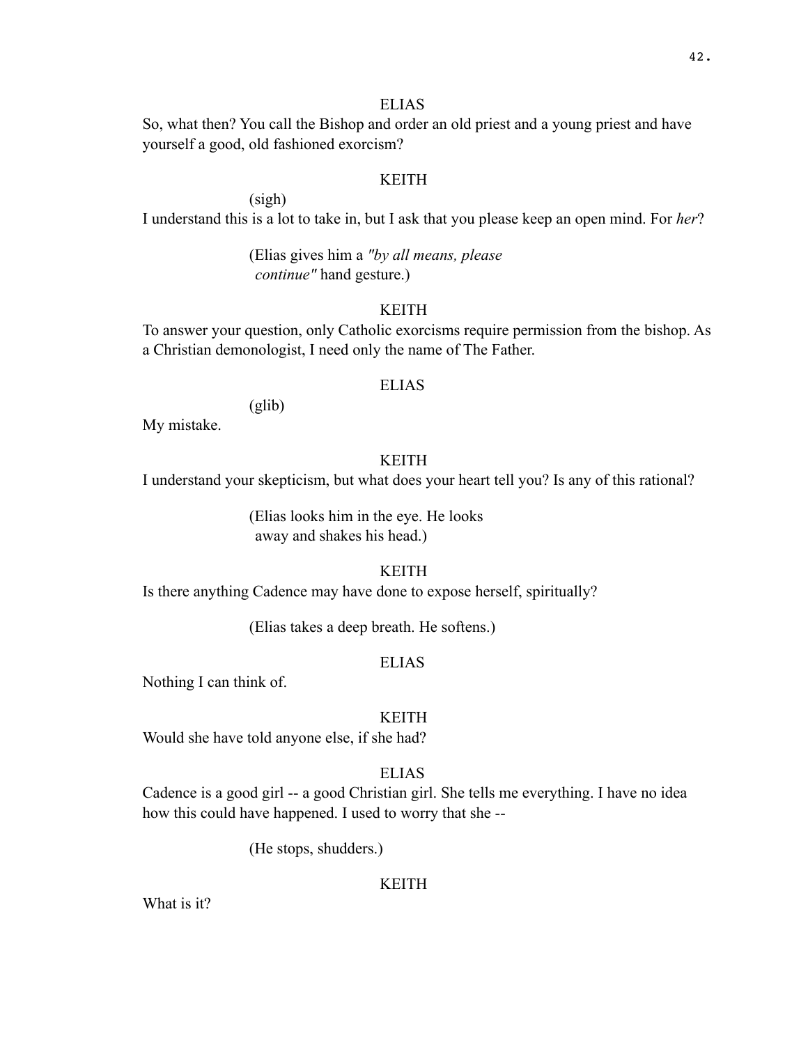ELIAS

So, what then? You call the Bishop and order an old priest and a young priest and have yourself a good, old fashioned exorcism?

KEITH

(sigh)

I understand this is a lot to take in, but I ask that you please keep an open mind. For *her*?

(Elias gives him a *"by all means, please continue"* hand gesture.)

KEITH

To answer your question, only Catholic exorcisms require permission from the bishop. As a Christian demonologist, I need only the name of The Father.

ELIAS

(glib)

My mistake.

KEITH

I understand your skepticism, but what does your heart tell you? Is any of this rational?

(Elias looks him in the eye. He looks away and shakes his head.)

KEITH

Is there anything Cadence may have done to expose herself, spiritually?

(Elias takes a deep breath. He softens.)

ELIAS

Nothing I can think of.

KEITH

Would she have told anyone else, if she had?

ELIAS

Cadence is a good girl -- a good Christian girl. She tells me everything. I have no idea how this could have happened. I used to worry that she --

(He stops, shudders.)

KEITH

What is it?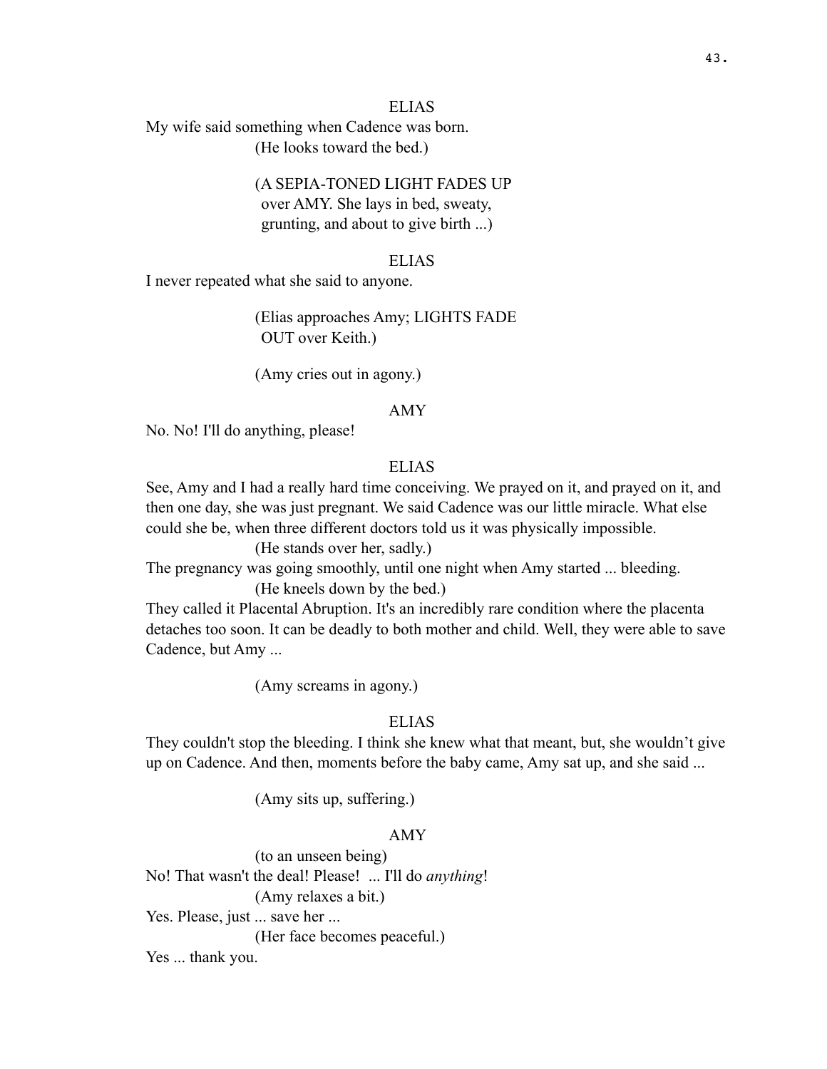ELIAS

My wife said something when Cadence was born.

(He looks toward the bed.)

(A SEPIA-TONED LIGHT FADES UP over AMY. She lays in bed, sweaty, grunting, and about to give birth ...)

ELIAS

I never repeated what she said to anyone.

(Elias approaches Amy; LIGHTS FADE OUT over Keith.)

(Amy cries out in agony.)

AMY

No. No! I'll do anything, please!

ELIAS

See, Amy and I had a really hard time conceiving. We prayed on it, and prayed on it, and then one day, she was just pregnant. We said Cadence was our little miracle. What else could she be, when three different doctors told us it was physically impossible.

(He stands over her, sadly.)

The pregnancy was going smoothly, until one night when Amy started ... bleeding.

(He kneels down by the bed.)

They called it Placental Abruption. It's an incredibly rare condition where the placenta detaches too soon. It can be deadly to both mother and child. Well, they were able to save Cadence, but Amy ...

(Amy screams in agony.)

ELIAS

They couldn't stop the bleeding. I think she knew what that meant, but, she wouldn't give up on Cadence. And then, moments before the baby came, Amy sat up, and she said ...

(Amy sits up, suffering.)

AMY

(to an unseen being)

No! That wasn't the deal! Please! ... I'll do *anything*!

(Amy relaxes a bit.)

Yes. Please, just ... save her ...

(Her face becomes peaceful.)

Yes ... thank you.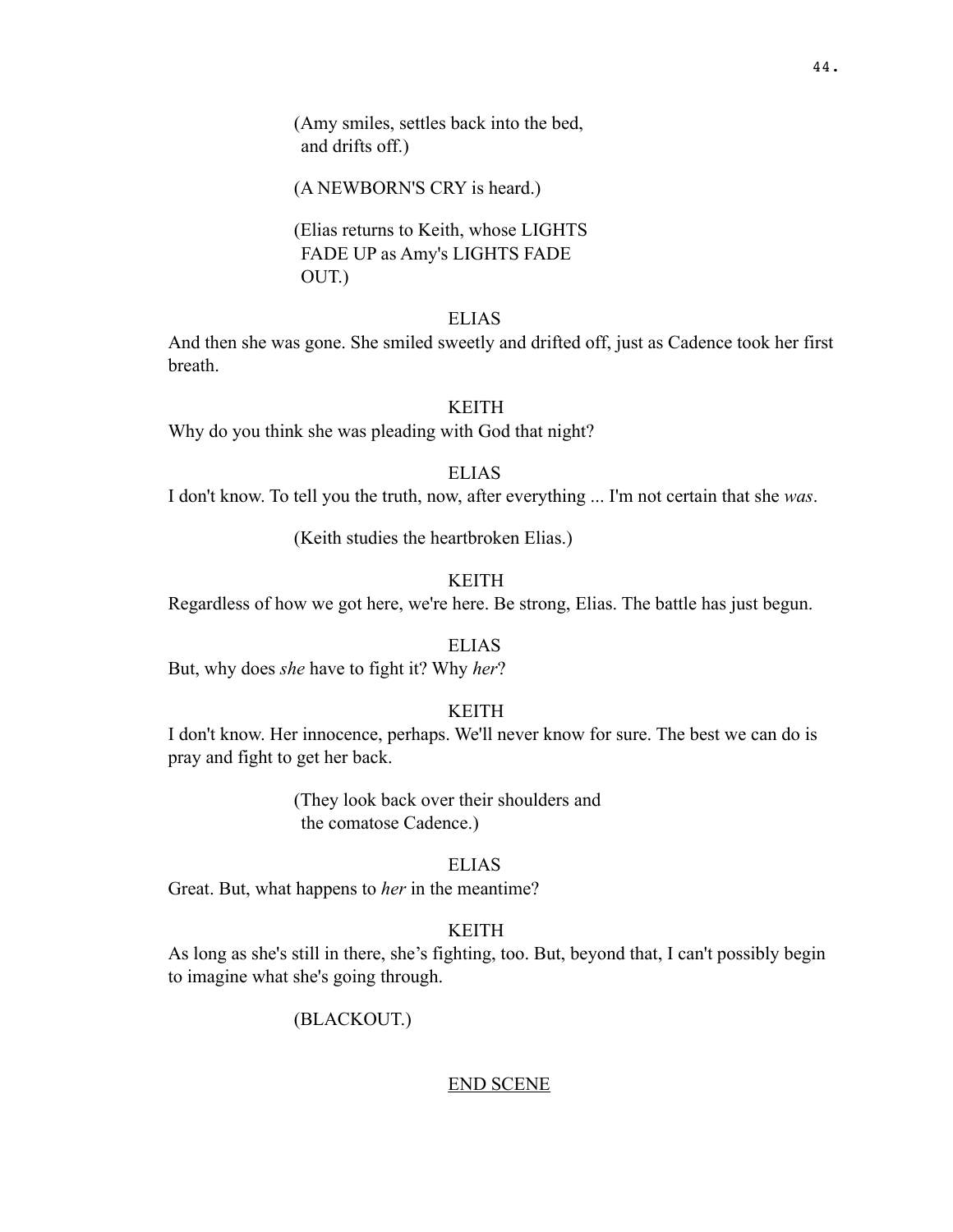(Amy smiles, settles back into the bed, and drifts off.)

(A NEWBORN'S CRY is heard.)

(Elias returns to Keith, whose LIGHTS FADE UP as Amy's LIGHTS FADE OUT.)

ELIAS

And then she was gone. She smiled sweetly and drifted off, just as Cadence took her first breath.

KEITH

Why do you think she was pleading with God that night?

ELIAS

I don't know. To tell you the truth, now, after everything ... I'm not certain that she *was*.

(Keith studies the heartbroken Elias.)

KEITH

Regardless of how we got here, we're here. Be strong, Elias. The battle has just begun.

ELIAS

But, why does *she* have to fight it? Why *her*?

KEITH

I don't know. Her innocence, perhaps. We'll never know for sure. The best we can do is pray and fight to get her back.

(They look back over their shoulders and the comatose Cadence.)

ELIAS

Great. But, what happens to *her* in the meantime?

KEITH

As long as she's still in there, she's fighting, too. But, beyond that, I can't possibly begin to imagine what she's going through.

(BLACKOUT.)

END SCENE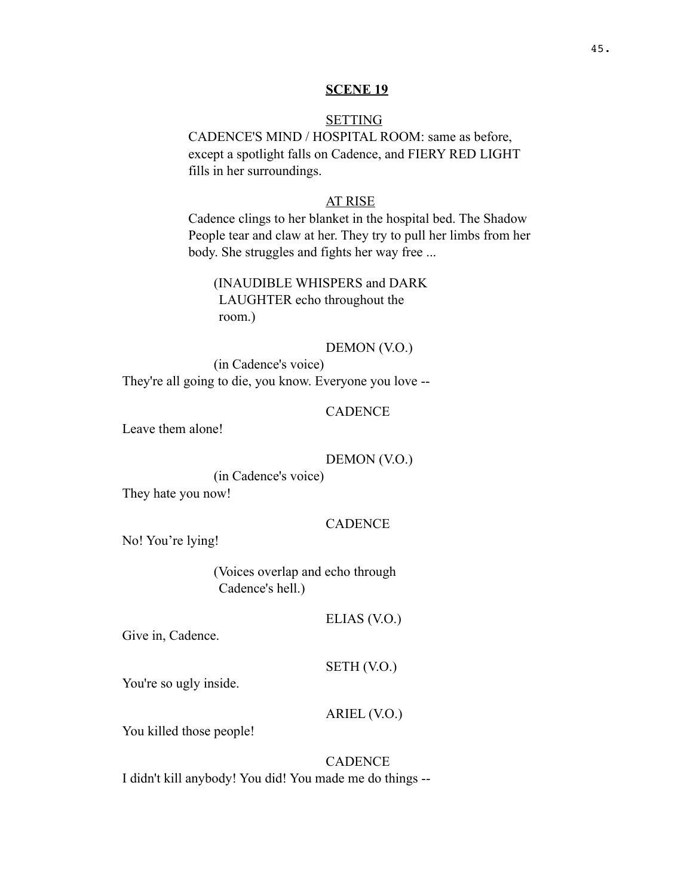**SCENE 19**

SETTING

CADENCE'S MIND / HOSPITAL ROOM: same as before, except a spotlight falls on Cadence, and FIERY RED LIGHT fills in her surroundings.

AT RISE

Cadence clings to her blanket in the hospital bed. The Shadow People tear and claw at her. They try to pull her limbs from her body. She struggles and fights her way free ...

(INAUDIBLE WHISPERS and DARK LAUGHTER echo throughout the room.)

DEMON (V.O.)

(in Cadence's voice)

They're all going to die, you know. Everyone you love --

CADENCE

Leave them alone!

DEMON (V.O.)

(in Cadence's voice)

They hate you now!

CADENCE

No! You're lying!

(Voices overlap and echo through Cadence's hell.)

ELIAS (V.O.)

Give in, Cadence.

SETH (V.O.)

You're so ugly inside.

ARIEL (V.O.)

You killed those people!

CADENCE

I didn't kill anybody! You did! You made me do things --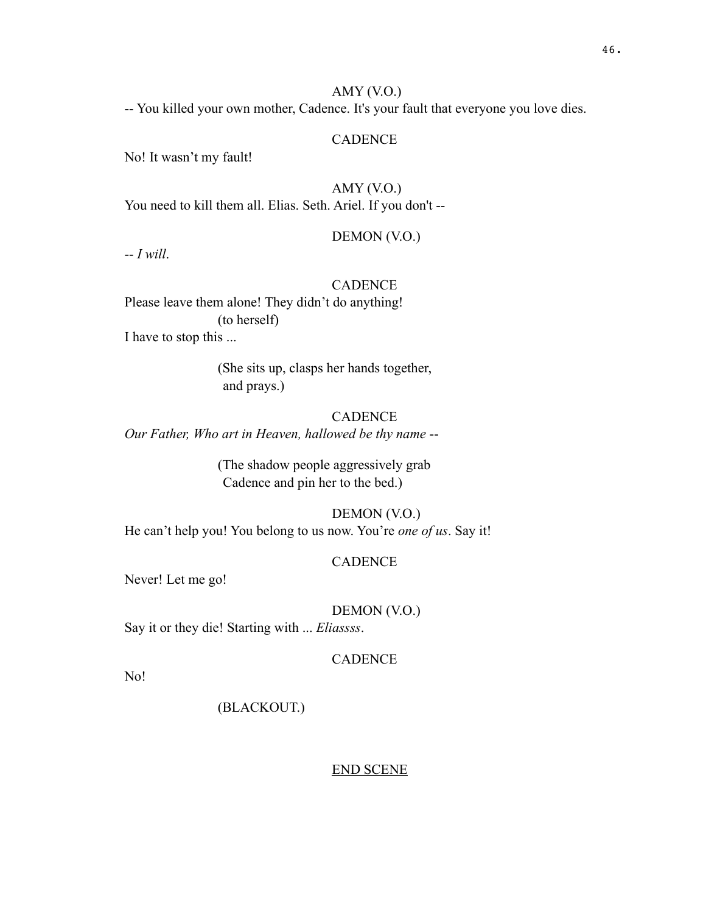AMY (V.O.)

-- You killed your own mother, Cadence. It's your fault that everyone you love dies.

CADENCE

No! It wasn't my fault!

AMY (V.O.)

You need to kill them all. Elias. Seth. Ariel. If you don't --

DEMON (V.O.)

-- *I will*.

CADENCE

Please leave them alone! They didn't do anything!

(to herself)

I have to stop this ...

(She sits up, clasps her hands together, and prays.)

CADENCE

*Our Father, Who art in Heaven, hallowed be thy name* --

(The shadow people aggressively grab Cadence and pin her to the bed.)

DEMON (V.O.)

He can't help you! You belong to us now. You're *one of us*. Say it!

CADENCE

Never! Let me go!

DEMON (V.O.)

Say it or they die! Starting with ... *Eliassss*.

CADENCE

No!

(BLACKOUT.)

<u>END SCENE</u>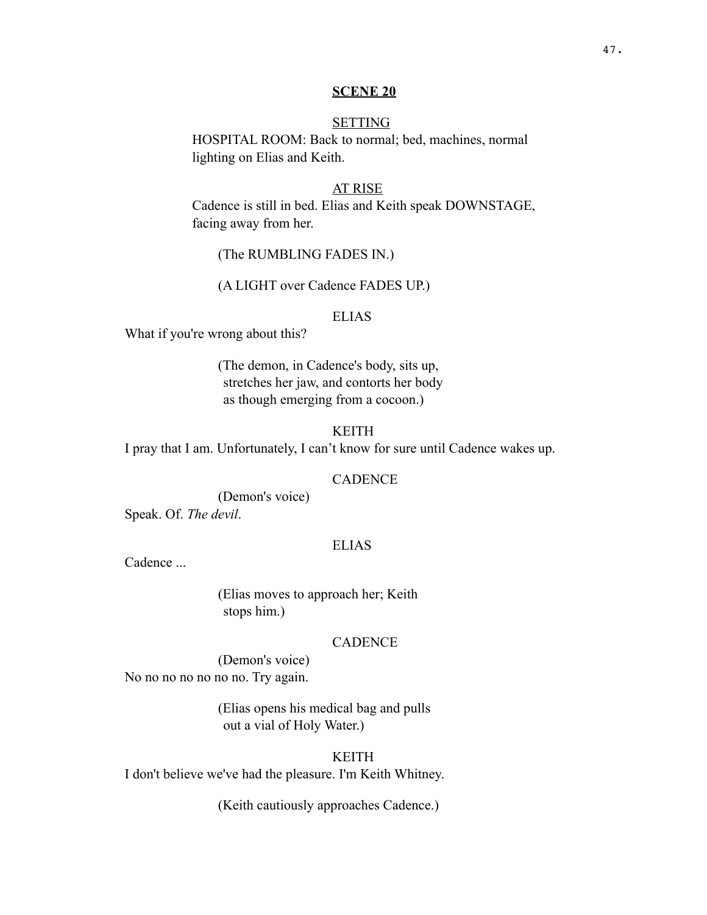**SCENE 20**

SETTING

HOSPITAL ROOM: Back to normal; bed, machines, normal lighting on Elias and Keith.

AT RISE

Cadence is still in bed. Elias and Keith speak DOWNSTAGE, facing away from her.

(The RUMBLING FADES IN.)

(A LIGHT over Cadence FADES UP.)

ELIAS

What if you're wrong about this?

(The demon, in Cadence's body, sits up, stretches her jaw, and contorts her body as though emerging from a cocoon.)

KEITH

I pray that I am. Unfortunately, I can't know for sure until Cadence wakes up.

CADENCE

(Demon's voice)

Speak. Of. *The devil*.

ELIAS

Cadence ...

(Elias moves to approach her; Keith stops him.)

CADENCE

(Demon's voice)

No no no no no no no. Try again.

(Elias opens his medical bag and pulls out a vial of Holy Water.)

KEITH

I don't believe we've had the pleasure. I'm Keith Whitney.

(Keith cautiously approaches Cadence.)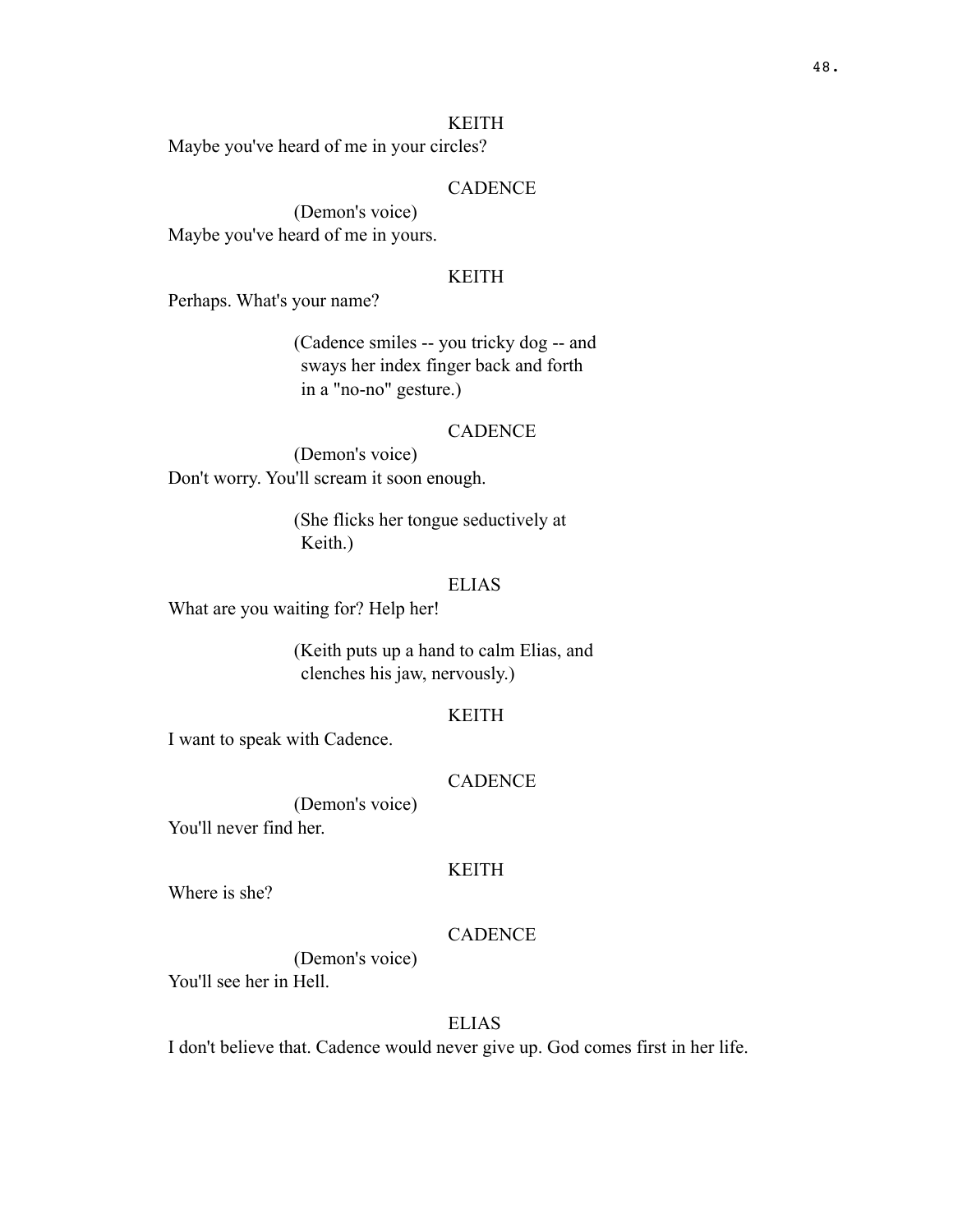KEITH

Maybe you've heard of me in your circles?

CADENCE

(Demon's voice)

Maybe you've heard of me in yours.

KEITH

Perhaps. What's your name?

(Cadence smiles -- you tricky dog -- and sways her index finger back and forth in a "no-no" gesture.)

CADENCE

(Demon's voice)

Don't worry. You'll scream it soon enough.

(She flicks her tongue seductively at Keith.)

ELIAS

What are you waiting for? Help her!

(Keith puts up a hand to calm Elias, and clenches his jaw, nervously.)

KEITH

I want to speak with Cadence.

CADENCE

(Demon's voice)

You'll never find her.

KEITH

Where is she?

CADENCE

(Demon's voice)

You'll see her in Hell.

ELIAS

I don't believe that. Cadence would never give up. God comes first in her life.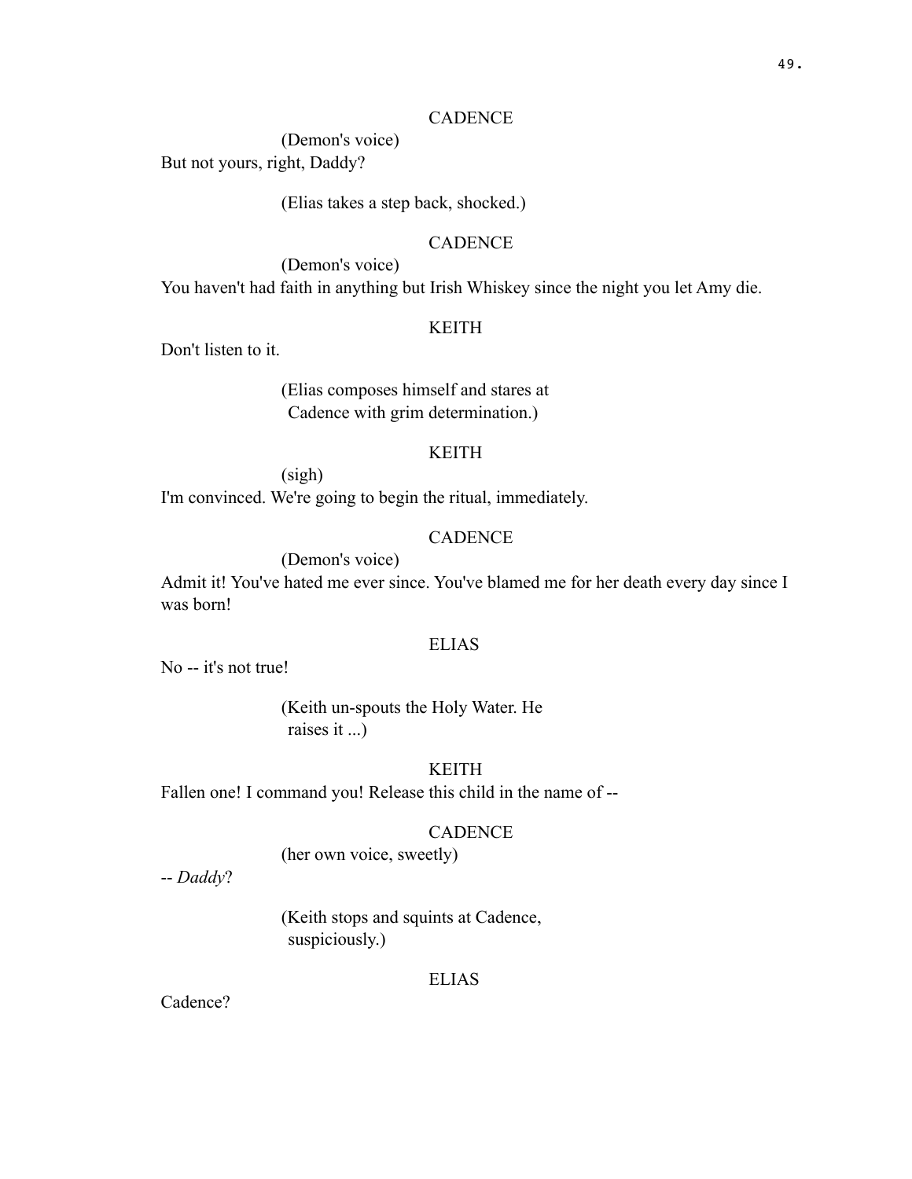CADENCE

(Demon's voice)

But not yours, right, Daddy?

(Elias takes a step back, shocked.)

CADENCE

(Demon's voice)

You haven't had faith in anything but Irish Whiskey since the night you let Amy die.

KEITH

Don't listen to it.

(Elias composes himself and stares at Cadence with grim determination.)

KEITH

(sigh)

I'm convinced. We're going to begin the ritual, immediately.

CADENCE

(Demon's voice)

Admit it! You've hated me ever since. You've blamed me for her death every day since I was born!

ELIAS

No -- it's not true!

(Keith un-spouts the Holy Water. He raises it ...)

KEITH

Fallen one! I command you! Release this child in the name of --

CADENCE

(her own voice, sweetly)

-- *Daddy*?

(Keith stops and squints at Cadence, suspiciously.)

ELIAS

Cadence?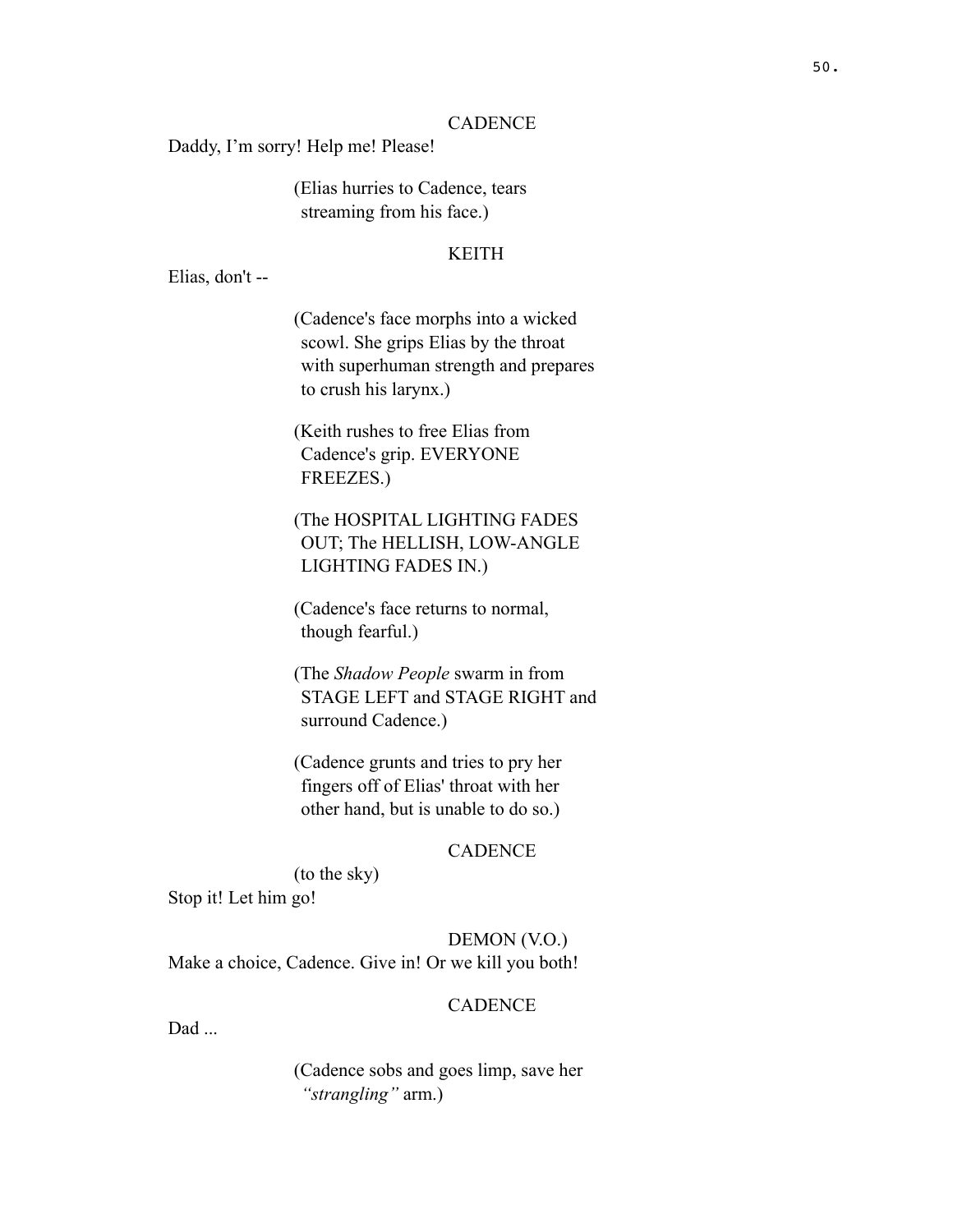CADENCE

Daddy, I'm sorry! Help me! Please!

(Elias hurries to Cadence, tears streaming from his face.)

KEITH

Elias, don't --

(Cadence's face morphs into a wicked scowl. She grips Elias by the throat with superhuman strength and prepares to crush his larynx.)

(Keith rushes to free Elias from Cadence's grip. EVERYONE FREEZES.)

(The HOSPITAL LIGHTING FADES OUT; The HELLISH, LOW-ANGLE LIGHTING FADES IN.)

(Cadence's face returns to normal, though fearful.)

(The *Shadow People* swarm in from STAGE LEFT and STAGE RIGHT and surround Cadence.)

(Cadence grunts and tries to pry her fingers off of Elias' throat with her other hand, but is unable to do so.)

CADENCE

(to the sky)

Stop it! Let him go!

DEMON (V.O.)

Make a choice, Cadence. Give in! Or we kill you both!

CADENCE

Dad ...

(Cadence sobs and goes limp, save her *"strangling"* arm.)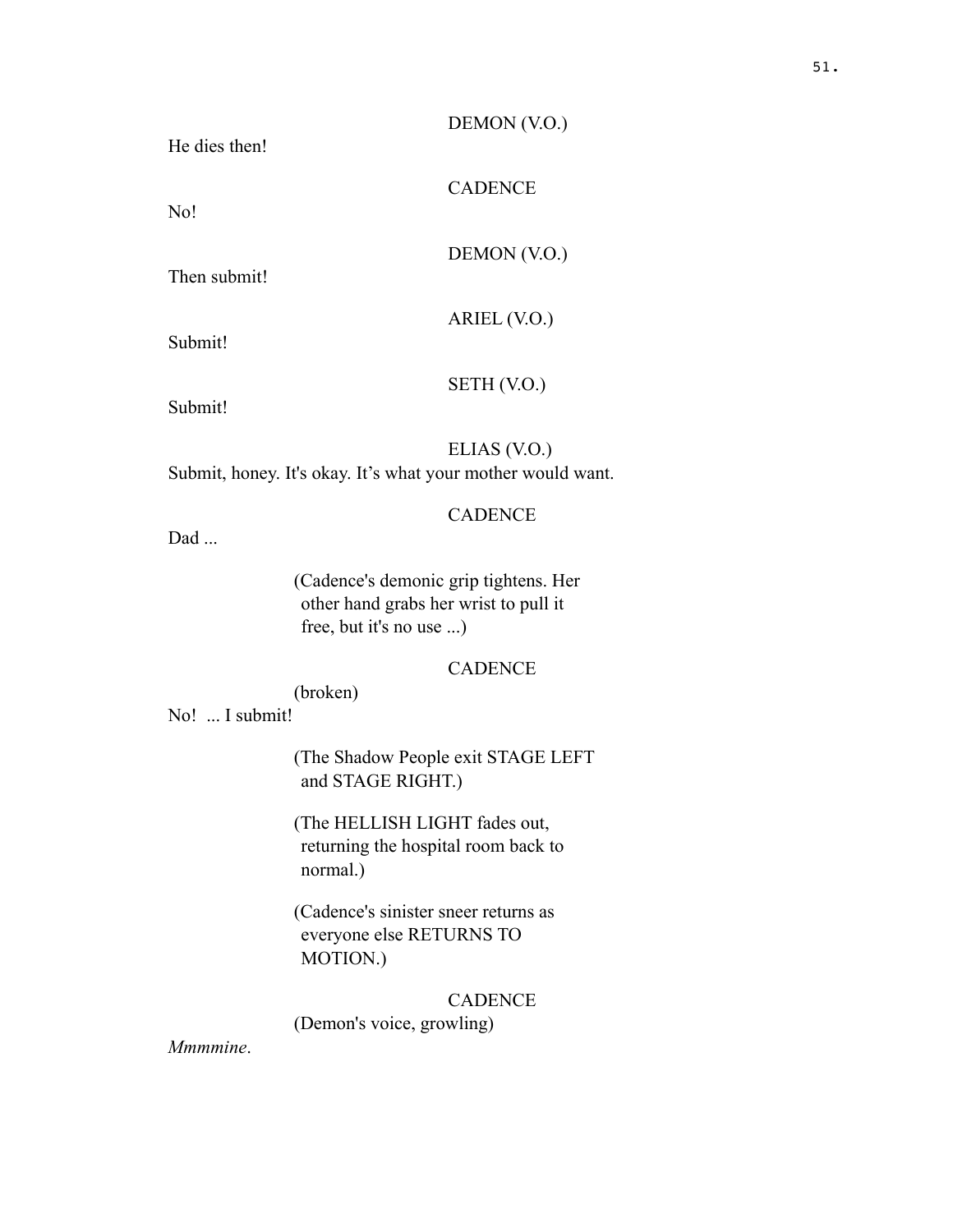DEMON (V.O.)

He dies then!

CADENCE

No!

DEMON (V.O.)

Then submit!

ARIEL (V.O.)

Submit!

SETH (V.O.)

Submit!

ELIAS (V.O.)

Submit, honey. It's okay. It’s what your mother would want.

CADENCE

Dad ...

(Cadence's demonic grip tightens. Her other hand grabs her wrist to pull it free, but it's no use ...)

CADENCE

(broken)

No!  ... I submit!

(The Shadow People exit STAGE LEFT and STAGE RIGHT.)

(The HELLISH LIGHT fades out, returning the hospital room back to normal.)

(Cadence's sinister sneer returns as everyone else RETURNS TO MOTION.)

CADENCE

(Demon's voice, growling)

*Mmmmine*.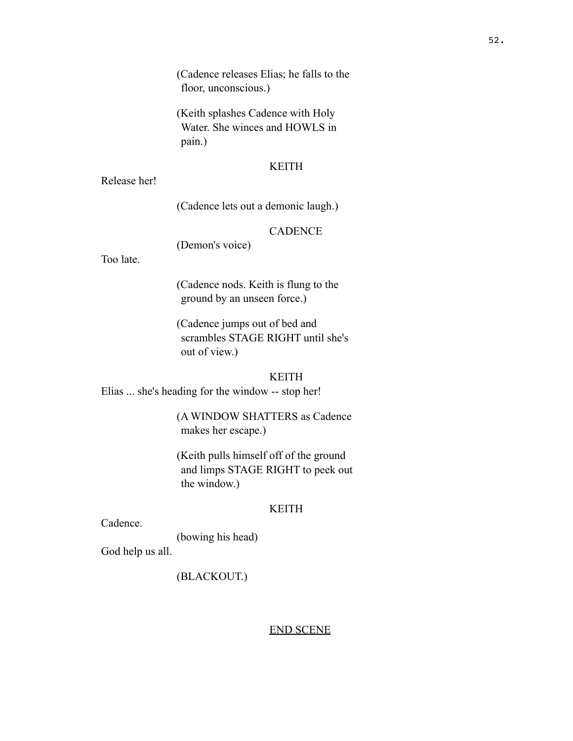(Cadence releases Elias; he falls to the floor, unconscious.)

(Keith splashes Cadence with Holy Water. She winces and HOWLS in pain.)

KEITH

Release her!

(Cadence lets out a demonic laugh.)

CADENCE

(Demon's voice)

Too late.

(Cadence nods. Keith is flung to the ground by an unseen force.)

(Cadence jumps out of bed and scrambles STAGE RIGHT until she's out of view.)

KEITH

Elias ... she's heading for the window -- stop her!

(A WINDOW SHATTERS as Cadence makes her escape.)

(Keith pulls himself off of the ground and limps STAGE RIGHT to peek out the window.)

KEITH

Cadence.

(bowing his head)

God help us all.

(BLACKOUT.)

<u>END SCENE</u>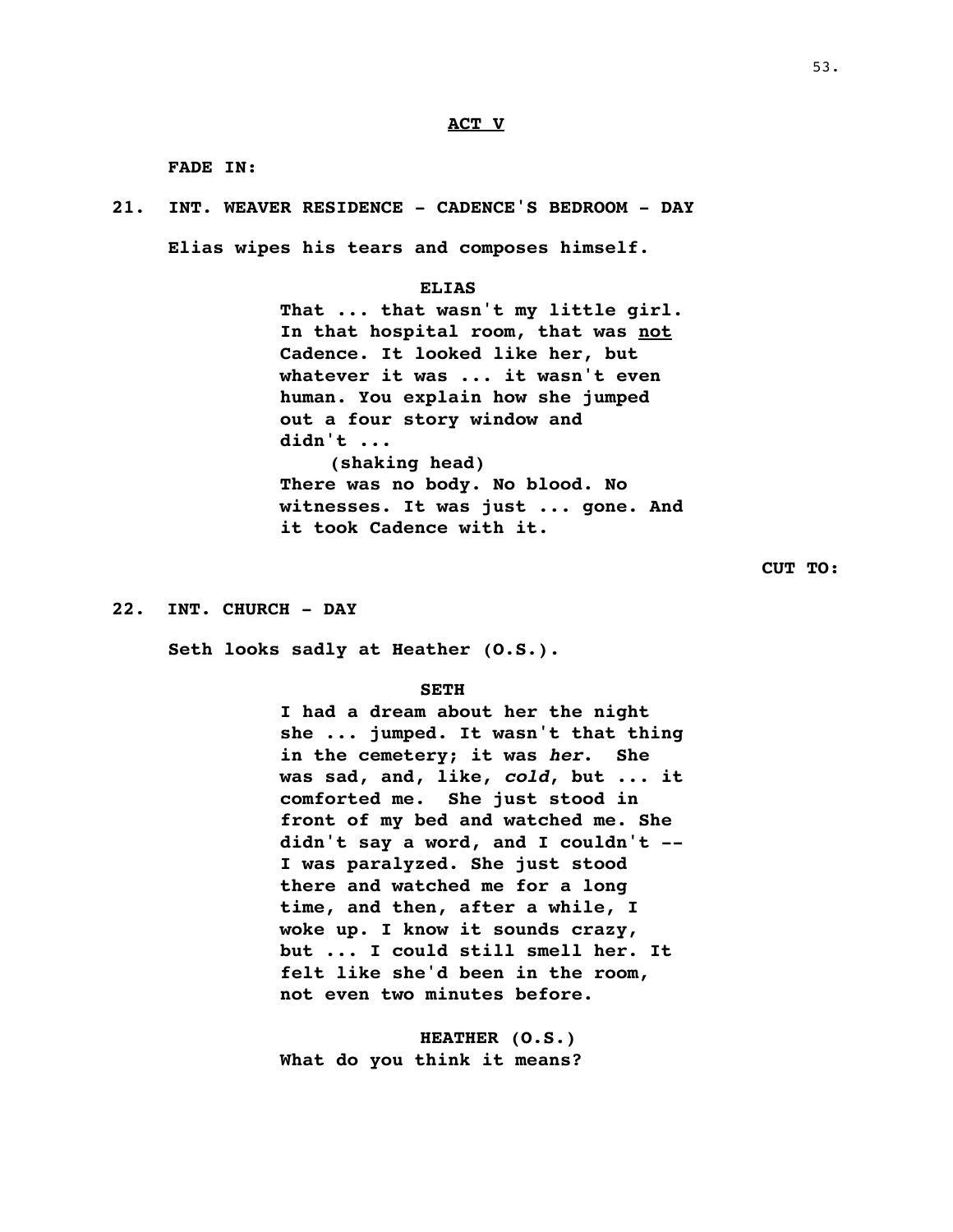**ACT V**

**FADE IN:**

**21. INT. WEAVER RESIDENCE - CADENCE'S BEDROOM - DAY**

**Elias wipes his tears and composes himself.**

**ELIAS**

**That ... that wasn't my little girl. In that hospital room, that was not Cadence. It looked like her, but whatever it was ... it wasn't even human. You explain how she jumped out a four story window and didn't ...**

**(shaking head)**

**There was no body. No blood. No witnesses. It was just ... gone. And it took Cadence with it.**

**CUT TO:**

**22. INT. CHURCH - DAY**

**Seth looks sadly at Heather (O.S.).**

**SETH**

**I had a dream about her the night she ... jumped. It wasn't that thing in the cemetery; it was *her*. She was sad, and, like, *cold*, but ... it comforted me. She just stood in front of my bed and watched me. She didn't say a word, and I couldn't -- I was paralyzed. She just stood there and watched me for a long time, and then, after a while, I woke up. I know it sounds crazy, but ... I could still smell her. It felt like she'd been in the room, not even two minutes before.**

**HEATHER (O.S.)**

**What do you think it means?**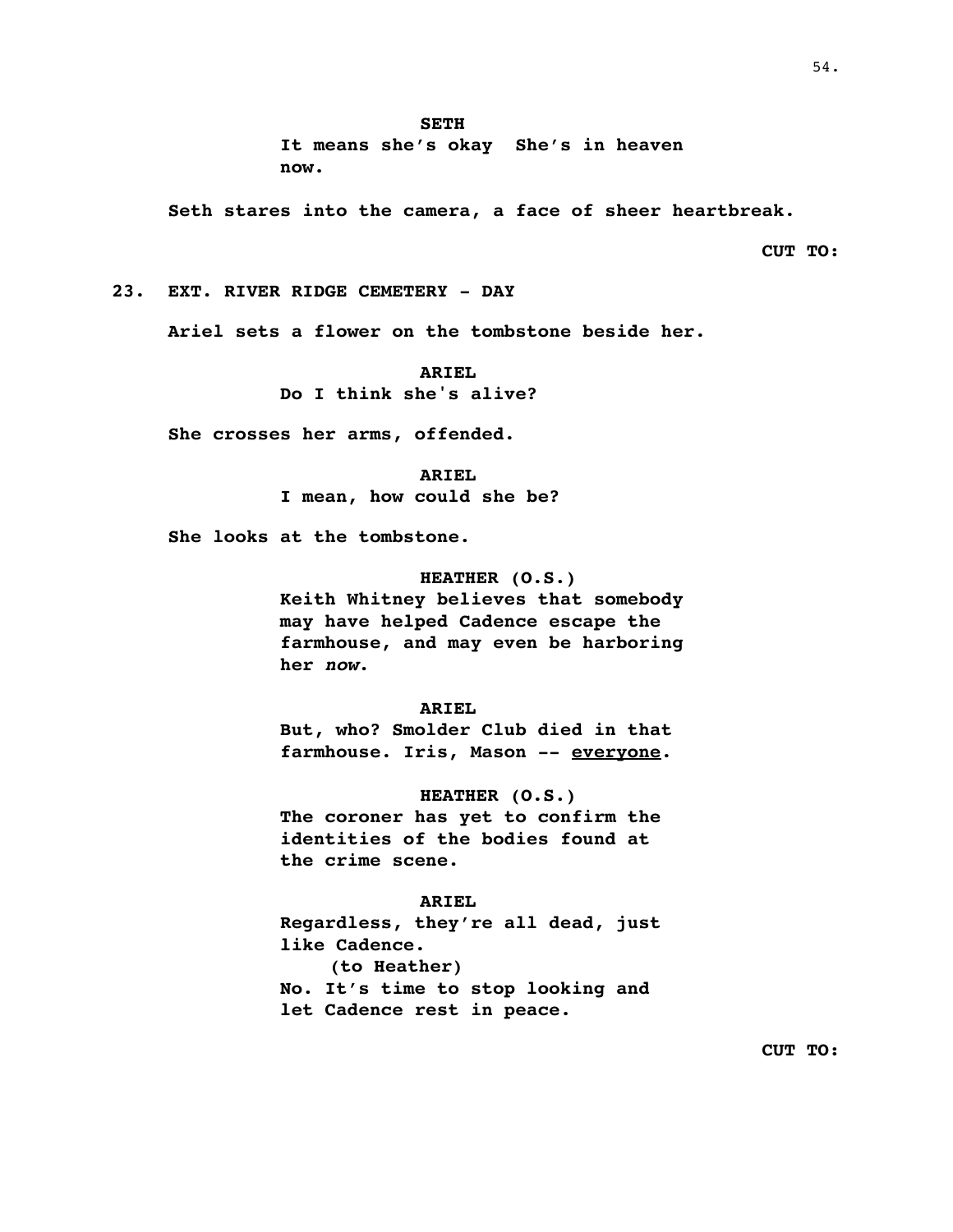**SETH**

**It means she's okay She's in heaven now.**

**Seth stares into the camera, a face of sheer heartbreak.**

**CUT TO:**

**23. EXT. RIVER RIDGE CEMETERY - DAY**

**Ariel sets a flower on the tombstone beside her.**

**ARIEL**

**Do I think she's alive?**

**She crosses her arms, offended.**

**ARIEL**

**I mean, how could she be?**

**She looks at the tombstone.**

**HEATHER (O.S.)**

**Keith Whitney believes that somebody may have helped Cadence escape the farmhouse, and may even be harboring her *now*.**

**ARIEL**

**But, who? Smolder Club died in that farmhouse. Iris, Mason -- <u>everyone</u>.**

**HEATHER (O.S.)**

**The coroner has yet to confirm the identities of the bodies found at the crime scene.**

**ARIEL**

**Regardless, they're all dead, just like Cadence.**

**(to Heather)**

**No. It's time to stop looking and let Cadence rest in peace.**

**CUT TO:**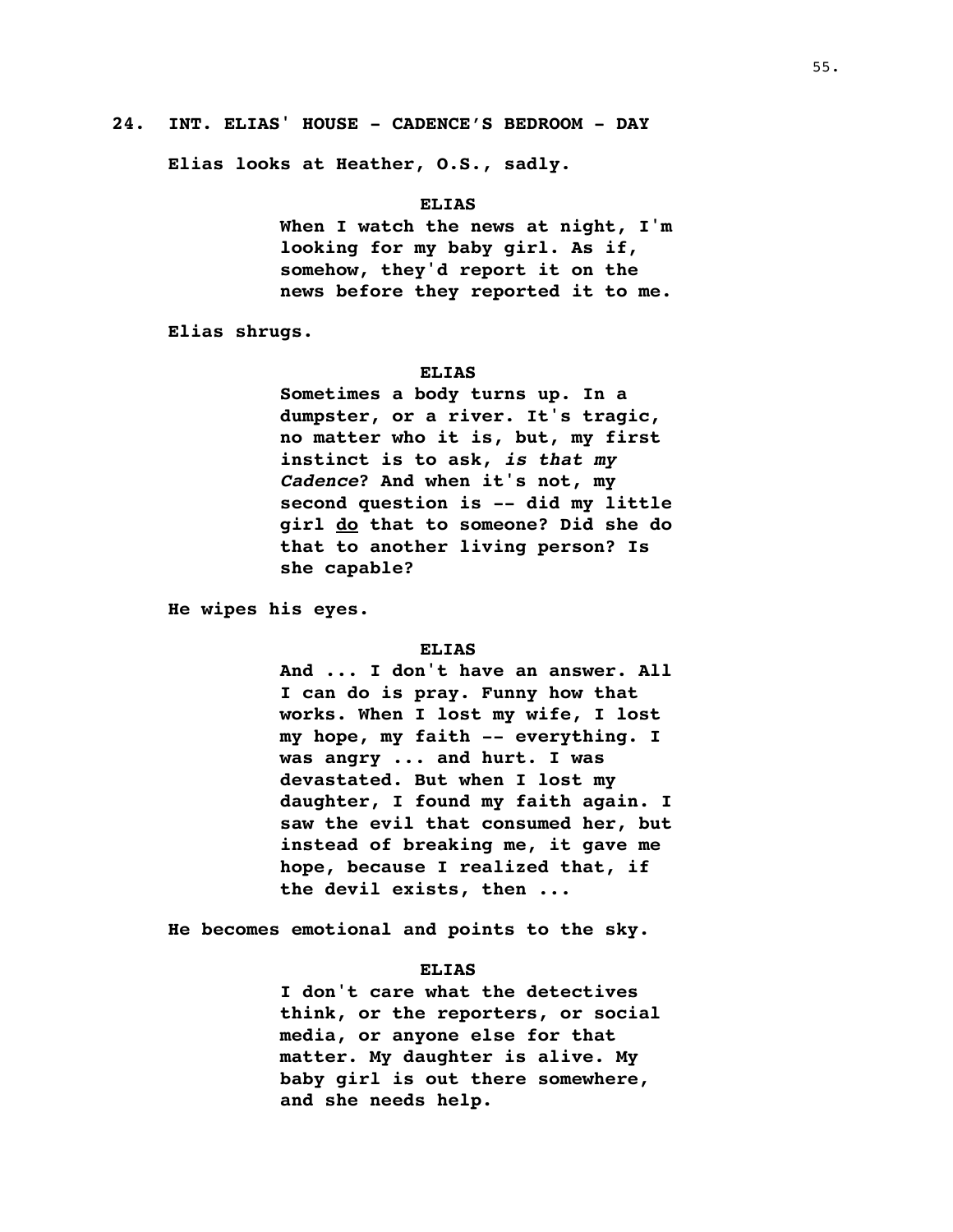**24. INT. ELIAS' HOUSE - CADENCE'S BEDROOM - DAY**

**Elias looks at Heather, O.S., sadly.**

**ELIAS**

**When I watch the news at night, I'm looking for my baby girl. As if, somehow, they'd report it on the news before they reported it to me.**

**Elias shrugs.**

**ELIAS**

**Sometimes a body turns up. In a dumpster, or a river. It's tragic, no matter who it is, but, my first instinct is to ask, *is that my Cadence*? And when it's not, my second question is -- did my little girl <u>do</u> that to someone? Did she do that to another living person? Is she capable?**

**He wipes his eyes.**

**ELIAS**

**And ... I don't have an answer. All I can do is pray. Funny how that works. When I lost my wife, I lost my hope, my faith -- everything. I was angry ... and hurt. I was devastated. But when I lost my daughter, I found my faith again. I saw the evil that consumed her, but instead of breaking me, it gave me hope, because I realized that, if the devil exists, then ...**

**He becomes emotional and points to the sky.**

**ELIAS**

**I don't care what the detectives think, or the reporters, or social media, or anyone else for that matter. My daughter is alive. My baby girl is out there somewhere, and she needs help.**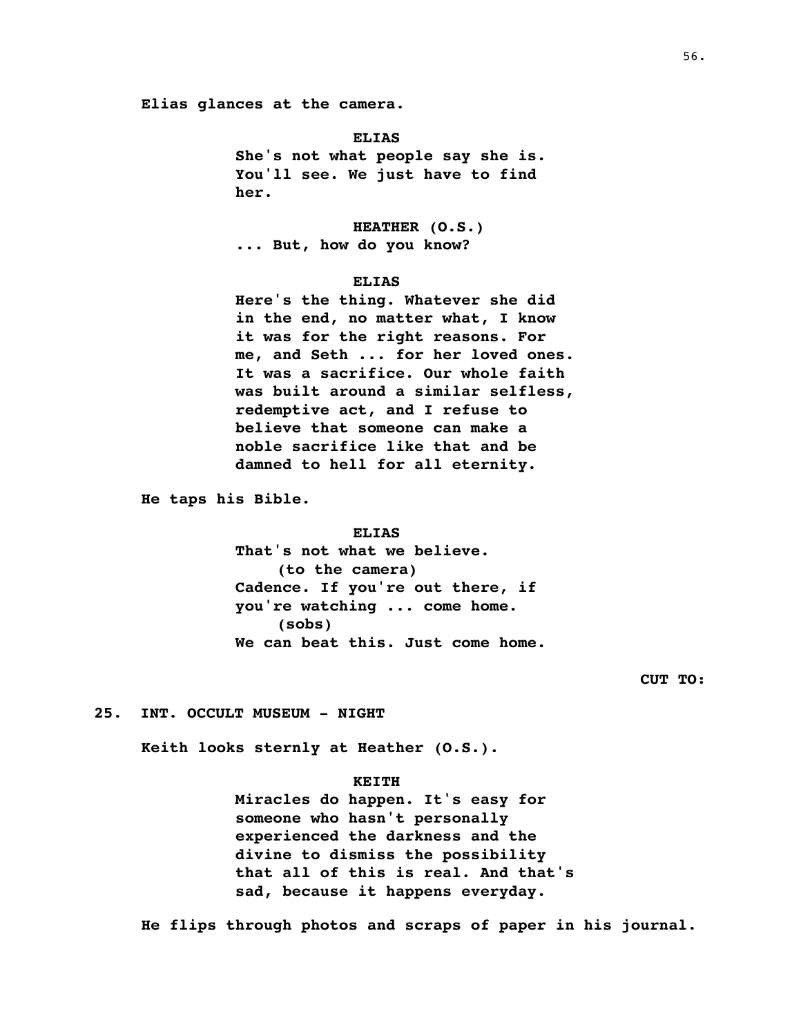Elias glances at the camera.

ELIAS
She's not what people say she is. You'll see. We just have to find her.

HEATHER (O.S.)
... But, how do you know?

ELIAS
Here's the thing. Whatever she did in the end, no matter what, I know it was for the right reasons. For me, and Seth ... for her loved ones. It was a sacrifice. Our whole faith was built around a similar selfless, redemptive act, and I refuse to believe that someone can make a noble sacrifice like that and be damned to hell for all eternity.

He taps his Bible.

ELIAS
That's not what we believe.
(to the camera)
Cadence. If you're out there, if you're watching ... come home.
(sobs)
We can beat this. Just come home.

CUT TO:

25. INT. OCCULT MUSEUM - NIGHT

Keith looks sternly at Heather (O.S.).

KEITH
Miracles do happen. It's easy for someone who hasn't personally experienced the darkness and the divine to dismiss the possibility that all of this is real. And that's sad, because it happens everyday.

He flips through photos and scraps of paper in his journal.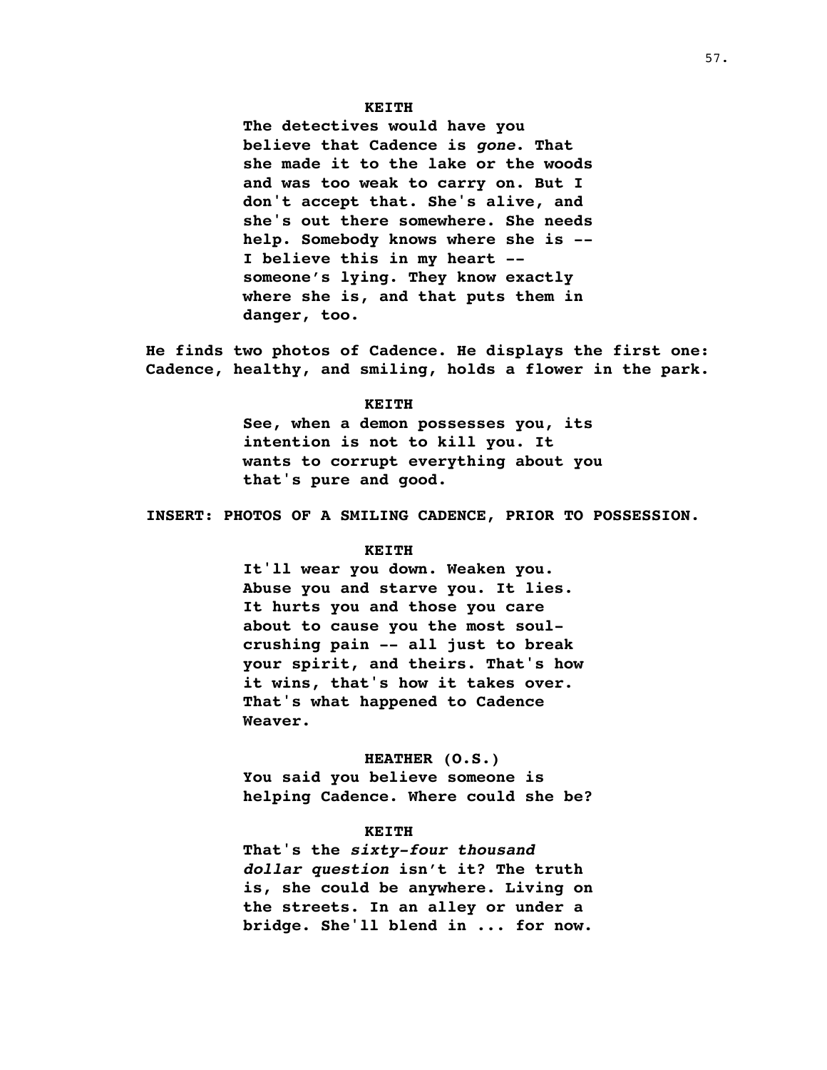**KEITH**

**The detectives would have you believe that Cadence is *gone*. That she made it to the lake or the woods and was too weak to carry on. But I don't accept that. She's alive, and she's out there somewhere. She needs help. Somebody knows where she is -- I believe this in my heart -- someone's lying. They know exactly where she is, and that puts them in danger, too.**

**He finds two photos of Cadence. He displays the first one: Cadence, healthy, and smiling, holds a flower in the park.**

**KEITH**

**See, when a demon possesses you, its intention is not to kill you. It wants to corrupt everything about you that's pure and good.**

**INSERT: PHOTOS OF A SMILING CADENCE, PRIOR TO POSSESSION.**

**KEITH**

**It'll wear you down. Weaken you. Abuse you and starve you. It lies. It hurts you and those you care about to cause you the most soul-crushing pain -- all just to break your spirit, and theirs. That's how it wins, that's how it takes over. That's what happened to Cadence Weaver.**

**HEATHER (O.S.)**

**You said you believe someone is helping Cadence. Where could she be?**

**KEITH**

**That's the *sixty-four thousand dollar question* isn't it? The truth is, she could be anywhere. Living on the streets. In an alley or under a bridge. She'll blend in ... for now.**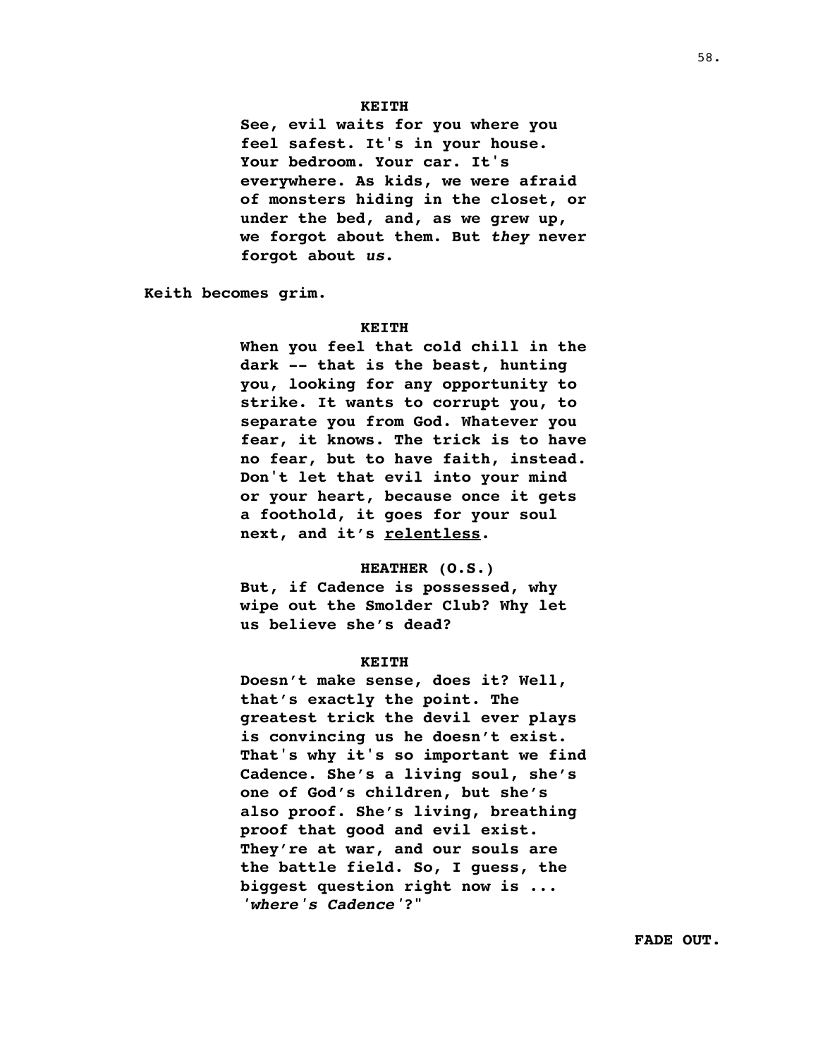**KEITH**

**See, evil waits for you where you feel safest. It's in your house. Your bedroom. Your car. It's everywhere. As kids, we were afraid of monsters hiding in the closet, or under the bed, and, as we grew up, we forgot about them. But *they* never forgot about *us*.**

**Keith becomes grim.**

**KEITH**

**When you feel that cold chill in the dark -- that is the beast, hunting you, looking for any opportunity to strike. It wants to corrupt you, to separate you from God. Whatever you fear, it knows. The trick is to have no fear, but to have faith, instead. Don't let that evil into your mind or your heart, because once it gets a foothold, it goes for your soul next, and it's <u>relentless</u>.**

**HEATHER (O.S.)**

**But, if Cadence is possessed, why wipe out the Smolder Club? Why let us believe she's dead?**

**KEITH**

**Doesn't make sense, does it? Well, that's exactly the point. The greatest trick the devil ever plays is convincing us he doesn't exist. That's why it's so important we find Cadence. She's a living soul, she's one of God's children, but she's also proof. She's living, breathing proof that good and evil exist. They're at war, and our souls are the battle field. So, I guess, the biggest question right now is ... *'where's Cadence'*?"**

**FADE OUT.**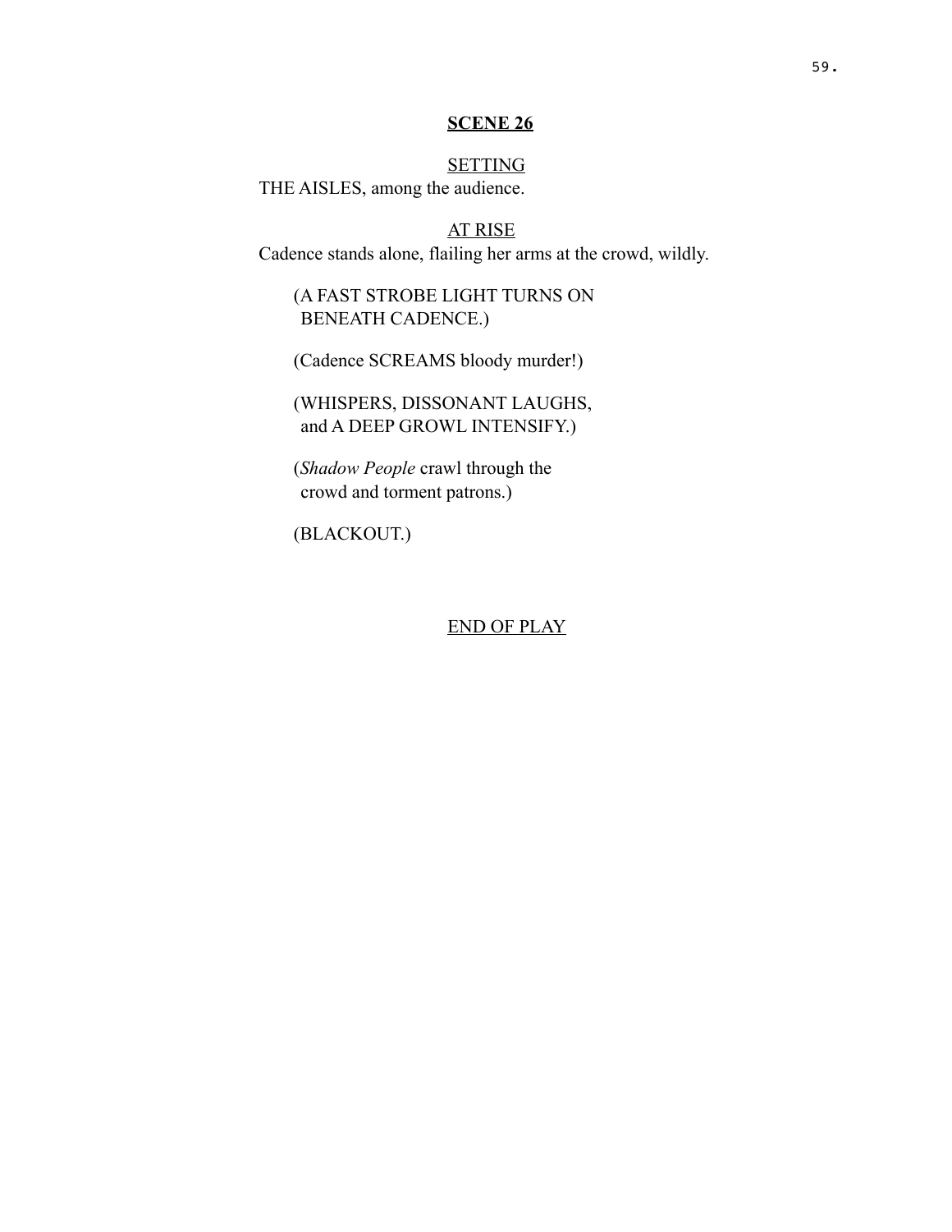## **SCENE 26**

SETTING

THE AISLES, among the audience.

AT RISE

Cadence stands alone, flailing her arms at the crowd, wildly.

(A FAST STROBE LIGHT TURNS ON BENEATH CADENCE.)

(Cadence SCREAMS bloody murder!)

(WHISPERS, DISSONANT LAUGHS, and A DEEP GROWL INTENSIFY.)

(*Shadow People* crawl through the crowd and torment patrons.)

(BLACKOUT.)

END OF PLAY